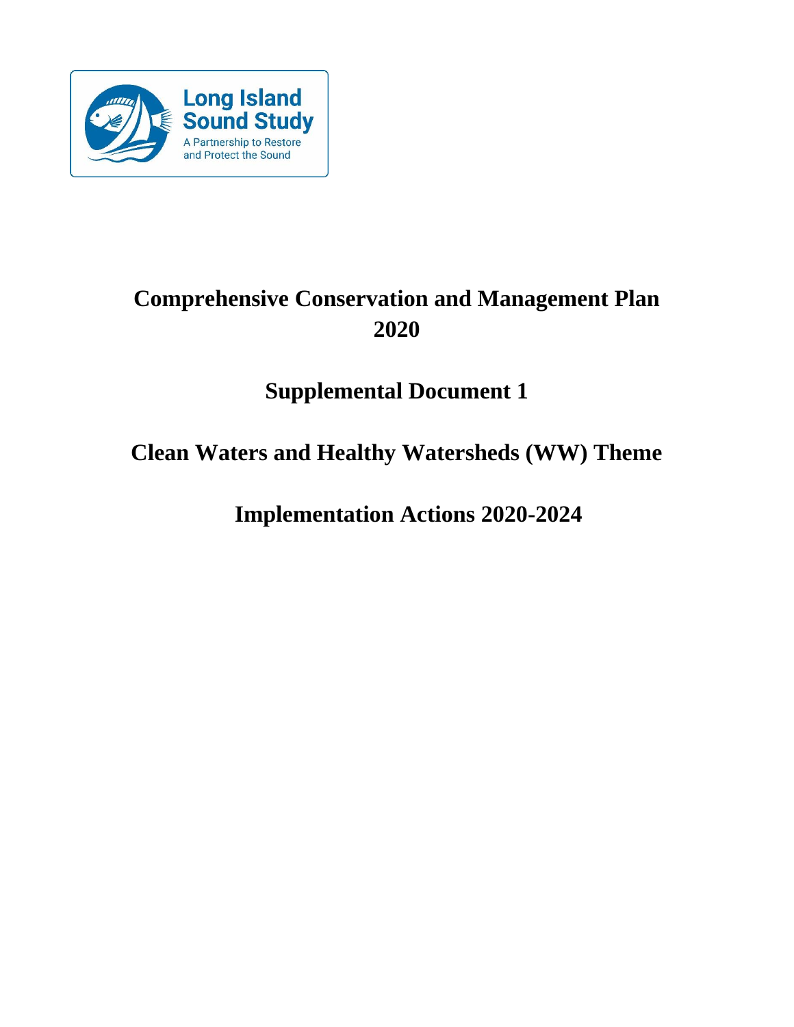Long Island Sound Study

A Partnership to Restore and Protect the Sound

# Comprehensive Conservation and Management Plan 2020

## Supplemental Document 1

## Clean Waters and Healthy Watersheds (WW) Theme

## Implementation Actions 2020-2024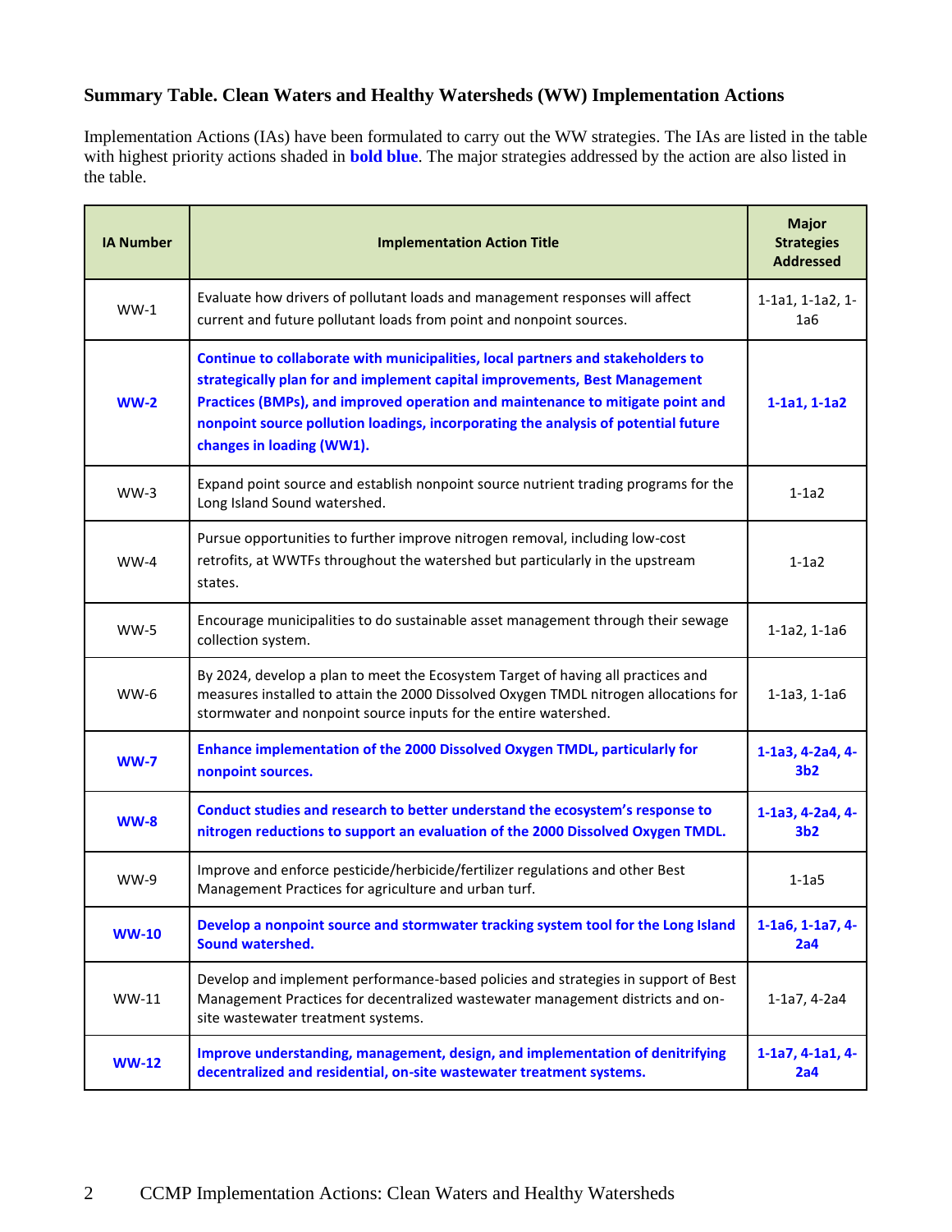### Summary Table. Clean Waters and Healthy Watersheds (WW) Implementation Actions

Implementation Actions (IAs) have been formulated to carry out the WW strategies. The IAs are listed in the table with highest priority actions shaded in **bold blue**. The major strategies addressed by the action are also listed in the table.

| IA Number | Implementation Action Title | Major Strategies Addressed |
|---|---|---|
| WW-1 | Evaluate how drivers of pollutant loads and management responses will affect current and future pollutant loads from point and nonpoint sources. | 1-1a1, 1-1a2, 1-1a6 |
| **WW-2** | **Continue to collaborate with municipalities, local partners and stakeholders to strategically plan for and implement capital improvements, Best Management Practices (BMPs), and improved operation and maintenance to mitigate point and nonpoint source pollution loadings, incorporating the analysis of potential future changes in loading (WW1).** | **1-1a1, 1-1a2** |
| WW-3 | Expand point source and establish nonpoint source nutrient trading programs for the Long Island Sound watershed. | 1-1a2 |
| WW-4 | Pursue opportunities to further improve nitrogen removal, including low-cost retrofits, at WWTFs throughout the watershed but particularly in the upstream states. | 1-1a2 |
| WW-5 | Encourage municipalities to do sustainable asset management through their sewage collection system. | 1-1a2, 1-1a6 |
| WW-6 | By 2024, develop a plan to meet the Ecosystem Target of having all practices and measures installed to attain the 2000 Dissolved Oxygen TMDL nitrogen allocations for stormwater and nonpoint source inputs for the entire watershed. | 1-1a3, 1-1a6 |
| **WW-7** | **Enhance implementation of the 2000 Dissolved Oxygen TMDL, particularly for nonpoint sources.** | **1-1a3, 4-2a4, 4-3b2** |
| **WW-8** | **Conduct studies and research to better understand the ecosystem's response to nitrogen reductions to support an evaluation of the 2000 Dissolved Oxygen TMDL.** | **1-1a3, 4-2a4, 4-3b2** |
| WW-9 | Improve and enforce pesticide/herbicide/fertilizer regulations and other Best Management Practices for agriculture and urban turf. | 1-1a5 |
| **WW-10** | **Develop a nonpoint source and stormwater tracking system tool for the Long Island Sound watershed.** | **1-1a6, 1-1a7, 4-2a4** |
| WW-11 | Develop and implement performance-based policies and strategies in support of Best Management Practices for decentralized wastewater management districts and on-site wastewater treatment systems. | 1-1a7, 4-2a4 |
| **WW-12** | **Improve understanding, management, design, and implementation of denitrifying decentralized and residential, on-site wastewater treatment systems.** | **1-1a7, 4-1a1, 4-2a4** |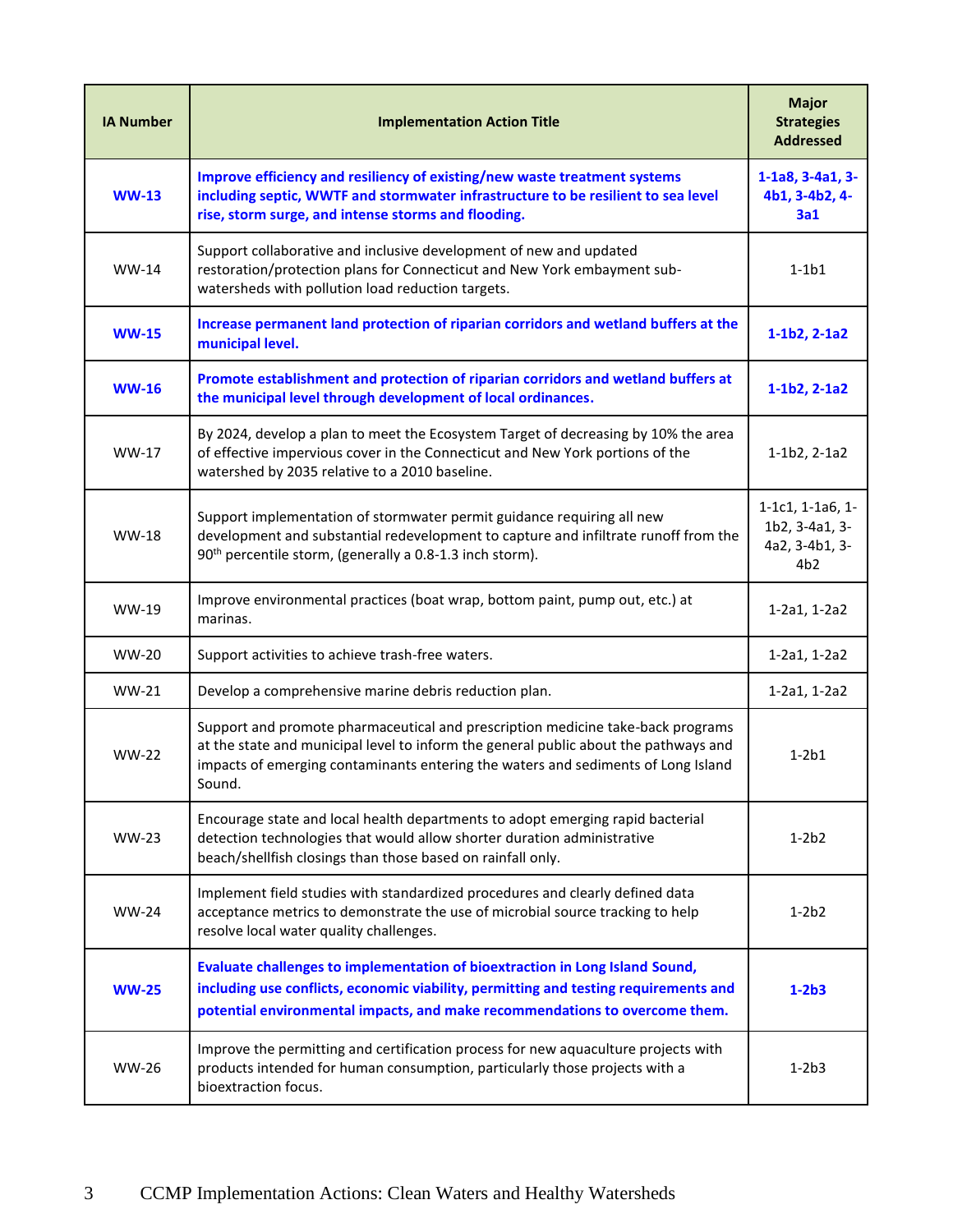| IA Number | Implementation Action Title | Major Strategies Addressed |
|---|---|---|
| **WW-13** | **Improve efficiency and resiliency of existing/new waste treatment systems including septic, WWTF and stormwater infrastructure to be resilient to sea level rise, storm surge, and intense storms and flooding.** | **1-1a8, 3-4a1, 3-4b1, 3-4b2, 4-3a1** |
| WW-14 | Support collaborative and inclusive development of new and updated restoration/protection plans for Connecticut and New York embayment sub-watersheds with pollution load reduction targets. | 1-1b1 |
| **WW-15** | **Increase permanent land protection of riparian corridors and wetland buffers at the municipal level.** | **1-1b2, 2-1a2** |
| **WW-16** | **Promote establishment and protection of riparian corridors and wetland buffers at the municipal level through development of local ordinances.** | **1-1b2, 2-1a2** |
| WW-17 | By 2024, develop a plan to meet the Ecosystem Target of decreasing by 10% the area of effective impervious cover in the Connecticut and New York portions of the watershed by 2035 relative to a 2010 baseline. | 1-1b2, 2-1a2 |
| WW-18 | Support implementation of stormwater permit guidance requiring all new development and substantial redevelopment to capture and infiltrate runoff from the 90$^{th}$ percentile storm, (generally a 0.8-1.3 inch storm). | 1-1c1, 1-1a6, 1-1b2, 3-4a1, 3-4a2, 3-4b1, 3-4b2 |
| WW-19 | Improve environmental practices (boat wrap, bottom paint, pump out, etc.) at marinas. | 1-2a1, 1-2a2 |
| WW-20 | Support activities to achieve trash-free waters. | 1-2a1, 1-2a2 |
| WW-21 | Develop a comprehensive marine debris reduction plan. | 1-2a1, 1-2a2 |
| WW-22 | Support and promote pharmaceutical and prescription medicine take-back programs at the state and municipal level to inform the general public about the pathways and impacts of emerging contaminants entering the waters and sediments of Long Island Sound. | 1-2b1 |
| WW-23 | Encourage state and local health departments to adopt emerging rapid bacterial detection technologies that would allow shorter duration administrative beach/shellfish closings than those based on rainfall only. | 1-2b2 |
| WW-24 | Implement field studies with standardized procedures and clearly defined data acceptance metrics to demonstrate the use of microbial source tracking to help resolve local water quality challenges. | 1-2b2 |
| **WW-25** | **Evaluate challenges to implementation of bioextraction in Long Island Sound, including use conflicts, economic viability, permitting and testing requirements and potential environmental impacts, and make recommendations to overcome them.** | **1-2b3** |
| WW-26 | Improve the permitting and certification process for new aquaculture projects with products intended for human consumption, particularly those projects with a bioextraction focus. | 1-2b3 |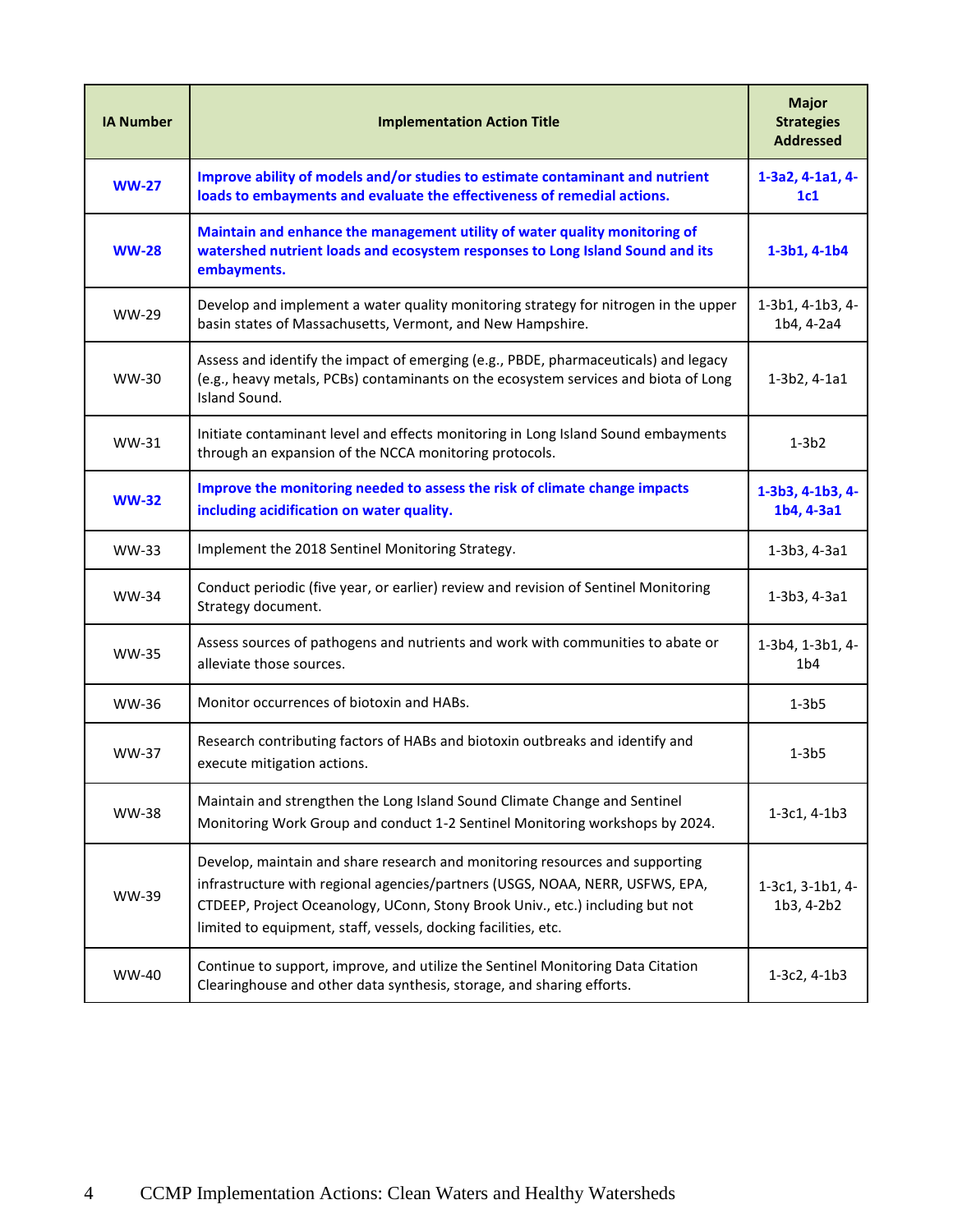| IA Number | Implementation Action Title | Major Strategies Addressed |
| --- | --- | --- |
| **WW-27** | **Improve ability of models and/or studies to estimate contaminant and nutrient loads to embayments and evaluate the effectiveness of remedial actions.** | **1-3a2, 4-1a1, 4-1c1** |
| **WW-28** | **Maintain and enhance the management utility of water quality monitoring of watershed nutrient loads and ecosystem responses to Long Island Sound and its embayments.** | **1-3b1, 4-1b4** |
| WW-29 | Develop and implement a water quality monitoring strategy for nitrogen in the upper basin states of Massachusetts, Vermont, and New Hampshire. | 1-3b1, 4-1b3, 4-1b4, 4-2a4 |
| WW-30 | Assess and identify the impact of emerging (e.g., PBDE, pharmaceuticals) and legacy (e.g., heavy metals, PCBs) contaminants on the ecosystem services and biota of Long Island Sound. | 1-3b2, 4-1a1 |
| WW-31 | Initiate contaminant level and effects monitoring in Long Island Sound embayments through an expansion of the NCCA monitoring protocols. | 1-3b2 |
| **WW-32** | **Improve the monitoring needed to assess the risk of climate change impacts including acidification on water quality.** | **1-3b3, 4-1b3, 4-1b4, 4-3a1** |
| WW-33 | Implement the 2018 Sentinel Monitoring Strategy. | 1-3b3, 4-3a1 |
| WW-34 | Conduct periodic (five year, or earlier) review and revision of Sentinel Monitoring Strategy document. | 1-3b3, 4-3a1 |
| WW-35 | Assess sources of pathogens and nutrients and work with communities to abate or alleviate those sources. | 1-3b4, 1-3b1, 4-1b4 |
| WW-36 | Monitor occurrences of biotoxin and HABs. | 1-3b5 |
| WW-37 | Research contributing factors of HABs and biotoxin outbreaks and identify and execute mitigation actions. | 1-3b5 |
| WW-38 | Maintain and strengthen the Long Island Sound Climate Change and Sentinel Monitoring Work Group and conduct 1-2 Sentinel Monitoring workshops by 2024. | 1-3c1, 4-1b3 |
| WW-39 | Develop, maintain and share research and monitoring resources and supporting infrastructure with regional agencies/partners (USGS, NOAA, NERR, USFWS, EPA, CTDEEP, Project Oceanology, UConn, Stony Brook Univ., etc.) including but not limited to equipment, staff, vessels, docking facilities, etc. | 1-3c1, 3-1b1, 4-1b3, 4-2b2 |
| WW-40 | Continue to support, improve, and utilize the Sentinel Monitoring Data Citation Clearinghouse and other data synthesis, storage, and sharing efforts. | 1-3c2, 4-1b3 |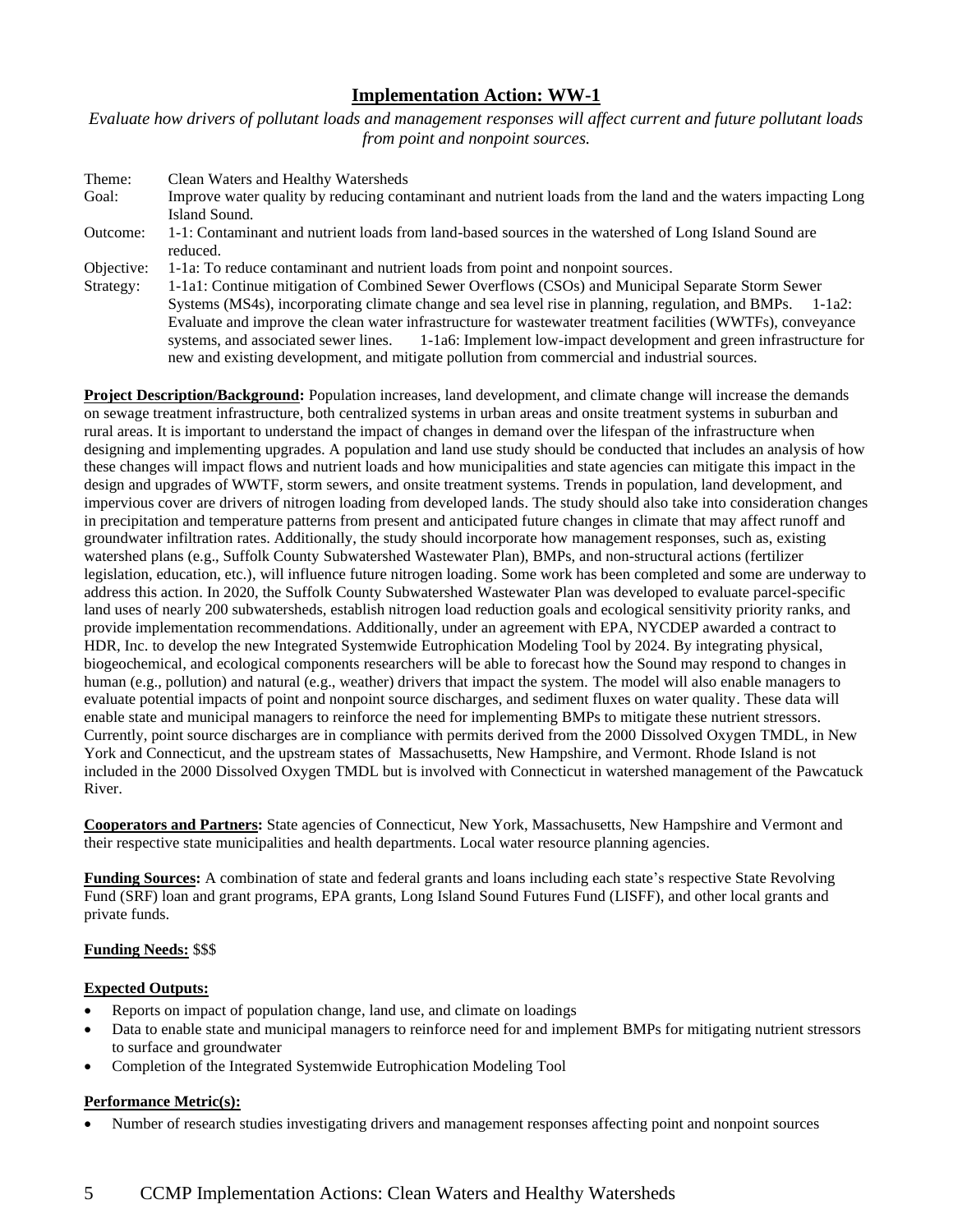## Implementation Action: WW-1

*Evaluate how drivers of pollutant loads and management responses will affect current and future pollutant loads from point and nonpoint sources.*

Theme: Clean Waters and Healthy Watersheds

Goal: Improve water quality by reducing contaminant and nutrient loads from the land and the waters impacting Long Island Sound.

Outcome: 1-1: Contaminant and nutrient loads from land-based sources in the watershed of Long Island Sound are reduced.

Objective: 1-1a: To reduce contaminant and nutrient loads from point and nonpoint sources.

Strategy: 1-1a1: Continue mitigation of Combined Sewer Overflows (CSOs) and Municipal Separate Storm Sewer Systems (MS4s), incorporating climate change and sea level rise in planning, regulation, and BMPs. 1-1a2: Evaluate and improve the clean water infrastructure for wastewater treatment facilities (WWTFs), conveyance systems, and associated sewer lines. 1-1a6: Implement low-impact development and green infrastructure for new and existing development, and mitigate pollution from commercial and industrial sources.

**Project Description/Background:** Population increases, land development, and climate change will increase the demands on sewage treatment infrastructure, both centralized systems in urban areas and onsite treatment systems in suburban and rural areas. It is important to understand the impact of changes in demand over the lifespan of the infrastructure when designing and implementing upgrades. A population and land use study should be conducted that includes an analysis of how these changes will impact flows and nutrient loads and how municipalities and state agencies can mitigate this impact in the design and upgrades of WWTF, storm sewers, and onsite treatment systems. Trends in population, land development, and impervious cover are drivers of nitrogen loading from developed lands. The study should also take into consideration changes in precipitation and temperature patterns from present and anticipated future changes in climate that may affect runoff and groundwater infiltration rates. Additionally, the study should incorporate how management responses, such as, existing watershed plans (e.g., Suffolk County Subwatershed Wastewater Plan), BMPs, and non-structural actions (fertilizer legislation, education, etc.), will influence future nitrogen loading. Some work has been completed and some are underway to address this action. In 2020, the Suffolk County Subwatershed Wastewater Plan was developed to evaluate parcel-specific land uses of nearly 200 subwatersheds, establish nitrogen load reduction goals and ecological sensitivity priority ranks, and provide implementation recommendations. Additionally, under an agreement with EPA, NYCDEP awarded a contract to HDR, Inc. to develop the new Integrated Systemwide Eutrophication Modeling Tool by 2024. By integrating physical, biogeochemical, and ecological components researchers will be able to forecast how the Sound may respond to changes in human (e.g., pollution) and natural (e.g., weather) drivers that impact the system. The model will also enable managers to evaluate potential impacts of point and nonpoint source discharges, and sediment fluxes on water quality. These data will enable state and municipal managers to reinforce the need for implementing BMPs to mitigate these nutrient stressors. Currently, point source discharges are in compliance with permits derived from the 2000 Dissolved Oxygen TMDL, in New York and Connecticut, and the upstream states of Massachusetts, New Hampshire, and Vermont. Rhode Island is not included in the 2000 Dissolved Oxygen TMDL but is involved with Connecticut in watershed management of the Pawcatuck River.

**Cooperators and Partners:** State agencies of Connecticut, New York, Massachusetts, New Hampshire and Vermont and their respective state municipalities and health departments. Local water resource planning agencies.

**Funding Sources:** A combination of state and federal grants and loans including each state's respective State Revolving Fund (SRF) loan and grant programs, EPA grants, Long Island Sound Futures Fund (LISFF), and other local grants and private funds.

**Funding Needs:** $$$

**Expected Outputs:**

- Reports on impact of population change, land use, and climate on loadings
- Data to enable state and municipal managers to reinforce need for and implement BMPs for mitigating nutrient stressors to surface and groundwater
- Completion of the Integrated Systemwide Eutrophication Modeling Tool

**Performance Metric(s):**

- Number of research studies investigating drivers and management responses affecting point and nonpoint sources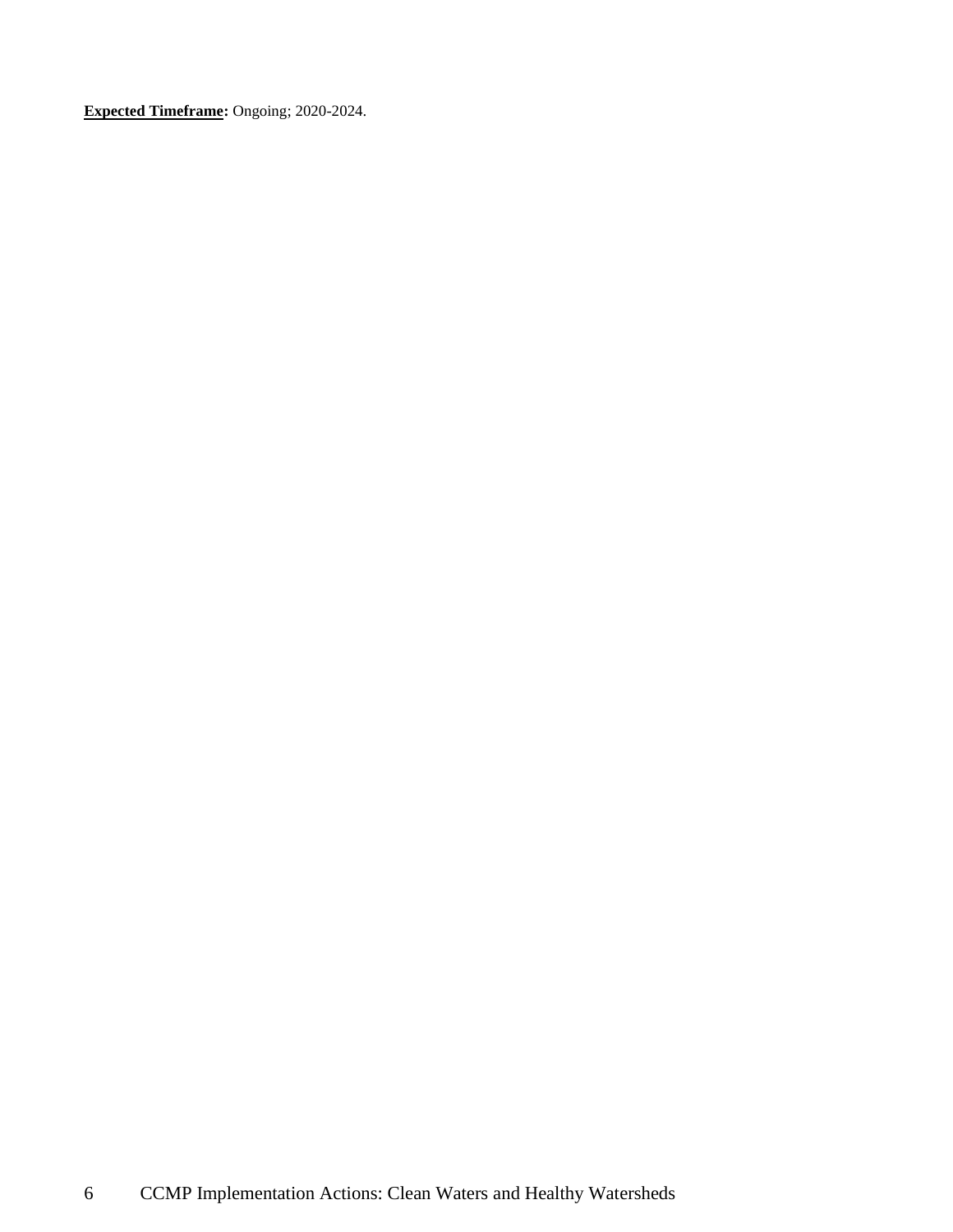**Expected Timeframe:** Ongoing; 2020-2024.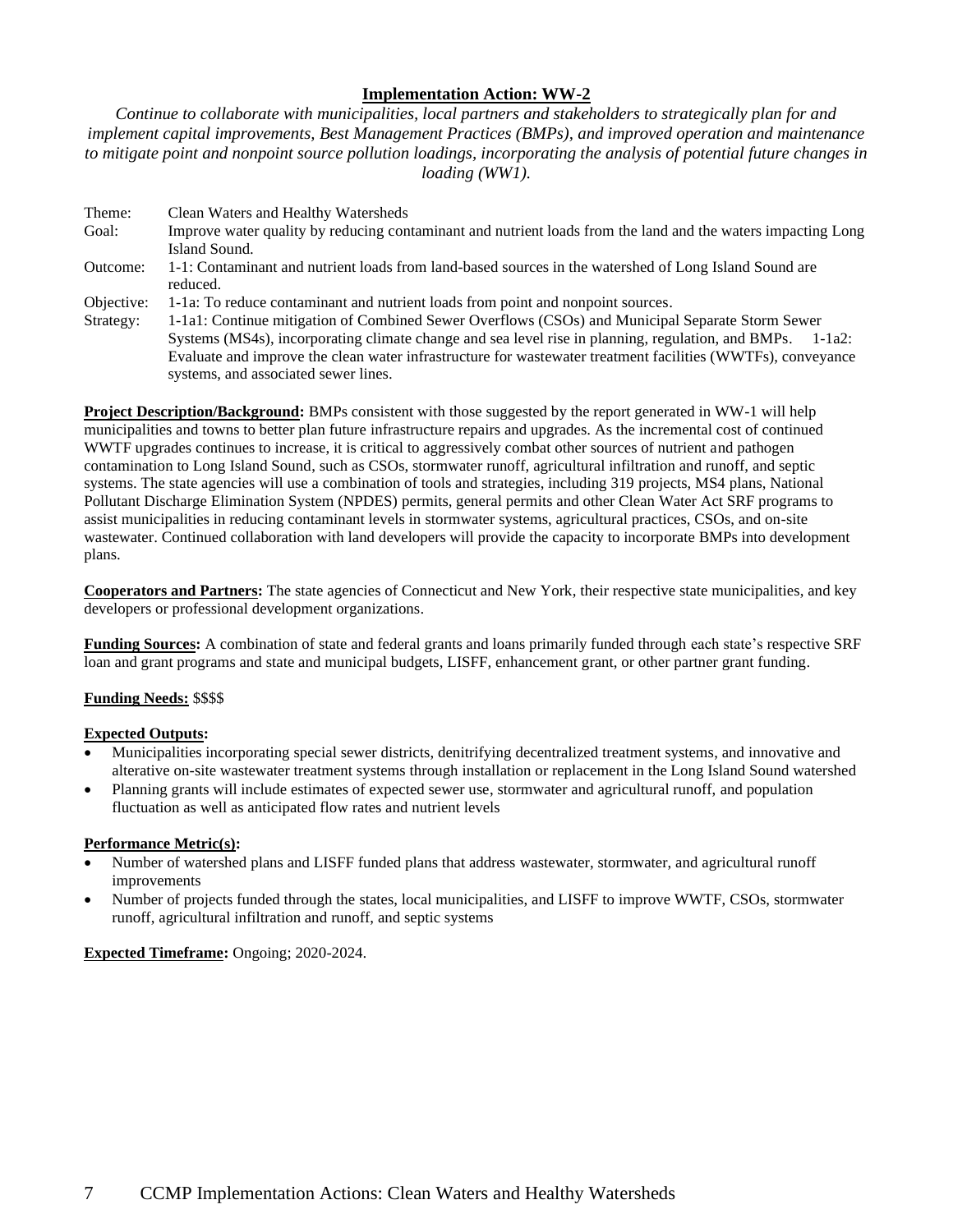## Implementation Action: WW-2

*Continue to collaborate with municipalities, local partners and stakeholders to strategically plan for and implement capital improvements, Best Management Practices (BMPs), and improved operation and maintenance to mitigate point and nonpoint source pollution loadings, incorporating the analysis of potential future changes in loading (WW1).*

| | |
|---|---|
| Theme: | Clean Waters and Healthy Watersheds |
| Goal: | Improve water quality by reducing contaminant and nutrient loads from the land and the waters impacting Long Island Sound. |
| Outcome: | 1-1: Contaminant and nutrient loads from land-based sources in the watershed of Long Island Sound are reduced. |
| Objective: | 1-1a: To reduce contaminant and nutrient loads from point and nonpoint sources. |
| Strategy: | 1-1a1: Continue mitigation of Combined Sewer Overflows (CSOs) and Municipal Separate Storm Sewer Systems (MS4s), incorporating climate change and sea level rise in planning, regulation, and BMPs. 1-1a2: Evaluate and improve the clean water infrastructure for wastewater treatment facilities (WWTFs), conveyance systems, and associated sewer lines. |

**Project Description/Background:** BMPs consistent with those suggested by the report generated in WW-1 will help municipalities and towns to better plan future infrastructure repairs and upgrades. As the incremental cost of continued WWTF upgrades continues to increase, it is critical to aggressively combat other sources of nutrient and pathogen contamination to Long Island Sound, such as CSOs, stormwater runoff, agricultural infiltration and runoff, and septic systems. The state agencies will use a combination of tools and strategies, including 319 projects, MS4 plans, National Pollutant Discharge Elimination System (NPDES) permits, general permits and other Clean Water Act SRF programs to assist municipalities in reducing contaminant levels in stormwater systems, agricultural practices, CSOs, and on-site wastewater. Continued collaboration with land developers will provide the capacity to incorporate BMPs into development plans.

**Cooperators and Partners:** The state agencies of Connecticut and New York, their respective state municipalities, and key developers or professional development organizations.

**Funding Sources:** A combination of state and federal grants and loans primarily funded through each state's respective SRF loan and grant programs and state and municipal budgets, LISFF, enhancement grant, or other partner grant funding.

**Funding Needs:** $$$$

**Expected Outputs:**

- Municipalities incorporating special sewer districts, denitrifying decentralized treatment systems, and innovative and alterative on-site wastewater treatment systems through installation or replacement in the Long Island Sound watershed
- Planning grants will include estimates of expected sewer use, stormwater and agricultural runoff, and population fluctuation as well as anticipated flow rates and nutrient levels

**Performance Metric(s):**

- Number of watershed plans and LISFF funded plans that address wastewater, stormwater, and agricultural runoff improvements
- Number of projects funded through the states, local municipalities, and LISFF to improve WWTF, CSOs, stormwater runoff, agricultural infiltration and runoff, and septic systems

**Expected Timeframe:** Ongoing; 2020-2024.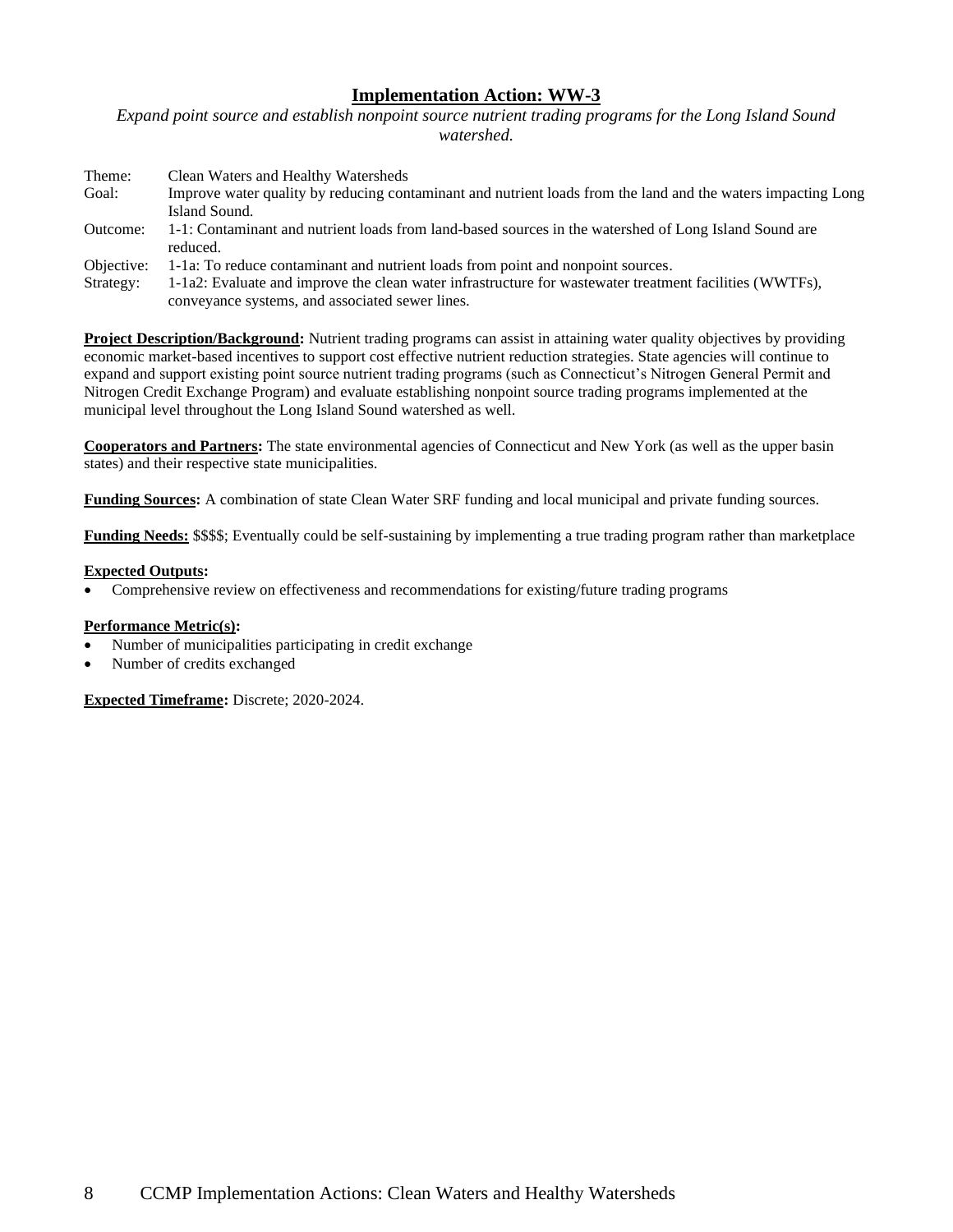## Implementation Action: WW-3

*Expand point source and establish nonpoint source nutrient trading programs for the Long Island Sound watershed.*

| | |
|---|---|
| Theme: | Clean Waters and Healthy Watersheds |
| Goal: | Improve water quality by reducing contaminant and nutrient loads from the land and the waters impacting Long Island Sound. |
| Outcome: | 1-1: Contaminant and nutrient loads from land-based sources in the watershed of Long Island Sound are reduced. |
| Objective: | 1-1a: To reduce contaminant and nutrient loads from point and nonpoint sources. |
| Strategy: | 1-1a2: Evaluate and improve the clean water infrastructure for wastewater treatment facilities (WWTFs), conveyance systems, and associated sewer lines. |

**Project Description/Background:** Nutrient trading programs can assist in attaining water quality objectives by providing economic market-based incentives to support cost effective nutrient reduction strategies. State agencies will continue to expand and support existing point source nutrient trading programs (such as Connecticut's Nitrogen General Permit and Nitrogen Credit Exchange Program) and evaluate establishing nonpoint source trading programs implemented at the municipal level throughout the Long Island Sound watershed as well.

**Cooperators and Partners:** The state environmental agencies of Connecticut and New York (as well as the upper basin states) and their respective state municipalities.

**Funding Sources:** A combination of state Clean Water SRF funding and local municipal and private funding sources.

**Funding Needs:** $$$$; Eventually could be self-sustaining by implementing a true trading program rather than marketplace

**Expected Outputs:**

- Comprehensive review on effectiveness and recommendations for existing/future trading programs

**Performance Metric(s):**

- Number of municipalities participating in credit exchange
- Number of credits exchanged

**Expected Timeframe:** Discrete; 2020-2024.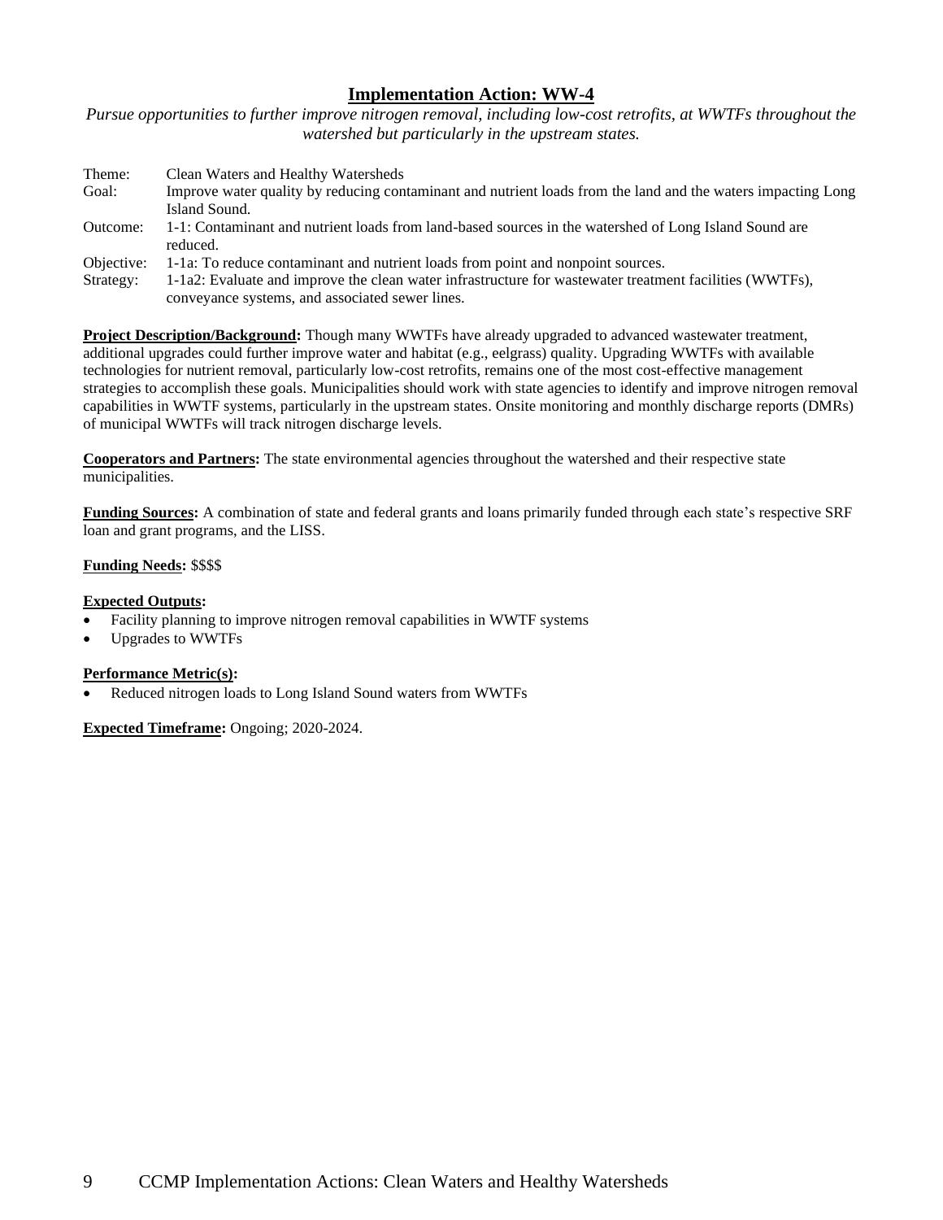## Implementation Action: WW-4

*Pursue opportunities to further improve nitrogen removal, including low-cost retrofits, at WWTFs throughout the watershed but particularly in the upstream states.*

| | |
|---|---|
| Theme: | Clean Waters and Healthy Watersheds |
| Goal: | Improve water quality by reducing contaminant and nutrient loads from the land and the waters impacting Long Island Sound. |
| Outcome: | 1-1: Contaminant and nutrient loads from land-based sources in the watershed of Long Island Sound are reduced. |
| Objective: | 1-1a: To reduce contaminant and nutrient loads from point and nonpoint sources. |
| Strategy: | 1-1a2: Evaluate and improve the clean water infrastructure for wastewater treatment facilities (WWTFs), conveyance systems, and associated sewer lines. |

**Project Description/Background:** Though many WWTFs have already upgraded to advanced wastewater treatment, additional upgrades could further improve water and habitat (e.g., eelgrass) quality. Upgrading WWTFs with available technologies for nutrient removal, particularly low-cost retrofits, remains one of the most cost-effective management strategies to accomplish these goals. Municipalities should work with state agencies to identify and improve nitrogen removal capabilities in WWTF systems, particularly in the upstream states. Onsite monitoring and monthly discharge reports (DMRs) of municipal WWTFs will track nitrogen discharge levels.

**Cooperators and Partners:** The state environmental agencies throughout the watershed and their respective state municipalities.

**Funding Sources:** A combination of state and federal grants and loans primarily funded through each state's respective SRF loan and grant programs, and the LISS.

**Funding Needs:** $$$$

**Expected Outputs:**

- Facility planning to improve nitrogen removal capabilities in WWTF systems
- Upgrades to WWTFs

**Performance Metric(s):**

- Reduced nitrogen loads to Long Island Sound waters from WWTFs

**Expected Timeframe:** Ongoing; 2020-2024.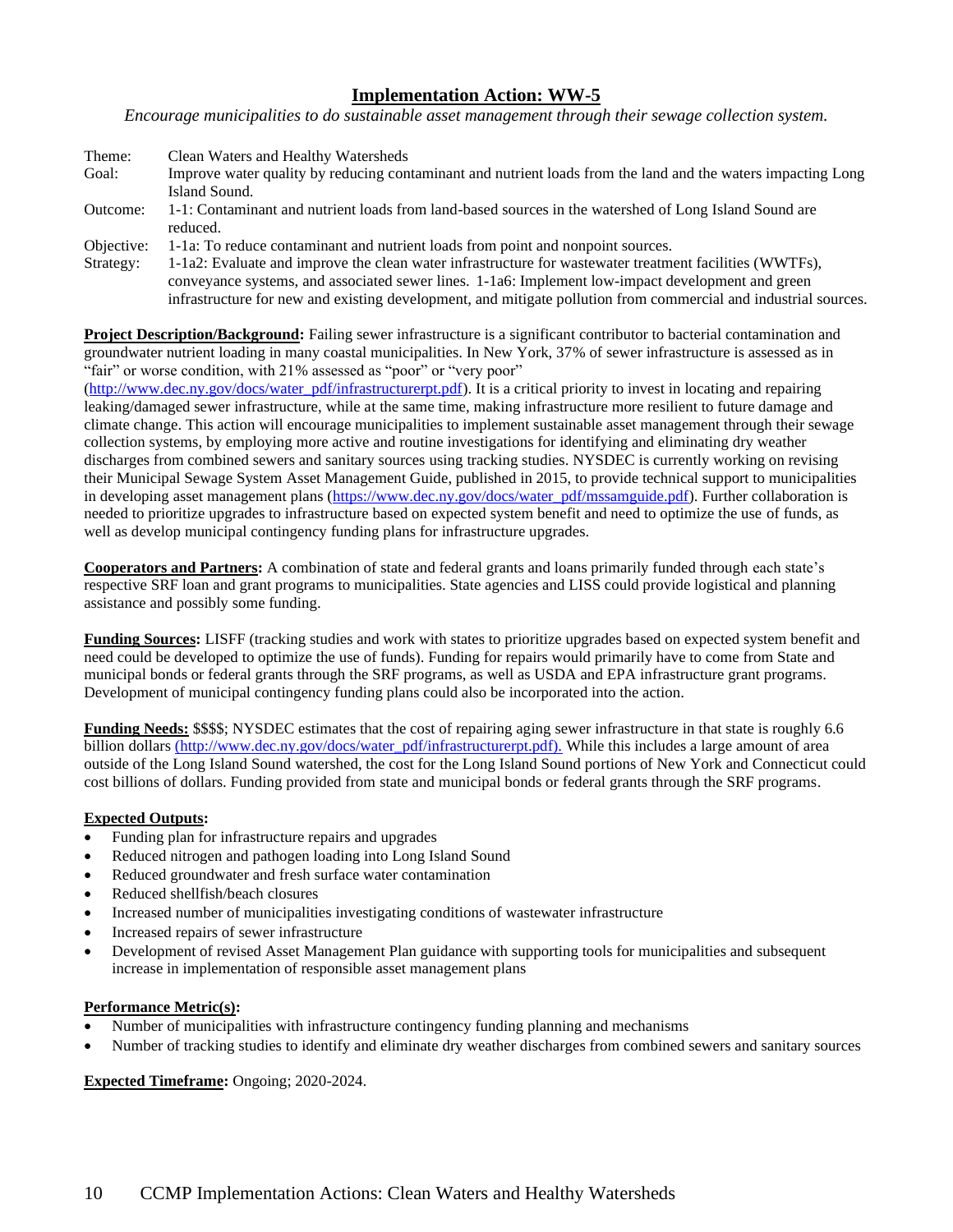## Implementation Action: WW-5

*Encourage municipalities to do sustainable asset management through their sewage collection system.*

Theme: Clean Waters and Healthy Watersheds

Goal: Improve water quality by reducing contaminant and nutrient loads from the land and the waters impacting Long Island Sound.

Outcome: 1-1: Contaminant and nutrient loads from land-based sources in the watershed of Long Island Sound are reduced.

Objective: 1-1a: To reduce contaminant and nutrient loads from point and nonpoint sources.

Strategy: 1-1a2: Evaluate and improve the clean water infrastructure for wastewater treatment facilities (WWTFs), conveyance systems, and associated sewer lines. 1-1a6: Implement low-impact development and green infrastructure for new and existing development, and mitigate pollution from commercial and industrial sources.

**Project Description/Background:** Failing sewer infrastructure is a significant contributor to bacterial contamination and groundwater nutrient loading in many coastal municipalities. In New York, 37% of sewer infrastructure is assessed as in "fair" or worse condition, with 21% assessed as "poor" or "very poor" (http://www.dec.ny.gov/docs/water_pdf/infrastructurerpt.pdf). It is a critical priority to invest in locating and repairing leaking/damaged sewer infrastructure, while at the same time, making infrastructure more resilient to future damage and climate change. This action will encourage municipalities to implement sustainable asset management through their sewage collection systems, by employing more active and routine investigations for identifying and eliminating dry weather discharges from combined sewers and sanitary sources using tracking studies. NYSDEC is currently working on revising their Municipal Sewage System Asset Management Guide, published in 2015, to provide technical support to municipalities in developing asset management plans (https://www.dec.ny.gov/docs/water_pdf/mssamguide.pdf). Further collaboration is needed to prioritize upgrades to infrastructure based on expected system benefit and need to optimize the use of funds, as well as develop municipal contingency funding plans for infrastructure upgrades.

**Cooperators and Partners:** A combination of state and federal grants and loans primarily funded through each state's respective SRF loan and grant programs to municipalities. State agencies and LISS could provide logistical and planning assistance and possibly some funding.

**Funding Sources:** LISFF (tracking studies and work with states to prioritize upgrades based on expected system benefit and need could be developed to optimize the use of funds). Funding for repairs would primarily have to come from State and municipal bonds or federal grants through the SRF programs, as well as USDA and EPA infrastructure grant programs. Development of municipal contingency funding plans could also be incorporated into the action.

**Funding Needs:** $$$$; NYSDEC estimates that the cost of repairing aging sewer infrastructure in that state is roughly 6.6 billion dollars (http://www.dec.ny.gov/docs/water_pdf/infrastructurerpt.pdf). While this includes a large amount of area outside of the Long Island Sound watershed, the cost for the Long Island Sound portions of New York and Connecticut could cost billions of dollars. Funding provided from state and municipal bonds or federal grants through the SRF programs.

**Expected Outputs:**

- Funding plan for infrastructure repairs and upgrades
- Reduced nitrogen and pathogen loading into Long Island Sound
- Reduced groundwater and fresh surface water contamination
- Reduced shellfish/beach closures
- Increased number of municipalities investigating conditions of wastewater infrastructure
- Increased repairs of sewer infrastructure
- Development of revised Asset Management Plan guidance with supporting tools for municipalities and subsequent increase in implementation of responsible asset management plans

**Performance Metric(s):**

- Number of municipalities with infrastructure contingency funding planning and mechanisms
- Number of tracking studies to identify and eliminate dry weather discharges from combined sewers and sanitary sources

**Expected Timeframe:** Ongoing; 2020-2024.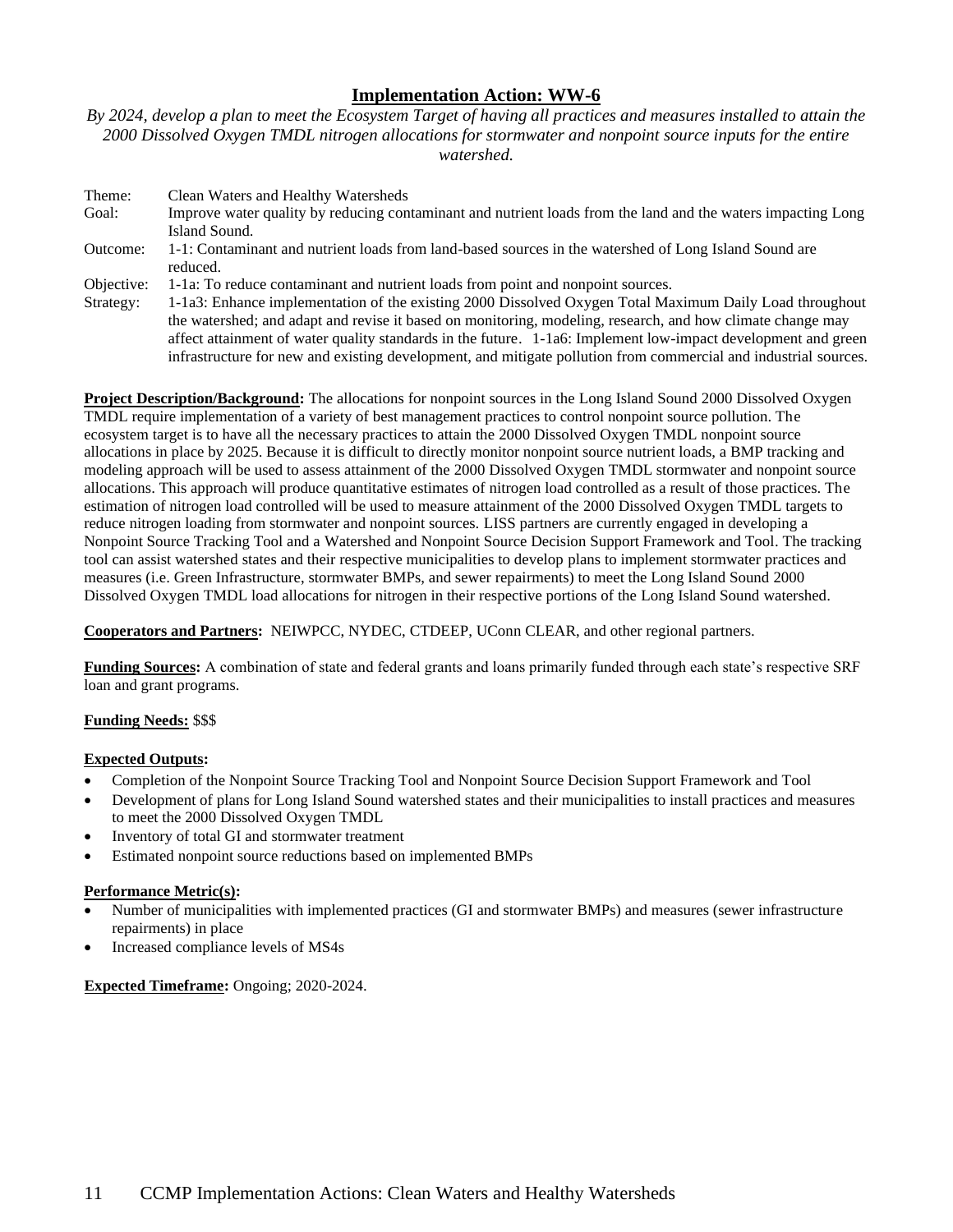## Implementation Action: WW-6

*By 2024, develop a plan to meet the Ecosystem Target of having all practices and measures installed to attain the 2000 Dissolved Oxygen TMDL nitrogen allocations for stormwater and nonpoint source inputs for the entire watershed.*

| | |
|---|---|
| Theme: | Clean Waters and Healthy Watersheds |
| Goal: | Improve water quality by reducing contaminant and nutrient loads from the land and the waters impacting Long Island Sound. |
| Outcome: | 1-1: Contaminant and nutrient loads from land-based sources in the watershed of Long Island Sound are reduced. |
| Objective: | 1-1a: To reduce contaminant and nutrient loads from point and nonpoint sources. |
| Strategy: | 1-1a3: Enhance implementation of the existing 2000 Dissolved Oxygen Total Maximum Daily Load throughout the watershed; and adapt and revise it based on monitoring, modeling, research, and how climate change may affect attainment of water quality standards in the future. 1-1a6: Implement low-impact development and green infrastructure for new and existing development, and mitigate pollution from commercial and industrial sources. |

**Project Description/Background:** The allocations for nonpoint sources in the Long Island Sound 2000 Dissolved Oxygen TMDL require implementation of a variety of best management practices to control nonpoint source pollution. The ecosystem target is to have all the necessary practices to attain the 2000 Dissolved Oxygen TMDL nonpoint source allocations in place by 2025. Because it is difficult to directly monitor nonpoint source nutrient loads, a BMP tracking and modeling approach will be used to assess attainment of the 2000 Dissolved Oxygen TMDL stormwater and nonpoint source allocations. This approach will produce quantitative estimates of nitrogen load controlled as a result of those practices. The estimation of nitrogen load controlled will be used to measure attainment of the 2000 Dissolved Oxygen TMDL targets to reduce nitrogen loading from stormwater and nonpoint sources. LISS partners are currently engaged in developing a Nonpoint Source Tracking Tool and a Watershed and Nonpoint Source Decision Support Framework and Tool. The tracking tool can assist watershed states and their respective municipalities to develop plans to implement stormwater practices and measures (i.e. Green Infrastructure, stormwater BMPs, and sewer repairments) to meet the Long Island Sound 2000 Dissolved Oxygen TMDL load allocations for nitrogen in their respective portions of the Long Island Sound watershed.

**Cooperators and Partners:** NEIWPCC, NYDEC, CTDEEP, UConn CLEAR, and other regional partners.

**Funding Sources:** A combination of state and federal grants and loans primarily funded through each state's respective SRF loan and grant programs.

**Funding Needs:** $$$

**Expected Outputs:**

- Completion of the Nonpoint Source Tracking Tool and Nonpoint Source Decision Support Framework and Tool
- Development of plans for Long Island Sound watershed states and their municipalities to install practices and measures to meet the 2000 Dissolved Oxygen TMDL
- Inventory of total GI and stormwater treatment
- Estimated nonpoint source reductions based on implemented BMPs

**Performance Metric(s):**

- Number of municipalities with implemented practices (GI and stormwater BMPs) and measures (sewer infrastructure repairments) in place
- Increased compliance levels of MS4s

**Expected Timeframe:** Ongoing; 2020-2024.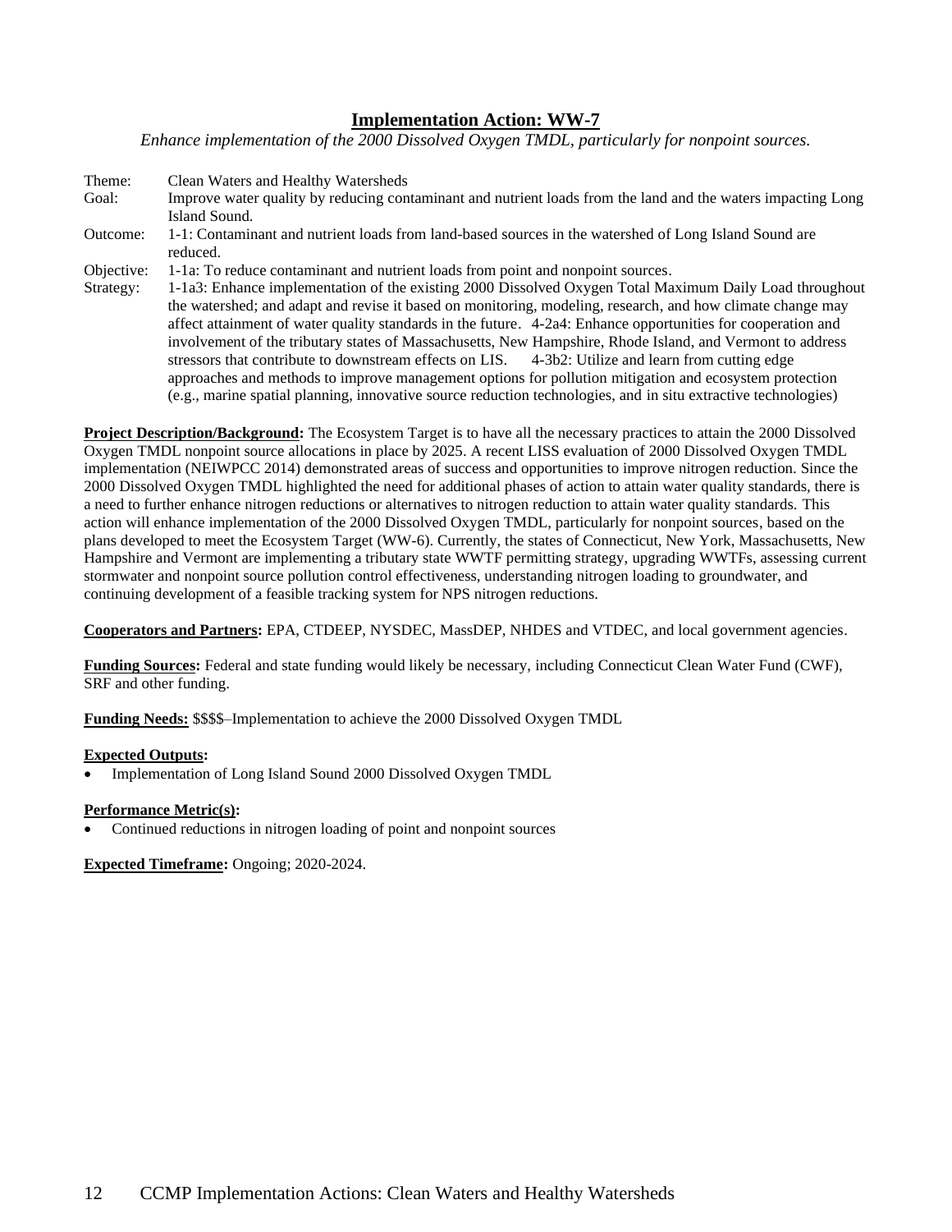## Implementation Action: WW-7

*Enhance implementation of the 2000 Dissolved Oxygen TMDL, particularly for nonpoint sources.*

Theme: Clean Waters and Healthy Watersheds

Goal: Improve water quality by reducing contaminant and nutrient loads from the land and the waters impacting Long Island Sound.

Outcome: 1-1: Contaminant and nutrient loads from land-based sources in the watershed of Long Island Sound are reduced.

Objective: 1-1a: To reduce contaminant and nutrient loads from point and nonpoint sources.

Strategy: 1-1a3: Enhance implementation of the existing 2000 Dissolved Oxygen Total Maximum Daily Load throughout the watershed; and adapt and revise it based on monitoring, modeling, research, and how climate change may affect attainment of water quality standards in the future. 4-2a4: Enhance opportunities for cooperation and involvement of the tributary states of Massachusetts, New Hampshire, Rhode Island, and Vermont to address stressors that contribute to downstream effects on LIS. 4-3b2: Utilize and learn from cutting edge approaches and methods to improve management options for pollution mitigation and ecosystem protection (e.g., marine spatial planning, innovative source reduction technologies, and in situ extractive technologies)

**Project Description/Background:** The Ecosystem Target is to have all the necessary practices to attain the 2000 Dissolved Oxygen TMDL nonpoint source allocations in place by 2025. A recent LISS evaluation of 2000 Dissolved Oxygen TMDL implementation (NEIWPCC 2014) demonstrated areas of success and opportunities to improve nitrogen reduction. Since the 2000 Dissolved Oxygen TMDL highlighted the need for additional phases of action to attain water quality standards, there is a need to further enhance nitrogen reductions or alternatives to nitrogen reduction to attain water quality standards. This action will enhance implementation of the 2000 Dissolved Oxygen TMDL, particularly for nonpoint sources, based on the plans developed to meet the Ecosystem Target (WW-6). Currently, the states of Connecticut, New York, Massachusetts, New Hampshire and Vermont are implementing a tributary state WWTF permitting strategy, upgrading WWTFs, assessing current stormwater and nonpoint source pollution control effectiveness, understanding nitrogen loading to groundwater, and continuing development of a feasible tracking system for NPS nitrogen reductions.

**Cooperators and Partners:** EPA, CTDEEP, NYSDEC, MassDEP, NHDES and VTDEC, and local government agencies.

**Funding Sources:** Federal and state funding would likely be necessary, including Connecticut Clean Water Fund (CWF), SRF and other funding.

**Funding Needs:** $$$$–Implementation to achieve the 2000 Dissolved Oxygen TMDL

**Expected Outputs:**

- Implementation of Long Island Sound 2000 Dissolved Oxygen TMDL

**Performance Metric(s):**

- Continued reductions in nitrogen loading of point and nonpoint sources

**Expected Timeframe:** Ongoing; 2020-2024.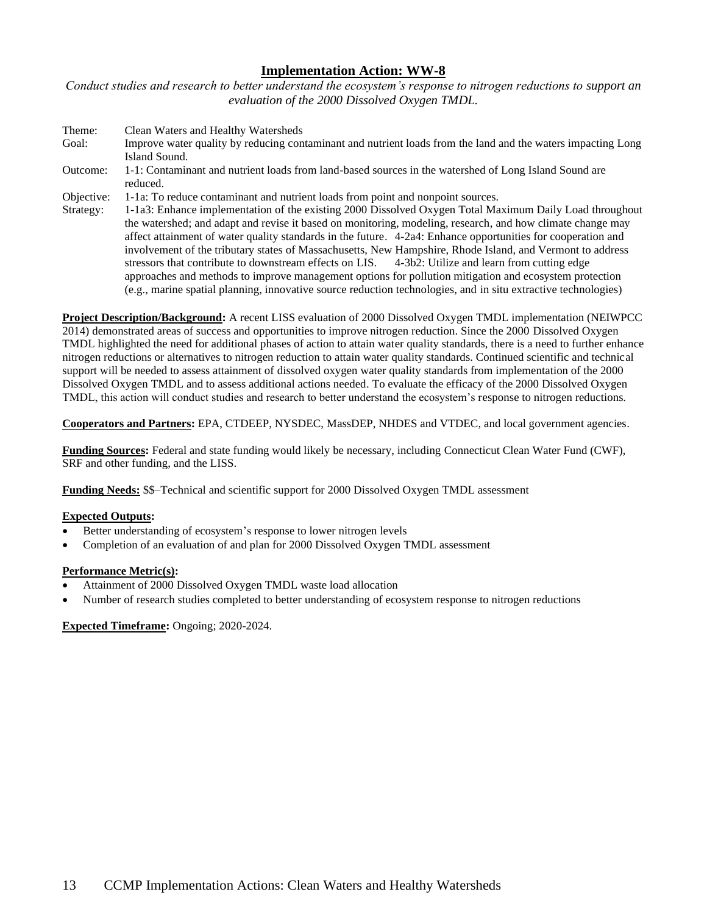## Implementation Action: WW-8

*Conduct studies and research to better understand the ecosystem's response to nitrogen reductions to support an evaluation of the 2000 Dissolved Oxygen TMDL.*

Theme: Clean Waters and Healthy Watersheds

Goal: Improve water quality by reducing contaminant and nutrient loads from the land and the waters impacting Long Island Sound.

Outcome: 1-1: Contaminant and nutrient loads from land-based sources in the watershed of Long Island Sound are reduced.

Objective: 1-1a: To reduce contaminant and nutrient loads from point and nonpoint sources.

Strategy: 1-1a3: Enhance implementation of the existing 2000 Dissolved Oxygen Total Maximum Daily Load throughout the watershed; and adapt and revise it based on monitoring, modeling, research, and how climate change may affect attainment of water quality standards in the future. 4-2a4: Enhance opportunities for cooperation and involvement of the tributary states of Massachusetts, New Hampshire, Rhode Island, and Vermont to address stressors that contribute to downstream effects on LIS. 4-3b2: Utilize and learn from cutting edge approaches and methods to improve management options for pollution mitigation and ecosystem protection (e.g., marine spatial planning, innovative source reduction technologies, and in situ extractive technologies)

**Project Description/Background:** A recent LISS evaluation of 2000 Dissolved Oxygen TMDL implementation (NEIWPCC 2014) demonstrated areas of success and opportunities to improve nitrogen reduction. Since the 2000 Dissolved Oxygen TMDL highlighted the need for additional phases of action to attain water quality standards, there is a need to further enhance nitrogen reductions or alternatives to nitrogen reduction to attain water quality standards. Continued scientific and technical support will be needed to assess attainment of dissolved oxygen water quality standards from implementation of the 2000 Dissolved Oxygen TMDL and to assess additional actions needed. To evaluate the efficacy of the 2000 Dissolved Oxygen TMDL, this action will conduct studies and research to better understand the ecosystem's response to nitrogen reductions.

**Cooperators and Partners:** EPA, CTDEEP, NYSDEC, MassDEP, NHDES and VTDEC, and local government agencies.

**Funding Sources:** Federal and state funding would likely be necessary, including Connecticut Clean Water Fund (CWF), SRF and other funding, and the LISS.

**Funding Needs:** $$–Technical and scientific support for 2000 Dissolved Oxygen TMDL assessment

**Expected Outputs:**

- Better understanding of ecosystem's response to lower nitrogen levels
- Completion of an evaluation of and plan for 2000 Dissolved Oxygen TMDL assessment

**Performance Metric(s):**

- Attainment of 2000 Dissolved Oxygen TMDL waste load allocation
- Number of research studies completed to better understanding of ecosystem response to nitrogen reductions

**Expected Timeframe:** Ongoing; 2020-2024.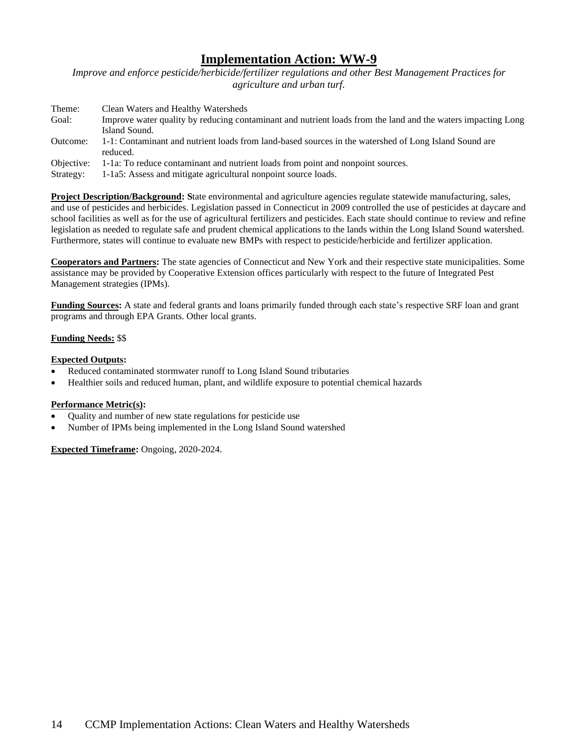# Implementation Action: WW-9

*Improve and enforce pesticide/herbicide/fertilizer regulations and other Best Management Practices for agriculture and urban turf.*

Theme: Clean Waters and Healthy Watersheds
Goal: Improve water quality by reducing contaminant and nutrient loads from the land and the waters impacting Long Island Sound.
Outcome: 1-1: Contaminant and nutrient loads from land-based sources in the watershed of Long Island Sound are reduced.
Objective: 1-1a: To reduce contaminant and nutrient loads from point and nonpoint sources.
Strategy: 1-1a5: Assess and mitigate agricultural nonpoint source loads.

**Project Description/Background:** **S**tate environmental and agriculture agencies regulate statewide manufacturing, sales, and use of pesticides and herbicides. Legislation passed in Connecticut in 2009 controlled the use of pesticides at daycare and school facilities as well as for the use of agricultural fertilizers and pesticides. Each state should continue to review and refine legislation as needed to regulate safe and prudent chemical applications to the lands within the Long Island Sound watershed. Furthermore, states will continue to evaluate new BMPs with respect to pesticide/herbicide and fertilizer application.

**Cooperators and Partners:** The state agencies of Connecticut and New York and their respective state municipalities. Some assistance may be provided by Cooperative Extension offices particularly with respect to the future of Integrated Pest Management strategies (IPMs).

**Funding Sources:** A state and federal grants and loans primarily funded through each state's respective SRF loan and grant programs and through EPA Grants. Other local grants.

**Funding Needs:** $$

**Expected Outputs:**

- Reduced contaminated stormwater runoff to Long Island Sound tributaries
- Healthier soils and reduced human, plant, and wildlife exposure to potential chemical hazards

**Performance Metric(s):**

- Quality and number of new state regulations for pesticide use
- Number of IPMs being implemented in the Long Island Sound watershed

**Expected Timeframe:** Ongoing, 2020-2024.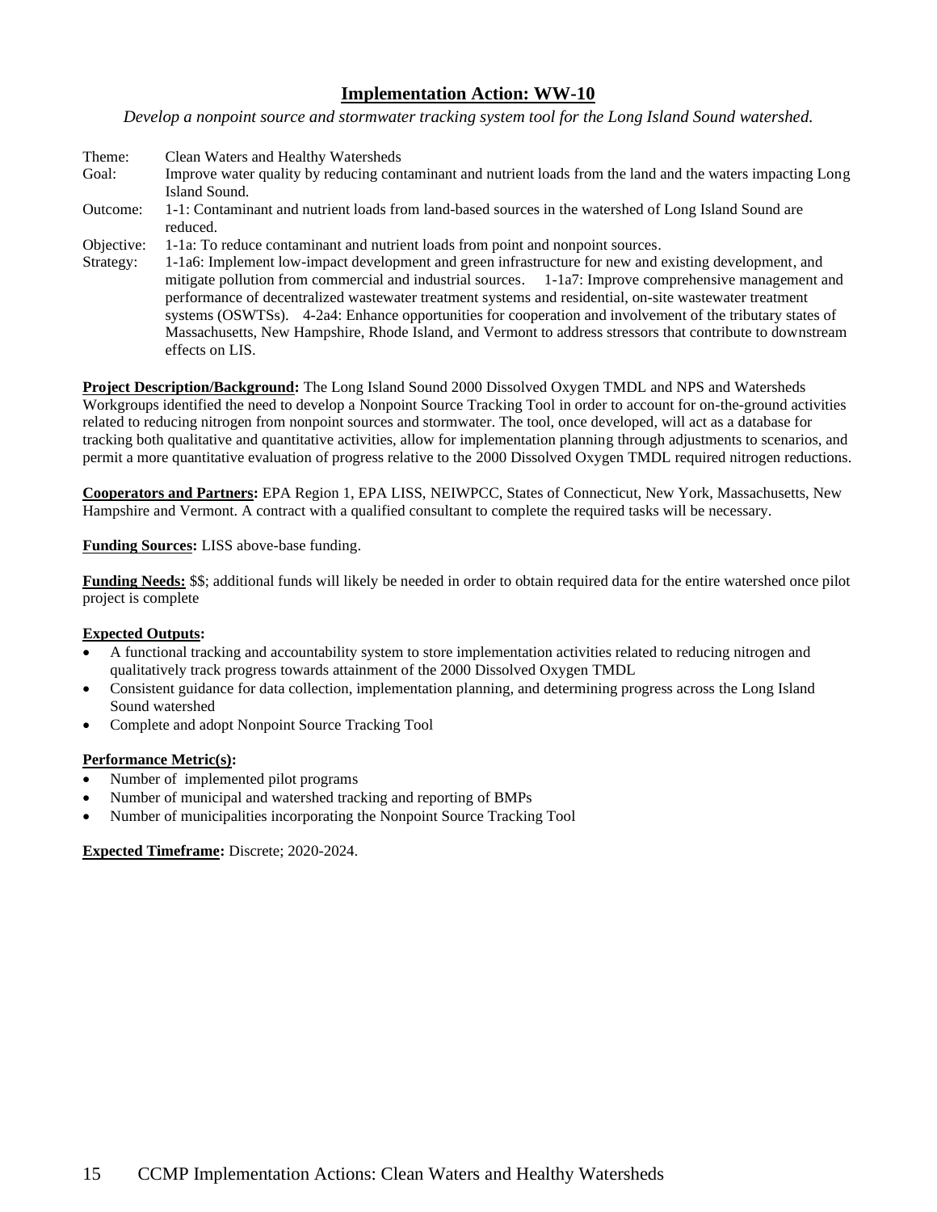## Implementation Action: WW-10

*Develop a nonpoint source and stormwater tracking system tool for the Long Island Sound watershed.*

Theme: Clean Waters and Healthy Watersheds

Goal: Improve water quality by reducing contaminant and nutrient loads from the land and the waters impacting Long Island Sound.

Outcome: 1-1: Contaminant and nutrient loads from land-based sources in the watershed of Long Island Sound are reduced.

Objective: 1-1a: To reduce contaminant and nutrient loads from point and nonpoint sources.

Strategy: 1-1a6: Implement low-impact development and green infrastructure for new and existing development, and mitigate pollution from commercial and industrial sources. 1-1a7: Improve comprehensive management and performance of decentralized wastewater treatment systems and residential, on-site wastewater treatment systems (OSWTSs). 4-2a4: Enhance opportunities for cooperation and involvement of the tributary states of Massachusetts, New Hampshire, Rhode Island, and Vermont to address stressors that contribute to downstream effects on LIS.

**Project Description/Background:** The Long Island Sound 2000 Dissolved Oxygen TMDL and NPS and Watersheds Workgroups identified the need to develop a Nonpoint Source Tracking Tool in order to account for on-the-ground activities related to reducing nitrogen from nonpoint sources and stormwater. The tool, once developed, will act as a database for tracking both qualitative and quantitative activities, allow for implementation planning through adjustments to scenarios, and permit a more quantitative evaluation of progress relative to the 2000 Dissolved Oxygen TMDL required nitrogen reductions.

**Cooperators and Partners:** EPA Region 1, EPA LISS, NEIWPCC, States of Connecticut, New York, Massachusetts, New Hampshire and Vermont. A contract with a qualified consultant to complete the required tasks will be necessary.

**Funding Sources:** LISS above-base funding.

**Funding Needs:** $$; additional funds will likely be needed in order to obtain required data for the entire watershed once pilot project is complete

**Expected Outputs:**

- A functional tracking and accountability system to store implementation activities related to reducing nitrogen and qualitatively track progress towards attainment of the 2000 Dissolved Oxygen TMDL
- Consistent guidance for data collection, implementation planning, and determining progress across the Long Island Sound watershed
- Complete and adopt Nonpoint Source Tracking Tool

**Performance Metric(s):**

- Number of implemented pilot programs
- Number of municipal and watershed tracking and reporting of BMPs
- Number of municipalities incorporating the Nonpoint Source Tracking Tool

**Expected Timeframe:** Discrete; 2020-2024.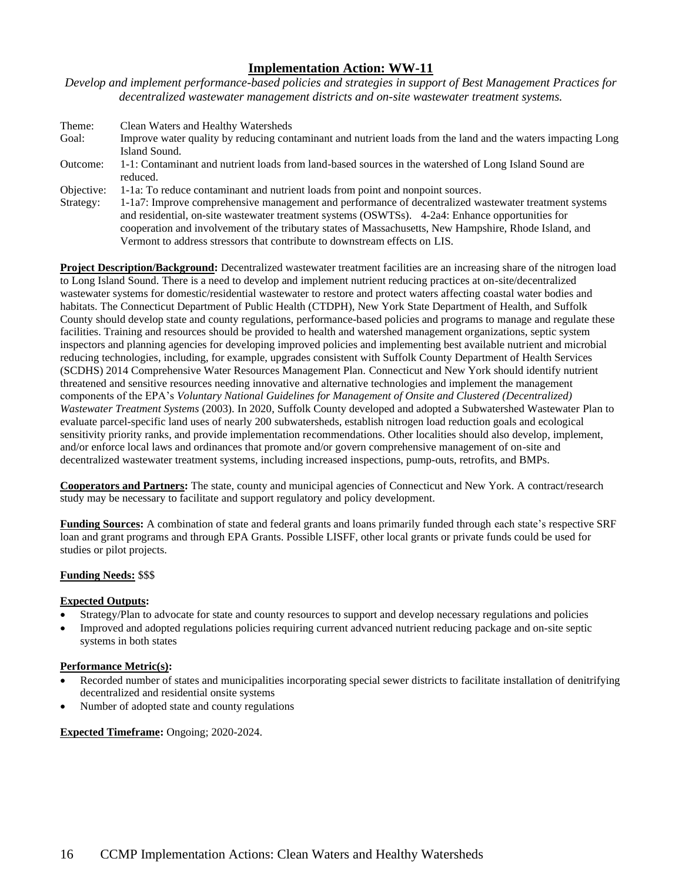## Implementation Action: WW-11

*Develop and implement performance-based policies and strategies in support of Best Management Practices for decentralized wastewater management districts and on-site wastewater treatment systems.*

Theme: Clean Waters and Healthy Watersheds

Goal: Improve water quality by reducing contaminant and nutrient loads from the land and the waters impacting Long Island Sound.

Outcome: 1-1: Contaminant and nutrient loads from land-based sources in the watershed of Long Island Sound are reduced.

Objective: 1-1a: To reduce contaminant and nutrient loads from point and nonpoint sources.

Strategy: 1-1a7: Improve comprehensive management and performance of decentralized wastewater treatment systems and residential, on-site wastewater treatment systems (OSWTSs). 4-2a4: Enhance opportunities for cooperation and involvement of the tributary states of Massachusetts, New Hampshire, Rhode Island, and Vermont to address stressors that contribute to downstream effects on LIS.

**Project Description/Background:** Decentralized wastewater treatment facilities are an increasing share of the nitrogen load to Long Island Sound. There is a need to develop and implement nutrient reducing practices at on-site/decentralized wastewater systems for domestic/residential wastewater to restore and protect waters affecting coastal water bodies and habitats. The Connecticut Department of Public Health (CTDPH), New York State Department of Health, and Suffolk County should develop state and county regulations, performance-based policies and programs to manage and regulate these facilities. Training and resources should be provided to health and watershed management organizations, septic system inspectors and planning agencies for developing improved policies and implementing best available nutrient and microbial reducing technologies, including, for example, upgrades consistent with Suffolk County Department of Health Services (SCDHS) 2014 Comprehensive Water Resources Management Plan. Connecticut and New York should identify nutrient threatened and sensitive resources needing innovative and alternative technologies and implement the management components of the EPA's *Voluntary National Guidelines for Management of Onsite and Clustered (Decentralized) Wastewater Treatment Systems* (2003). In 2020, Suffolk County developed and adopted a Subwatershed Wastewater Plan to evaluate parcel-specific land uses of nearly 200 subwatersheds, establish nitrogen load reduction goals and ecological sensitivity priority ranks, and provide implementation recommendations. Other localities should also develop, implement, and/or enforce local laws and ordinances that promote and/or govern comprehensive management of on-site and decentralized wastewater treatment systems, including increased inspections, pump-outs, retrofits, and BMPs.

**Cooperators and Partners:** The state, county and municipal agencies of Connecticut and New York. A contract/research study may be necessary to facilitate and support regulatory and policy development.

**Funding Sources:** A combination of state and federal grants and loans primarily funded through each state's respective SRF loan and grant programs and through EPA Grants. Possible LISFF, other local grants or private funds could be used for studies or pilot projects.

**Funding Needs:** $$$

**Expected Outputs:**

- Strategy/Plan to advocate for state and county resources to support and develop necessary regulations and policies
- Improved and adopted regulations policies requiring current advanced nutrient reducing package and on-site septic systems in both states

**Performance Metric(s):**

- Recorded number of states and municipalities incorporating special sewer districts to facilitate installation of denitrifying decentralized and residential onsite systems
- Number of adopted state and county regulations

**Expected Timeframe:** Ongoing; 2020-2024.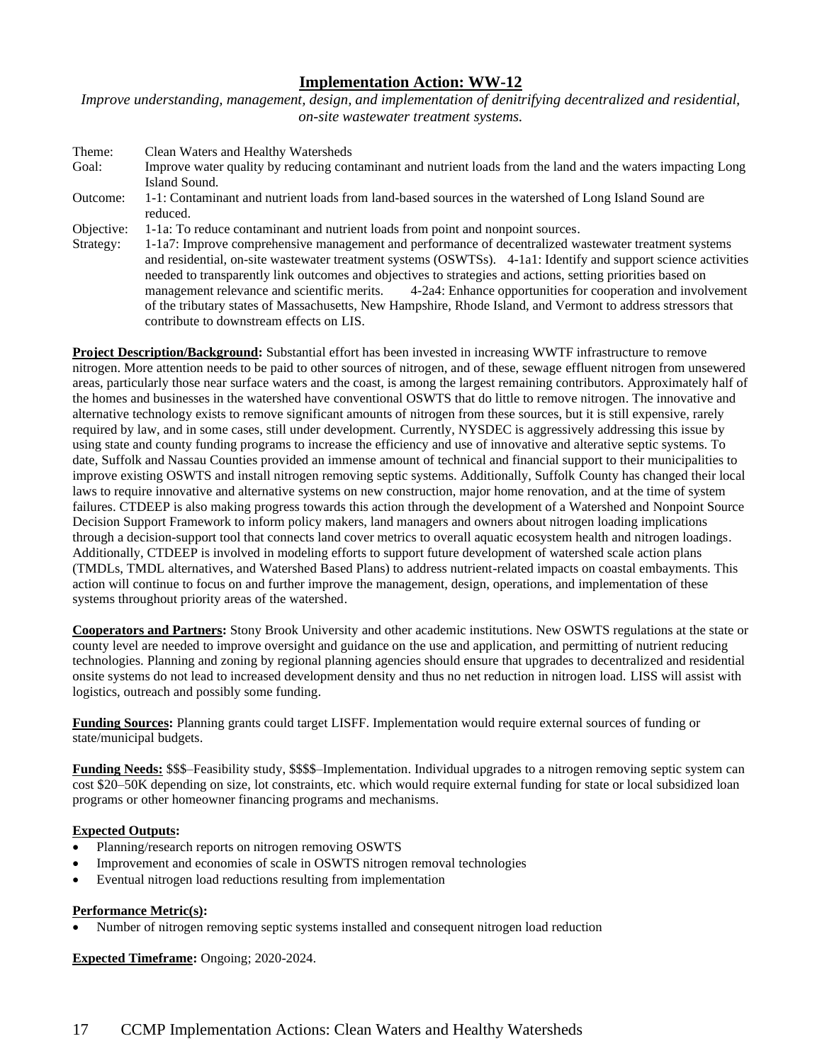## Implementation Action: WW-12

*Improve understanding, management, design, and implementation of denitrifying decentralized and residential, on-site wastewater treatment systems.*

Theme: Clean Waters and Healthy Watersheds

Goal: Improve water quality by reducing contaminant and nutrient loads from the land and the waters impacting Long Island Sound.

Outcome: 1-1: Contaminant and nutrient loads from land-based sources in the watershed of Long Island Sound are reduced.

Objective: 1-1a: To reduce contaminant and nutrient loads from point and nonpoint sources.

Strategy: 1-1a7: Improve comprehensive management and performance of decentralized wastewater treatment systems and residential, on-site wastewater treatment systems (OSWTSs). 4-1a1: Identify and support science activities needed to transparently link outcomes and objectives to strategies and actions, setting priorities based on management relevance and scientific merits. 4-2a4: Enhance opportunities for cooperation and involvement of the tributary states of Massachusetts, New Hampshire, Rhode Island, and Vermont to address stressors that contribute to downstream effects on LIS.

**Project Description/Background:** Substantial effort has been invested in increasing WWTF infrastructure to remove nitrogen. More attention needs to be paid to other sources of nitrogen, and of these, sewage effluent nitrogen from unsewered areas, particularly those near surface waters and the coast, is among the largest remaining contributors. Approximately half of the homes and businesses in the watershed have conventional OSWTS that do little to remove nitrogen. The innovative and alternative technology exists to remove significant amounts of nitrogen from these sources, but it is still expensive, rarely required by law, and in some cases, still under development. Currently, NYSDEC is aggressively addressing this issue by using state and county funding programs to increase the efficiency and use of innovative and alterative septic systems. To date, Suffolk and Nassau Counties provided an immense amount of technical and financial support to their municipalities to improve existing OSWTS and install nitrogen removing septic systems. Additionally, Suffolk County has changed their local laws to require innovative and alternative systems on new construction, major home renovation, and at the time of system failures. CTDEEP is also making progress towards this action through the development of a Watershed and Nonpoint Source Decision Support Framework to inform policy makers, land managers and owners about nitrogen loading implications through a decision-support tool that connects land cover metrics to overall aquatic ecosystem health and nitrogen loadings. Additionally, CTDEEP is involved in modeling efforts to support future development of watershed scale action plans (TMDLs, TMDL alternatives, and Watershed Based Plans) to address nutrient-related impacts on coastal embayments. This action will continue to focus on and further improve the management, design, operations, and implementation of these systems throughout priority areas of the watershed.

**Cooperators and Partners:** Stony Brook University and other academic institutions. New OSWTS regulations at the state or county level are needed to improve oversight and guidance on the use and application, and permitting of nutrient reducing technologies. Planning and zoning by regional planning agencies should ensure that upgrades to decentralized and residential onsite systems do not lead to increased development density and thus no net reduction in nitrogen load. LISS will assist with logistics, outreach and possibly some funding.

**Funding Sources:** Planning grants could target LISFF. Implementation would require external sources of funding or state/municipal budgets.

**Funding Needs:** $$$–Feasibility study, $$$$–Implementation. Individual upgrades to a nitrogen removing septic system can cost $20–50K depending on size, lot constraints, etc. which would require external funding for state or local subsidized loan programs or other homeowner financing programs and mechanisms.

**Expected Outputs:**

- Planning/research reports on nitrogen removing OSWTS
- Improvement and economies of scale in OSWTS nitrogen removal technologies
- Eventual nitrogen load reductions resulting from implementation

**Performance Metric(s):**

- Number of nitrogen removing septic systems installed and consequent nitrogen load reduction

**Expected Timeframe:** Ongoing; 2020-2024.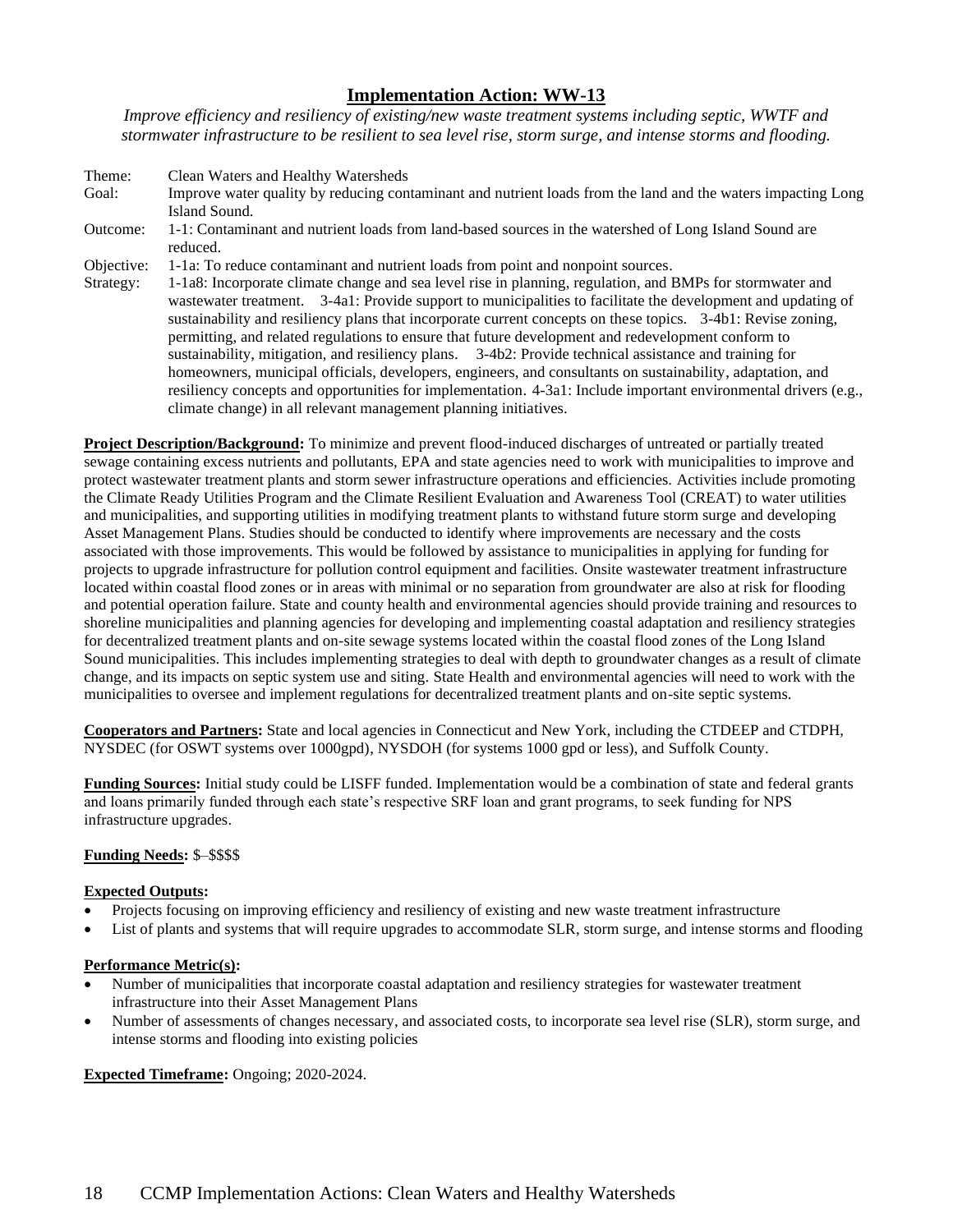## Implementation Action: WW-13

*Improve efficiency and resiliency of existing/new waste treatment systems including septic, WWTF and stormwater infrastructure to be resilient to sea level rise, storm surge, and intense storms and flooding.*

Theme: Clean Waters and Healthy Watersheds

Goal: Improve water quality by reducing contaminant and nutrient loads from the land and the waters impacting Long Island Sound.

Outcome: 1-1: Contaminant and nutrient loads from land-based sources in the watershed of Long Island Sound are reduced.

Objective: 1-1a: To reduce contaminant and nutrient loads from point and nonpoint sources.

Strategy: 1-1a8: Incorporate climate change and sea level rise in planning, regulation, and BMPs for stormwater and wastewater treatment. 3-4a1: Provide support to municipalities to facilitate the development and updating of sustainability and resiliency plans that incorporate current concepts on these topics. 3-4b1: Revise zoning, permitting, and related regulations to ensure that future development and redevelopment conform to sustainability, mitigation, and resiliency plans. 3-4b2: Provide technical assistance and training for homeowners, municipal officials, developers, engineers, and consultants on sustainability, adaptation, and resiliency concepts and opportunities for implementation. 4-3a1: Include important environmental drivers (e.g., climate change) in all relevant management planning initiatives.

**Project Description/Background:** To minimize and prevent flood-induced discharges of untreated or partially treated sewage containing excess nutrients and pollutants, EPA and state agencies need to work with municipalities to improve and protect wastewater treatment plants and storm sewer infrastructure operations and efficiencies. Activities include promoting the Climate Ready Utilities Program and the Climate Resilient Evaluation and Awareness Tool (CREAT) to water utilities and municipalities, and supporting utilities in modifying treatment plants to withstand future storm surge and developing Asset Management Plans. Studies should be conducted to identify where improvements are necessary and the costs associated with those improvements. This would be followed by assistance to municipalities in applying for funding for projects to upgrade infrastructure for pollution control equipment and facilities. Onsite wastewater treatment infrastructure located within coastal flood zones or in areas with minimal or no separation from groundwater are also at risk for flooding and potential operation failure. State and county health and environmental agencies should provide training and resources to shoreline municipalities and planning agencies for developing and implementing coastal adaptation and resiliency strategies for decentralized treatment plants and on-site sewage systems located within the coastal flood zones of the Long Island Sound municipalities. This includes implementing strategies to deal with depth to groundwater changes as a result of climate change, and its impacts on septic system use and siting. State Health and environmental agencies will need to work with the municipalities to oversee and implement regulations for decentralized treatment plants and on-site septic systems.

**Cooperators and Partners:** State and local agencies in Connecticut and New York, including the CTDEEP and CTDPH, NYSDEC (for OSWT systems over 1000gpd), NYSDOH (for systems 1000 gpd or less), and Suffolk County.

**Funding Sources:** Initial study could be LISFF funded. Implementation would be a combination of state and federal grants and loans primarily funded through each state's respective SRF loan and grant programs, to seek funding for NPS infrastructure upgrades.

**Funding Needs:** $–$$$$

**Expected Outputs:**

- Projects focusing on improving efficiency and resiliency of existing and new waste treatment infrastructure
- List of plants and systems that will require upgrades to accommodate SLR, storm surge, and intense storms and flooding

**Performance Metric(s):**

- Number of municipalities that incorporate coastal adaptation and resiliency strategies for wastewater treatment infrastructure into their Asset Management Plans
- Number of assessments of changes necessary, and associated costs, to incorporate sea level rise (SLR), storm surge, and intense storms and flooding into existing policies

**Expected Timeframe:** Ongoing; 2020-2024.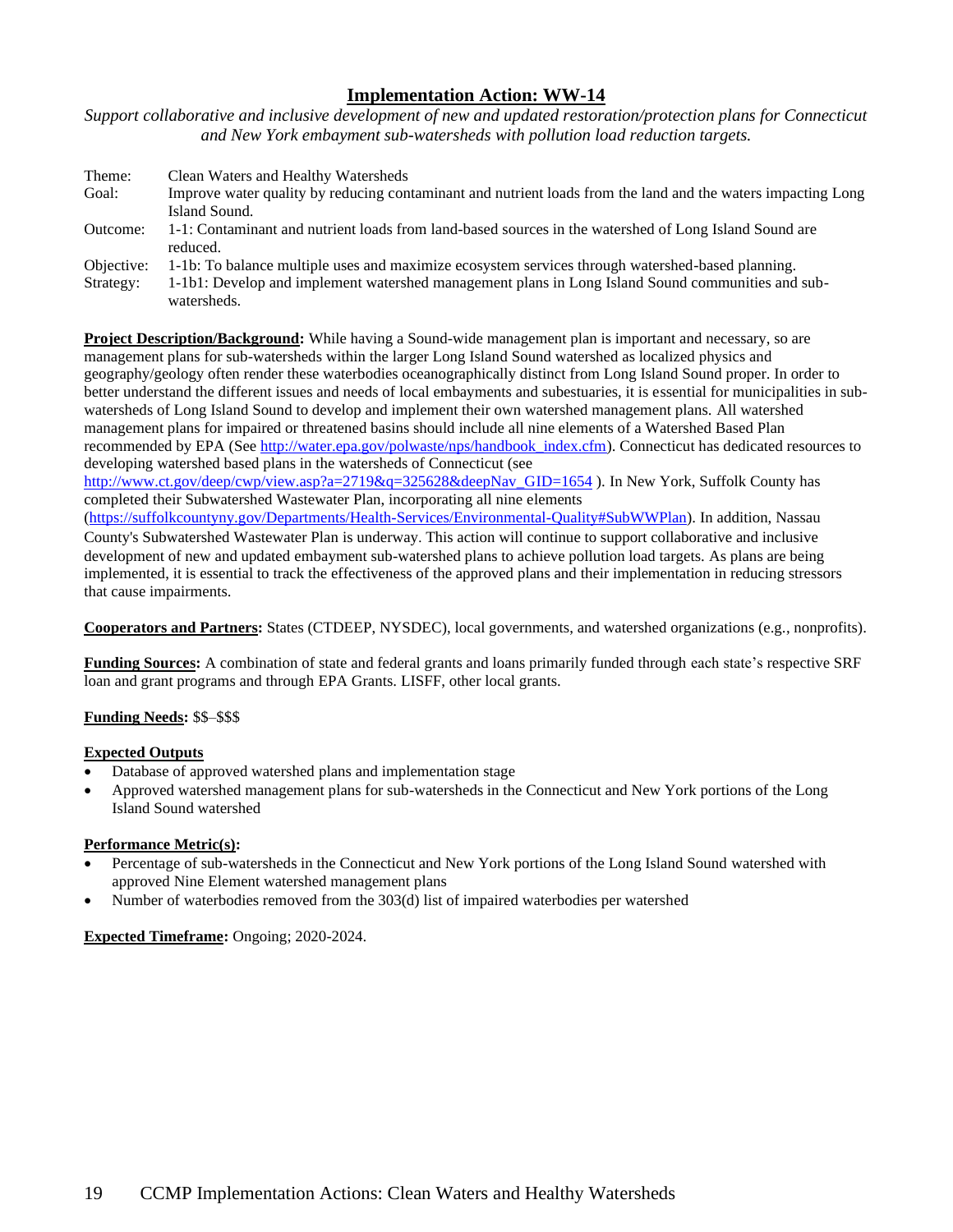## Implementation Action: WW-14

*Support collaborative and inclusive development of new and updated restoration/protection plans for Connecticut and New York embayment sub-watersheds with pollution load reduction targets.*

| | |
|---|---|
| Theme: | Clean Waters and Healthy Watersheds |
| Goal: | Improve water quality by reducing contaminant and nutrient loads from the land and the waters impacting Long Island Sound. |
| Outcome: | 1-1: Contaminant and nutrient loads from land-based sources in the watershed of Long Island Sound are reduced. |
| Objective: | 1-1b: To balance multiple uses and maximize ecosystem services through watershed-based planning. |
| Strategy: | 1-1b1: Develop and implement watershed management plans in Long Island Sound communities and sub-watersheds. |

**Project Description/Background:** While having a Sound-wide management plan is important and necessary, so are management plans for sub-watersheds within the larger Long Island Sound watershed as localized physics and geography/geology often render these waterbodies oceanographically distinct from Long Island Sound proper. In order to better understand the different issues and needs of local embayments and subestuaries, it is essential for municipalities in sub-watersheds of Long Island Sound to develop and implement their own watershed management plans. All watershed management plans for impaired or threatened basins should include all nine elements of a Watershed Based Plan recommended by EPA (See http://water.epa.gov/polwaste/nps/handbook_index.cfm). Connecticut has dedicated resources to developing watershed based plans in the watersheds of Connecticut (see http://www.ct.gov/deep/cwp/view.asp?a=2719&q=325628&deepNav_GID=1654 ). In New York, Suffolk County has completed their Subwatershed Wastewater Plan, incorporating all nine elements (https://suffolkcountyny.gov/Departments/Health-Services/Environmental-Quality#SubWWPlan). In addition, Nassau County's Subwatershed Wastewater Plan is underway. This action will continue to support collaborative and inclusive development of new and updated embayment sub-watershed plans to achieve pollution load targets. As plans are being implemented, it is essential to track the effectiveness of the approved plans and their implementation in reducing stressors that cause impairments.

**Cooperators and Partners:** States (CTDEEP, NYSDEC), local governments, and watershed organizations (e.g., nonprofits).

**Funding Sources:** A combination of state and federal grants and loans primarily funded through each state's respective SRF loan and grant programs and through EPA Grants. LISFF, other local grants.

**Funding Needs:** $$–$$$

**Expected Outputs**

- Database of approved watershed plans and implementation stage
- Approved watershed management plans for sub-watersheds in the Connecticut and New York portions of the Long Island Sound watershed

**Performance Metric(s):**

- Percentage of sub-watersheds in the Connecticut and New York portions of the Long Island Sound watershed with approved Nine Element watershed management plans
- Number of waterbodies removed from the 303(d) list of impaired waterbodies per watershed

**Expected Timeframe:** Ongoing; 2020-2024.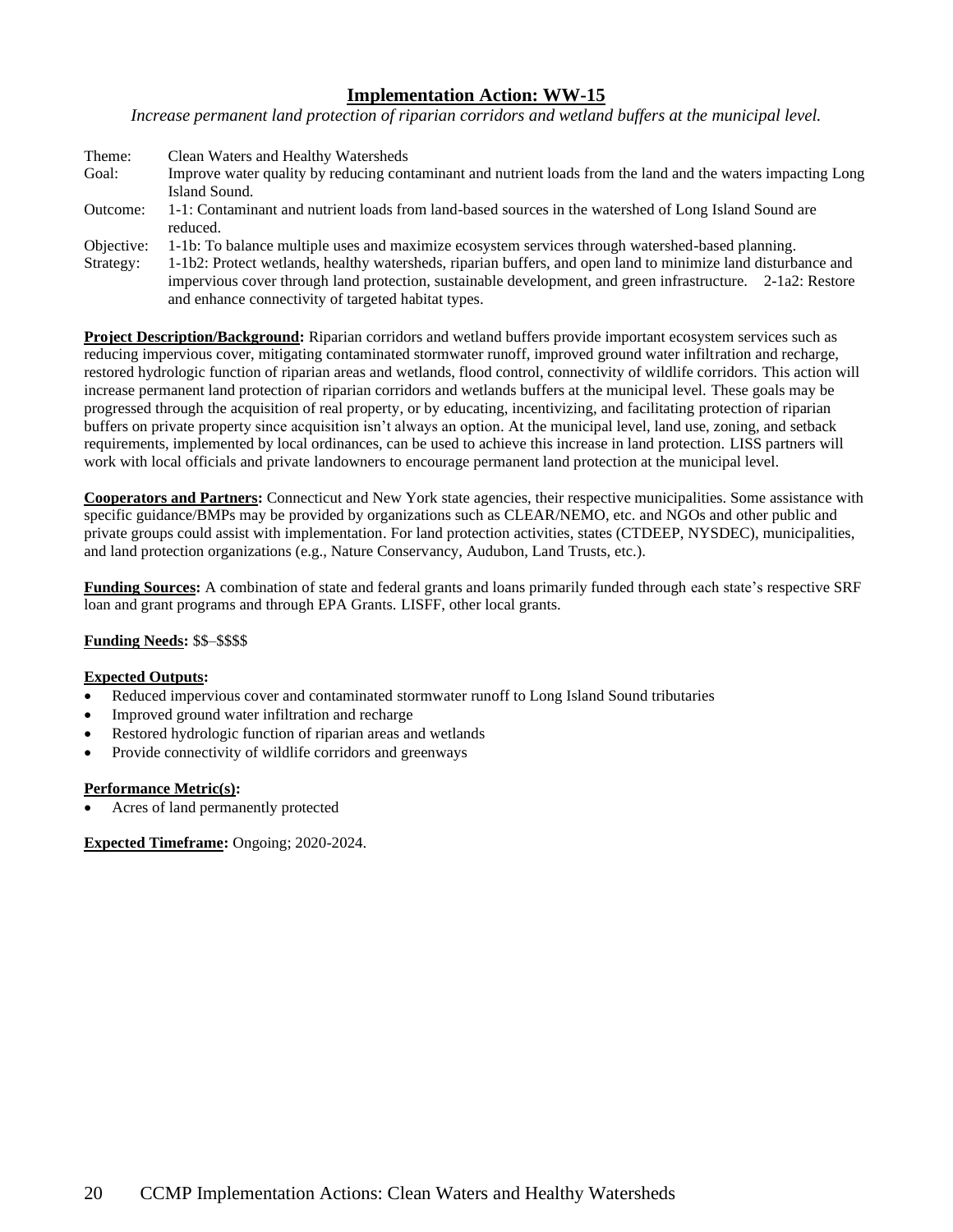## Implementation Action: WW-15

*Increase permanent land protection of riparian corridors and wetland buffers at the municipal level.*

Theme: Clean Waters and Healthy Watersheds
Goal: Improve water quality by reducing contaminant and nutrient loads from the land and the waters impacting Long Island Sound.
Outcome: 1-1: Contaminant and nutrient loads from land-based sources in the watershed of Long Island Sound are reduced.
Objective: 1-1b: To balance multiple uses and maximize ecosystem services through watershed-based planning.
Strategy: 1-1b2: Protect wetlands, healthy watersheds, riparian buffers, and open land to minimize land disturbance and impervious cover through land protection, sustainable development, and green infrastructure. 2-1a2: Restore and enhance connectivity of targeted habitat types.

**Project Description/Background:** Riparian corridors and wetland buffers provide important ecosystem services such as reducing impervious cover, mitigating contaminated stormwater runoff, improved ground water infiltration and recharge, restored hydrologic function of riparian areas and wetlands, flood control, connectivity of wildlife corridors. This action will increase permanent land protection of riparian corridors and wetlands buffers at the municipal level. These goals may be progressed through the acquisition of real property, or by educating, incentivizing, and facilitating protection of riparian buffers on private property since acquisition isn't always an option. At the municipal level, land use, zoning, and setback requirements, implemented by local ordinances, can be used to achieve this increase in land protection. LISS partners will work with local officials and private landowners to encourage permanent land protection at the municipal level.

**Cooperators and Partners:** Connecticut and New York state agencies, their respective municipalities. Some assistance with specific guidance/BMPs may be provided by organizations such as CLEAR/NEMO, etc. and NGOs and other public and private groups could assist with implementation. For land protection activities, states (CTDEEP, NYSDEC), municipalities, and land protection organizations (e.g., Nature Conservancy, Audubon, Land Trusts, etc.).

**Funding Sources:** A combination of state and federal grants and loans primarily funded through each state's respective SRF loan and grant programs and through EPA Grants. LISFF, other local grants.

**Funding Needs:** $$–$$$$

**Expected Outputs:**

- Reduced impervious cover and contaminated stormwater runoff to Long Island Sound tributaries
- Improved ground water infiltration and recharge
- Restored hydrologic function of riparian areas and wetlands
- Provide connectivity of wildlife corridors and greenways

**Performance Metric(s):**

- Acres of land permanently protected

**Expected Timeframe:** Ongoing; 2020-2024.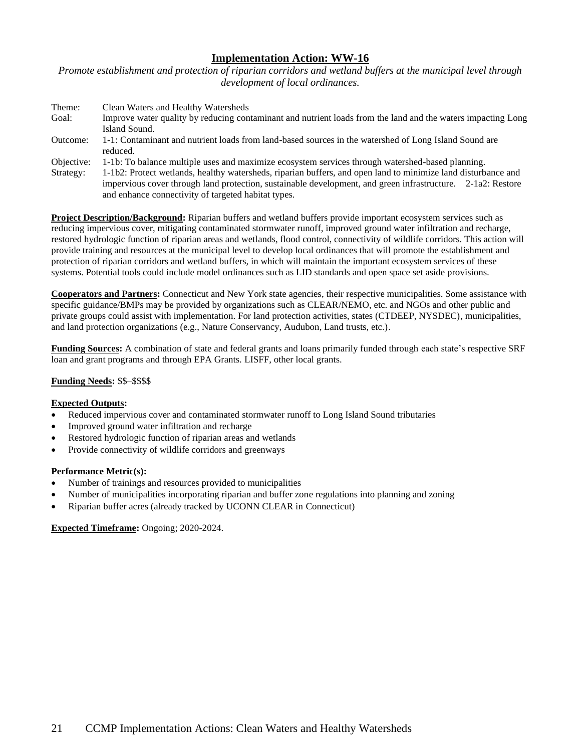## Implementation Action: WW-16

*Promote establishment and protection of riparian corridors and wetland buffers at the municipal level through development of local ordinances.*

Theme: Clean Waters and Healthy Watersheds

Goal: Improve water quality by reducing contaminant and nutrient loads from the land and the waters impacting Long Island Sound.

Outcome: 1-1: Contaminant and nutrient loads from land-based sources in the watershed of Long Island Sound are reduced.

Objective: 1-1b: To balance multiple uses and maximize ecosystem services through watershed-based planning.

Strategy: 1-1b2: Protect wetlands, healthy watersheds, riparian buffers, and open land to minimize land disturbance and impervious cover through land protection, sustainable development, and green infrastructure. 2-1a2: Restore and enhance connectivity of targeted habitat types.

**Project Description/Background:** Riparian buffers and wetland buffers provide important ecosystem services such as reducing impervious cover, mitigating contaminated stormwater runoff, improved ground water infiltration and recharge, restored hydrologic function of riparian areas and wetlands, flood control, connectivity of wildlife corridors. This action will provide training and resources at the municipal level to develop local ordinances that will promote the establishment and protection of riparian corridors and wetland buffers, in which will maintain the important ecosystem services of these systems. Potential tools could include model ordinances such as LID standards and open space set aside provisions.

**Cooperators and Partners:** Connecticut and New York state agencies, their respective municipalities. Some assistance with specific guidance/BMPs may be provided by organizations such as CLEAR/NEMO, etc. and NGOs and other public and private groups could assist with implementation. For land protection activities, states (CTDEEP, NYSDEC), municipalities, and land protection organizations (e.g., Nature Conservancy, Audubon, Land trusts, etc.).

**Funding Sources:** A combination of state and federal grants and loans primarily funded through each state's respective SRF loan and grant programs and through EPA Grants. LISFF, other local grants.

**Funding Needs:** $$–$$$$

**Expected Outputs:**

- Reduced impervious cover and contaminated stormwater runoff to Long Island Sound tributaries
- Improved ground water infiltration and recharge
- Restored hydrologic function of riparian areas and wetlands
- Provide connectivity of wildlife corridors and greenways

**Performance Metric(s):**

- Number of trainings and resources provided to municipalities
- Number of municipalities incorporating riparian and buffer zone regulations into planning and zoning
- Riparian buffer acres (already tracked by UCONN CLEAR in Connecticut)

**Expected Timeframe:** Ongoing; 2020-2024.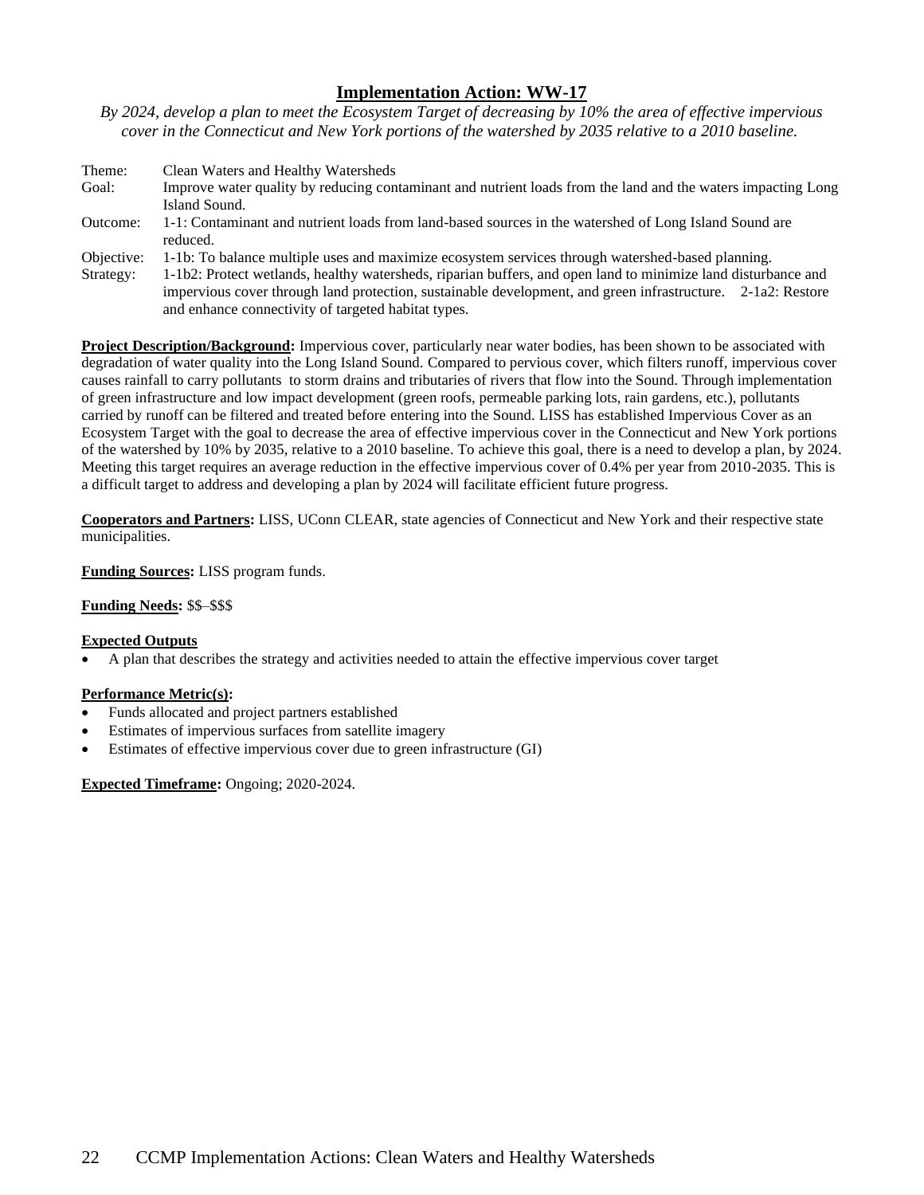## Implementation Action: WW-17

*By 2024, develop a plan to meet the Ecosystem Target of decreasing by 10% the area of effective impervious cover in the Connecticut and New York portions of the watershed by 2035 relative to a 2010 baseline.*

| | |
|---|---|
| Theme: | Clean Waters and Healthy Watersheds |
| Goal: | Improve water quality by reducing contaminant and nutrient loads from the land and the waters impacting Long Island Sound. |
| Outcome: | 1-1: Contaminant and nutrient loads from land-based sources in the watershed of Long Island Sound are reduced. |
| Objective: | 1-1b: To balance multiple uses and maximize ecosystem services through watershed-based planning. |
| Strategy: | 1-1b2: Protect wetlands, healthy watersheds, riparian buffers, and open land to minimize land disturbance and impervious cover through land protection, sustainable development, and green infrastructure. 2-1a2: Restore and enhance connectivity of targeted habitat types. |

**Project Description/Background:** Impervious cover, particularly near water bodies, has been shown to be associated with degradation of water quality into the Long Island Sound. Compared to pervious cover, which filters runoff, impervious cover causes rainfall to carry pollutants to storm drains and tributaries of rivers that flow into the Sound. Through implementation of green infrastructure and low impact development (green roofs, permeable parking lots, rain gardens, etc.), pollutants carried by runoff can be filtered and treated before entering into the Sound. LISS has established Impervious Cover as an Ecosystem Target with the goal to decrease the area of effective impervious cover in the Connecticut and New York portions of the watershed by 10% by 2035, relative to a 2010 baseline. To achieve this goal, there is a need to develop a plan, by 2024. Meeting this target requires an average reduction in the effective impervious cover of 0.4% per year from 2010-2035. This is a difficult target to address and developing a plan by 2024 will facilitate efficient future progress.

**Cooperators and Partners:** LISS, UConn CLEAR, state agencies of Connecticut and New York and their respective state municipalities.

**Funding Sources:** LISS program funds.

**Funding Needs:** $$–$$$

**Expected Outputs**

- A plan that describes the strategy and activities needed to attain the effective impervious cover target

**Performance Metric(s):**

- Funds allocated and project partners established
- Estimates of impervious surfaces from satellite imagery
- Estimates of effective impervious cover due to green infrastructure (GI)

**Expected Timeframe:** Ongoing; 2020-2024.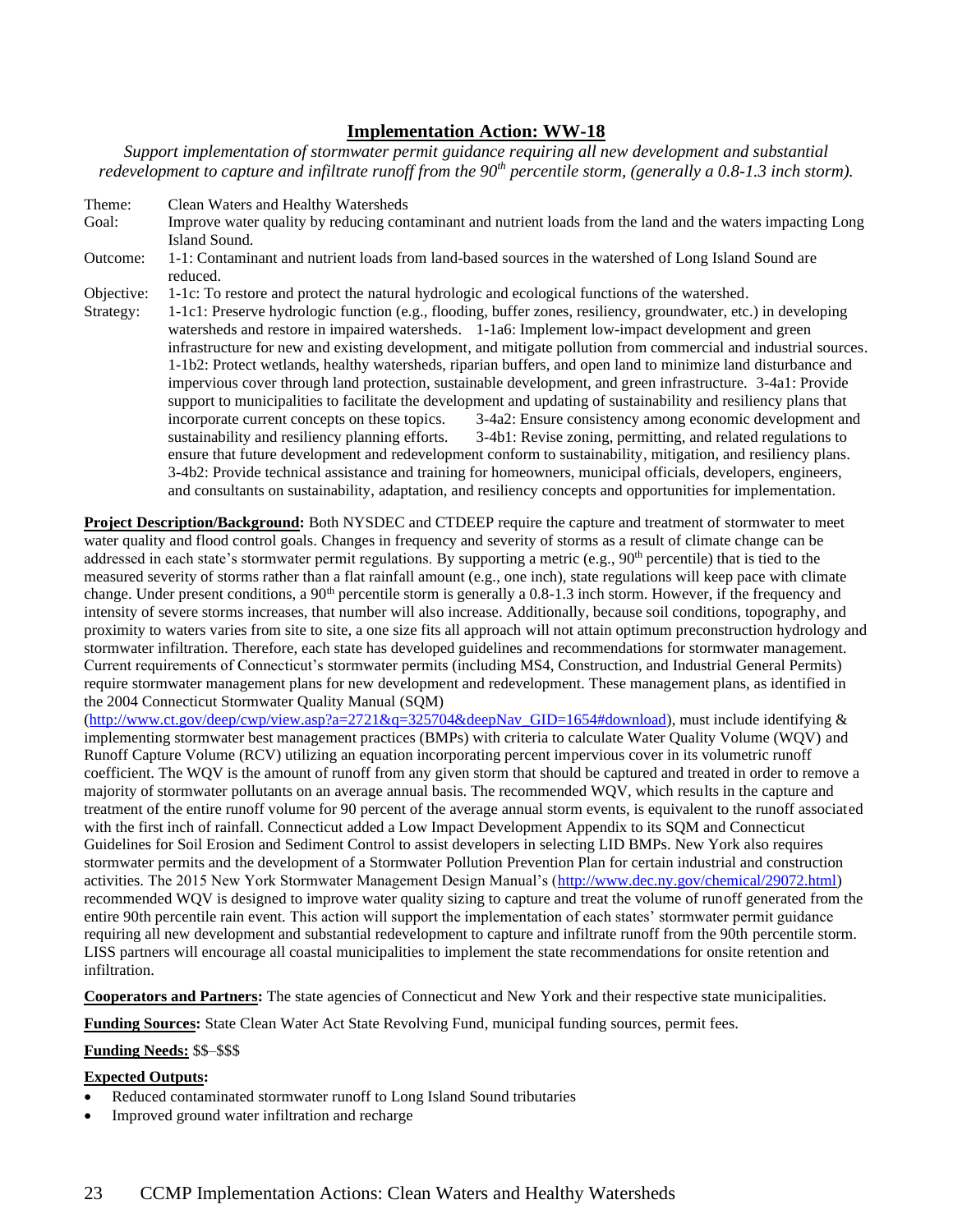## Implementation Action: WW-18

*Support implementation of stormwater permit guidance requiring all new development and substantial redevelopment to capture and infiltrate runoff from the 90th percentile storm, (generally a 0.8-1.3 inch storm).*

Theme: Clean Waters and Healthy Watersheds

Goal: Improve water quality by reducing contaminant and nutrient loads from the land and the waters impacting Long Island Sound.

Outcome: 1-1: Contaminant and nutrient loads from land-based sources in the watershed of Long Island Sound are reduced.

Objective: 1-1c: To restore and protect the natural hydrologic and ecological functions of the watershed.

Strategy: 1-1c1: Preserve hydrologic function (e.g., flooding, buffer zones, resiliency, groundwater, etc.) in developing watersheds and restore in impaired watersheds. 1-1a6: Implement low-impact development and green infrastructure for new and existing development, and mitigate pollution from commercial and industrial sources. 1-1b2: Protect wetlands, healthy watersheds, riparian buffers, and open land to minimize land disturbance and impervious cover through land protection, sustainable development, and green infrastructure. 3-4a1: Provide support to municipalities to facilitate the development and updating of sustainability and resiliency plans that incorporate current concepts on these topics. 3-4a2: Ensure consistency among economic development and sustainability and resiliency planning efforts. 3-4b1: Revise zoning, permitting, and related regulations to ensure that future development and redevelopment conform to sustainability, mitigation, and resiliency plans. 3-4b2: Provide technical assistance and training for homeowners, municipal officials, developers, engineers, and consultants on sustainability, adaptation, and resiliency concepts and opportunities for implementation.

**Project Description/Background:** Both NYSDEC and CTDEEP require the capture and treatment of stormwater to meet water quality and flood control goals. Changes in frequency and severity of storms as a result of climate change can be addressed in each state's stormwater permit regulations. By supporting a metric (e.g., 90th percentile) that is tied to the measured severity of storms rather than a flat rainfall amount (e.g., one inch), state regulations will keep pace with climate change. Under present conditions, a 90th percentile storm is generally a 0.8-1.3 inch storm. However, if the frequency and intensity of severe storms increases, that number will also increase. Additionally, because soil conditions, topography, and proximity to waters varies from site to site, a one size fits all approach will not attain optimum preconstruction hydrology and stormwater infiltration. Therefore, each state has developed guidelines and recommendations for stormwater management. Current requirements of Connecticut's stormwater permits (including MS4, Construction, and Industrial General Permits) require stormwater management plans for new development and redevelopment. These management plans, as identified in the 2004 Connecticut Stormwater Quality Manual (SQM) (http://www.ct.gov/deep/cwp/view.asp?a=2721&q=325704&deepNav_GID=1654#download), must include identifying & implementing stormwater best management practices (BMPs) with criteria to calculate Water Quality Volume (WQV) and Runoff Capture Volume (RCV) utilizing an equation incorporating percent impervious cover in its volumetric runoff coefficient. The WQV is the amount of runoff from any given storm that should be captured and treated in order to remove a majority of stormwater pollutants on an average annual basis. The recommended WQV, which results in the capture and treatment of the entire runoff volume for 90 percent of the average annual storm events, is equivalent to the runoff associated with the first inch of rainfall. Connecticut added a Low Impact Development Appendix to its SQM and Connecticut Guidelines for Soil Erosion and Sediment Control to assist developers in selecting LID BMPs. New York also requires stormwater permits and the development of a Stormwater Pollution Prevention Plan for certain industrial and construction activities. The 2015 New York Stormwater Management Design Manual's (http://www.dec.ny.gov/chemical/29072.html) recommended WQV is designed to improve water quality sizing to capture and treat the volume of runoff generated from the entire 90th percentile rain event. This action will support the implementation of each states' stormwater permit guidance requiring all new development and substantial redevelopment to capture and infiltrate runoff from the 90th percentile storm. LISS partners will encourage all coastal municipalities to implement the state recommendations for onsite retention and infiltration.

**Cooperators and Partners:** The state agencies of Connecticut and New York and their respective state municipalities.

**Funding Sources:** State Clean Water Act State Revolving Fund, municipal funding sources, permit fees.

**Funding Needs:** $$–$$$

**Expected Outputs:**

- Reduced contaminated stormwater runoff to Long Island Sound tributaries
- Improved ground water infiltration and recharge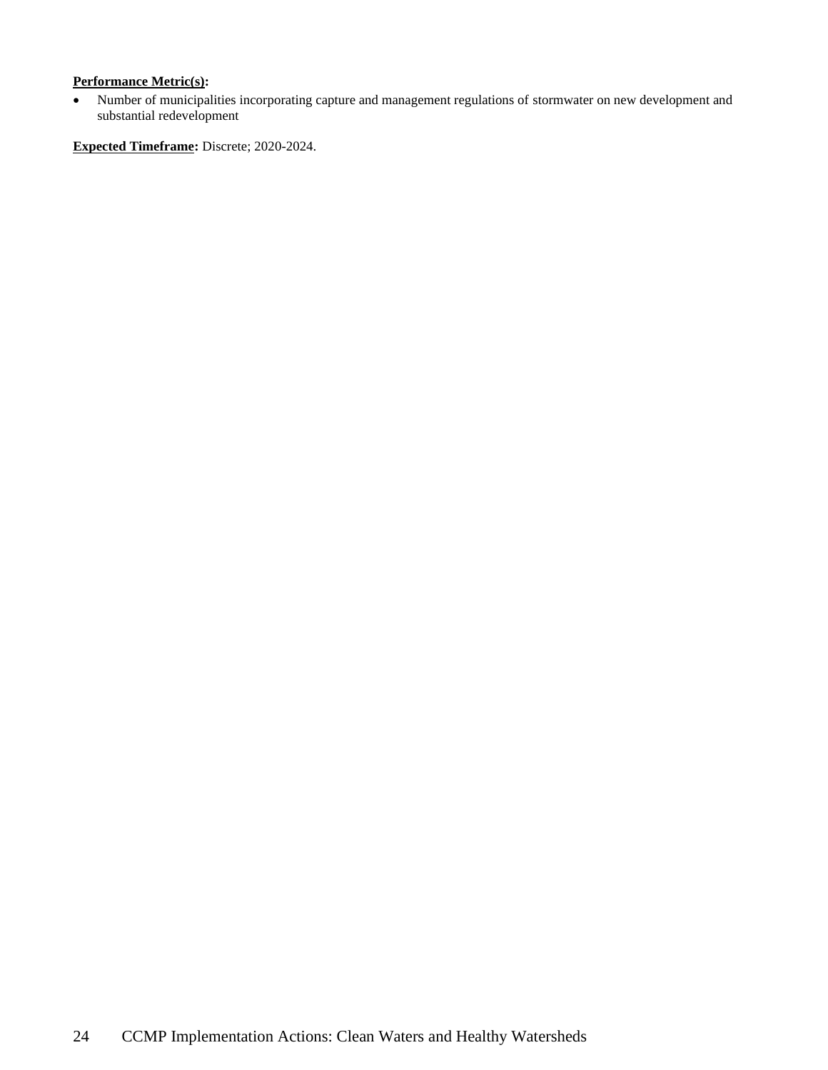**Performance Metric(s):**

- Number of municipalities incorporating capture and management regulations of stormwater on new development and substantial redevelopment

**Expected Timeframe:** Discrete; 2020-2024.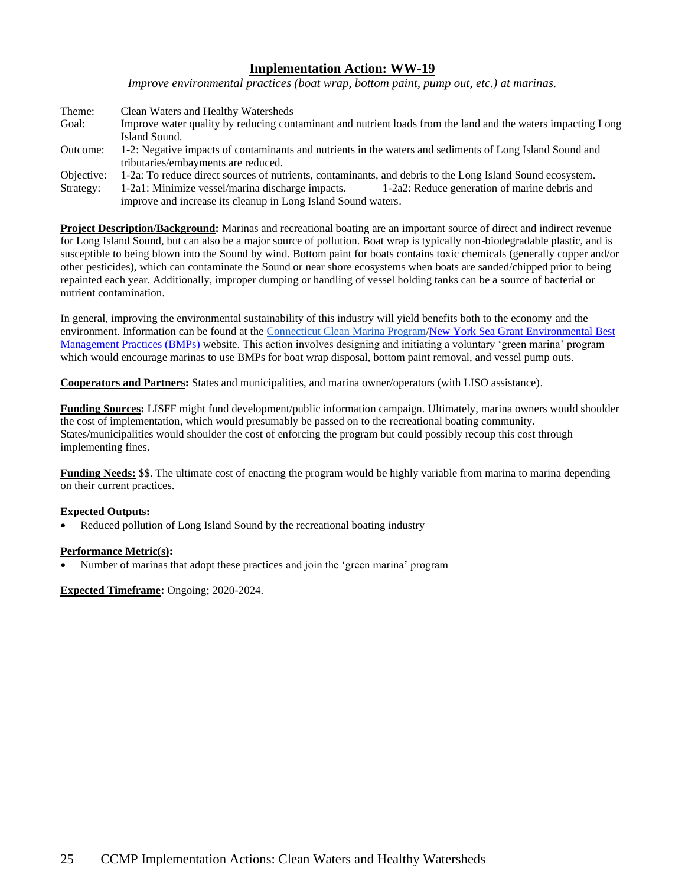## Implementation Action: WW-19

*Improve environmental practices (boat wrap, bottom paint, pump out, etc.) at marinas.*

Theme: Clean Waters and Healthy Watersheds
Goal: Improve water quality by reducing contaminant and nutrient loads from the land and the waters impacting Long Island Sound.
Outcome: 1-2: Negative impacts of contaminants and nutrients in the waters and sediments of Long Island Sound and tributaries/embayments are reduced.
Objective: 1-2a: To reduce direct sources of nutrients, contaminants, and debris to the Long Island Sound ecosystem.
Strategy: 1-2a1: Minimize vessel/marina discharge impacts. 1-2a2: Reduce generation of marine debris and improve and increase its cleanup in Long Island Sound waters.

**Project Description/Background:** Marinas and recreational boating are an important source of direct and indirect revenue for Long Island Sound, but can also be a major source of pollution. Boat wrap is typically non-biodegradable plastic, and is susceptible to being blown into the Sound by wind. Bottom paint for boats contains toxic chemicals (generally copper and/or other pesticides), which can contaminate the Sound or near shore ecosystems when boats are sanded/chipped prior to being repainted each year. Additionally, improper dumping or handling of vessel holding tanks can be a source of bacterial or nutrient contamination.

In general, improving the environmental sustainability of this industry will yield benefits both to the economy and the environment. Information can be found at the Connecticut Clean Marina Program/New York Sea Grant Environmental Best Management Practices (BMPs) website. This action involves designing and initiating a voluntary 'green marina' program which would encourage marinas to use BMPs for boat wrap disposal, bottom paint removal, and vessel pump outs.

**Cooperators and Partners:** States and municipalities, and marina owner/operators (with LISO assistance).

**Funding Sources:** LISFF might fund development/public information campaign. Ultimately, marina owners would shoulder the cost of implementation, which would presumably be passed on to the recreational boating community. States/municipalities would shoulder the cost of enforcing the program but could possibly recoup this cost through implementing fines.

**Funding Needs:** $$. The ultimate cost of enacting the program would be highly variable from marina to marina depending on their current practices.

**Expected Outputs:**

- Reduced pollution of Long Island Sound by the recreational boating industry

**Performance Metric(s):**

- Number of marinas that adopt these practices and join the 'green marina' program

**Expected Timeframe:** Ongoing; 2020-2024.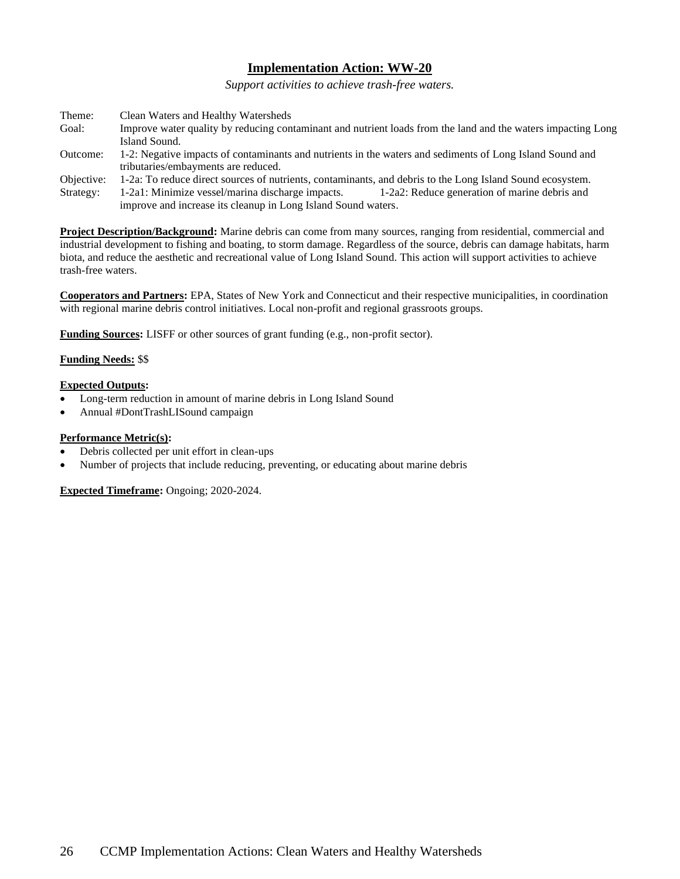## Implementation Action: WW-20

*Support activities to achieve trash-free waters.*

| | |
|---|---|
| Theme: | Clean Waters and Healthy Watersheds |
| Goal: | Improve water quality by reducing contaminant and nutrient loads from the land and the waters impacting Long Island Sound. |
| Outcome: | 1-2: Negative impacts of contaminants and nutrients in the waters and sediments of Long Island Sound and tributaries/embayments are reduced. |
| Objective: | 1-2a: To reduce direct sources of nutrients, contaminants, and debris to the Long Island Sound ecosystem. |
| Strategy: | 1-2a1: Minimize vessel/marina discharge impacts. 1-2a2: Reduce generation of marine debris and improve and increase its cleanup in Long Island Sound waters. |

**Project Description/Background:** Marine debris can come from many sources, ranging from residential, commercial and industrial development to fishing and boating, to storm damage. Regardless of the source, debris can damage habitats, harm biota, and reduce the aesthetic and recreational value of Long Island Sound. This action will support activities to achieve trash-free waters.

**Cooperators and Partners:** EPA, States of New York and Connecticut and their respective municipalities, in coordination with regional marine debris control initiatives. Local non-profit and regional grassroots groups.

**Funding Sources:** LISFF or other sources of grant funding (e.g., non-profit sector).

**Funding Needs:** $$

**Expected Outputs:**

- Long-term reduction in amount of marine debris in Long Island Sound
- Annual #DontTrashLISound campaign

**Performance Metric(s):**

- Debris collected per unit effort in clean-ups
- Number of projects that include reducing, preventing, or educating about marine debris

**Expected Timeframe:** Ongoing; 2020-2024.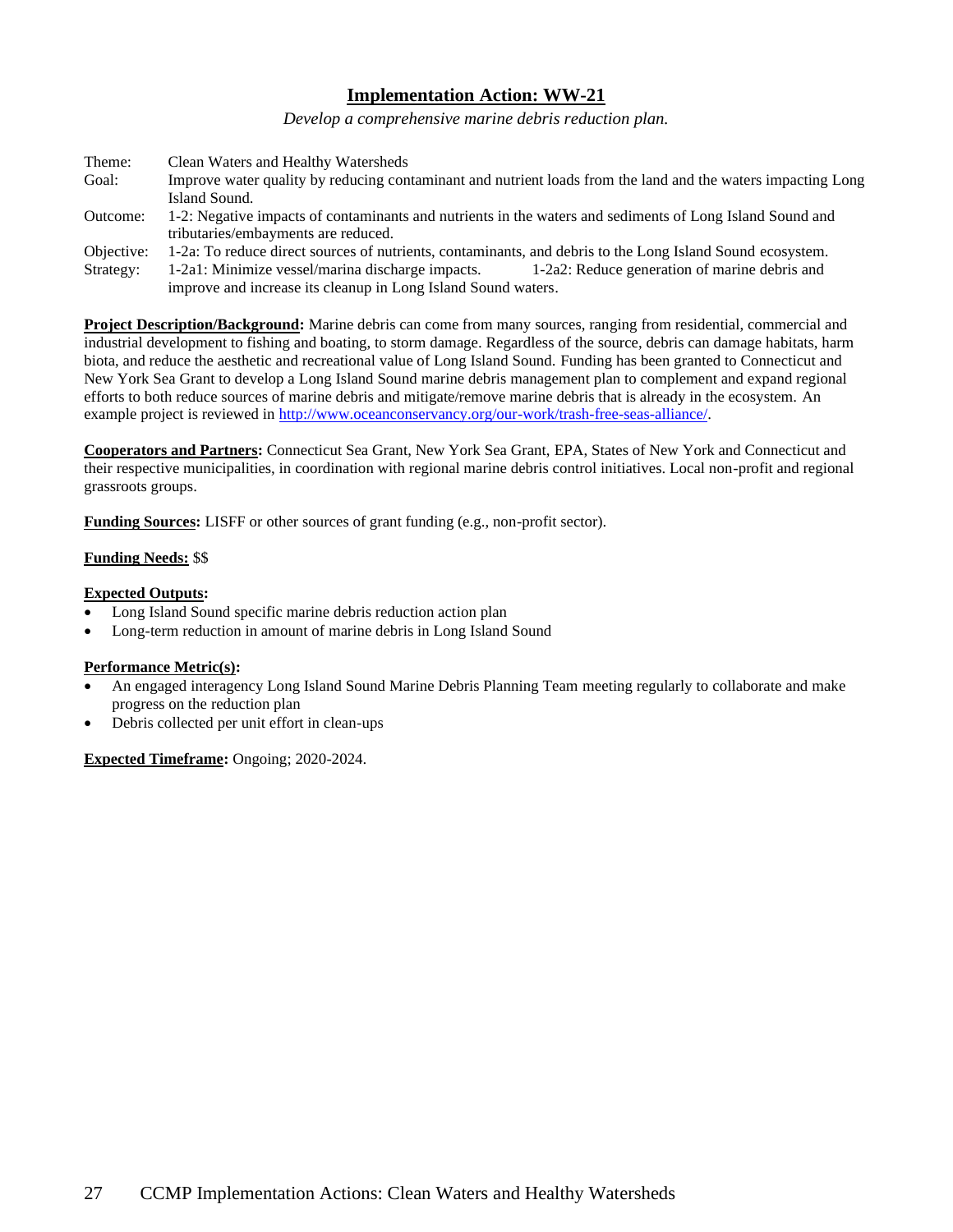## Implementation Action: WW-21

*Develop a comprehensive marine debris reduction plan.*

Theme: Clean Waters and Healthy Watersheds

Goal: Improve water quality by reducing contaminant and nutrient loads from the land and the waters impacting Long Island Sound.

Outcome: 1-2: Negative impacts of contaminants and nutrients in the waters and sediments of Long Island Sound and tributaries/embayments are reduced.

Objective: 1-2a: To reduce direct sources of nutrients, contaminants, and debris to the Long Island Sound ecosystem.

Strategy: 1-2a1: Minimize vessel/marina discharge impacts. 1-2a2: Reduce generation of marine debris and improve and increase its cleanup in Long Island Sound waters.

**Project Description/Background:** Marine debris can come from many sources, ranging from residential, commercial and industrial development to fishing and boating, to storm damage. Regardless of the source, debris can damage habitats, harm biota, and reduce the aesthetic and recreational value of Long Island Sound. Funding has been granted to Connecticut and New York Sea Grant to develop a Long Island Sound marine debris management plan to complement and expand regional efforts to both reduce sources of marine debris and mitigate/remove marine debris that is already in the ecosystem. An example project is reviewed in http://www.oceanconservancy.org/our-work/trash-free-seas-alliance/.

**Cooperators and Partners:** Connecticut Sea Grant, New York Sea Grant, EPA, States of New York and Connecticut and their respective municipalities, in coordination with regional marine debris control initiatives. Local non-profit and regional grassroots groups.

**Funding Sources:** LISFF or other sources of grant funding (e.g., non-profit sector).

**Funding Needs:** $$

**Expected Outputs:**

- Long Island Sound specific marine debris reduction action plan
- Long-term reduction in amount of marine debris in Long Island Sound

**Performance Metric(s):**

- An engaged interagency Long Island Sound Marine Debris Planning Team meeting regularly to collaborate and make progress on the reduction plan
- Debris collected per unit effort in clean-ups

**Expected Timeframe:** Ongoing; 2020-2024.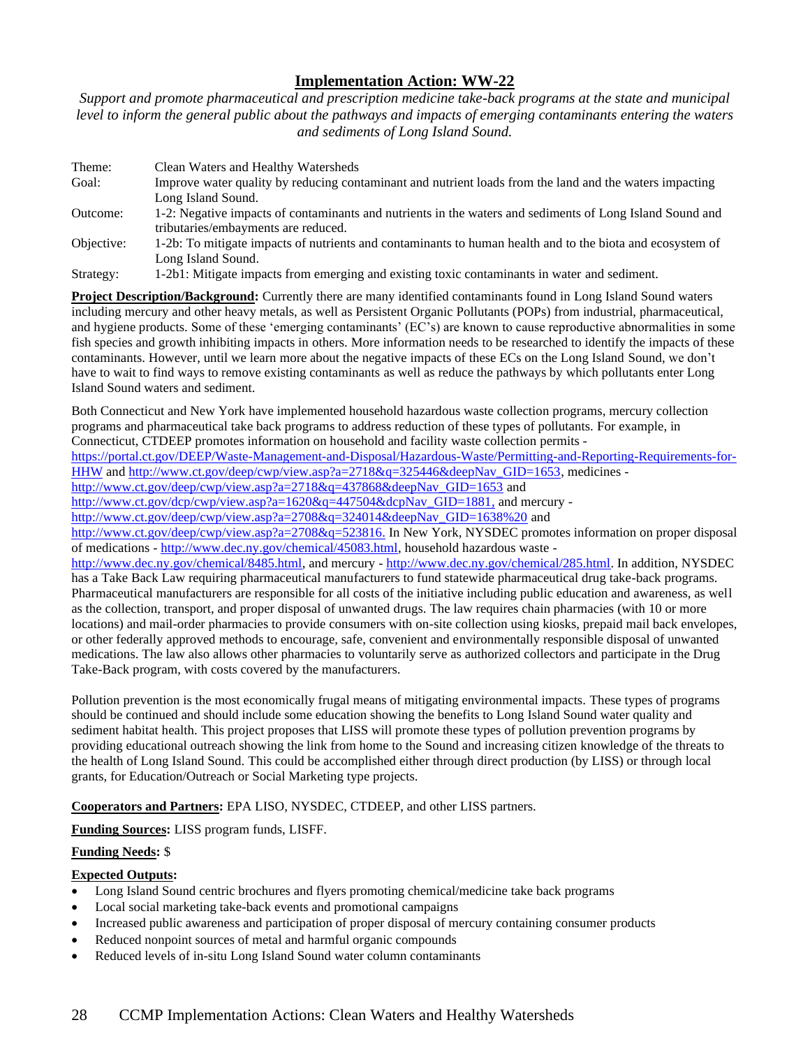## Implementation Action: WW-22

*Support and promote pharmaceutical and prescription medicine take-back programs at the state and municipal level to inform the general public about the pathways and impacts of emerging contaminants entering the waters and sediments of Long Island Sound.*

| | |
|---|---|
| Theme: | Clean Waters and Healthy Watersheds |
| Goal: | Improve water quality by reducing contaminant and nutrient loads from the land and the waters impacting Long Island Sound. |
| Outcome: | 1-2: Negative impacts of contaminants and nutrients in the waters and sediments of Long Island Sound and tributaries/embayments are reduced. |
| Objective: | 1-2b: To mitigate impacts of nutrients and contaminants to human health and to the biota and ecosystem of Long Island Sound. |
| Strategy: | 1-2b1: Mitigate impacts from emerging and existing toxic contaminants in water and sediment. |

**Project Description/Background:** Currently there are many identified contaminants found in Long Island Sound waters including mercury and other heavy metals, as well as Persistent Organic Pollutants (POPs) from industrial, pharmaceutical, and hygiene products. Some of these 'emerging contaminants' (EC's) are known to cause reproductive abnormalities in some fish species and growth inhibiting impacts in others. More information needs to be researched to identify the impacts of these contaminants. However, until we learn more about the negative impacts of these ECs on the Long Island Sound, we don't have to wait to find ways to remove existing contaminants as well as reduce the pathways by which pollutants enter Long Island Sound waters and sediment.

Both Connecticut and New York have implemented household hazardous waste collection programs, mercury collection programs and pharmaceutical take back programs to address reduction of these types of pollutants. For example, in Connecticut, CTDEEP promotes information on household and facility waste collection permits - https://portal.ct.gov/DEEP/Waste-Management-and-Disposal/Hazardous-Waste/Permitting-and-Reporting-Requirements-for-HHW and http://www.ct.gov/deep/cwp/view.asp?a=2718&q=325446&deepNav_GID=1653, medicines - http://www.ct.gov/deep/cwp/view.asp?a=2718&q=437868&deepNav_GID=1653 and http://www.ct.gov/dcp/cwp/view.asp?a=1620&q=447504&dcpNav_GID=1881, and mercury - http://www.ct.gov/deep/cwp/view.asp?a=2708&q=324014&deepNav_GID=1638%20 and http://www.ct.gov/deep/cwp/view.asp?a=2708&q=523816. In New York, NYSDEC promotes information on proper disposal of medications - http://www.dec.ny.gov/chemical/45083.html, household hazardous waste - http://www.dec.ny.gov/chemical/8485.html, and mercury - http://www.dec.ny.gov/chemical/285.html. In addition, NYSDEC has a Take Back Law requiring pharmaceutical manufacturers to fund statewide pharmaceutical drug take-back programs. Pharmaceutical manufacturers are responsible for all costs of the initiative including public education and awareness, as well as the collection, transport, and proper disposal of unwanted drugs. The law requires chain pharmacies (with 10 or more locations) and mail-order pharmacies to provide consumers with on-site collection using kiosks, prepaid mail back envelopes, or other federally approved methods to encourage, safe, convenient and environmentally responsible disposal of unwanted medications. The law also allows other pharmacies to voluntarily serve as authorized collectors and participate in the Drug Take-Back program, with costs covered by the manufacturers.

Pollution prevention is the most economically frugal means of mitigating environmental impacts. These types of programs should be continued and should include some education showing the benefits to Long Island Sound water quality and sediment habitat health. This project proposes that LISS will promote these types of pollution prevention programs by providing educational outreach showing the link from home to the Sound and increasing citizen knowledge of the threats to the health of Long Island Sound. This could be accomplished either through direct production (by LISS) or through local grants, for Education/Outreach or Social Marketing type projects.

**Cooperators and Partners:** EPA LISO, NYSDEC, CTDEEP, and other LISS partners.

**Funding Sources:** LISS program funds, LISFF.

**Funding Needs:** $

**Expected Outputs:**

- Long Island Sound centric brochures and flyers promoting chemical/medicine take back programs
- Local social marketing take-back events and promotional campaigns
- Increased public awareness and participation of proper disposal of mercury containing consumer products
- Reduced nonpoint sources of metal and harmful organic compounds
- Reduced levels of in-situ Long Island Sound water column contaminants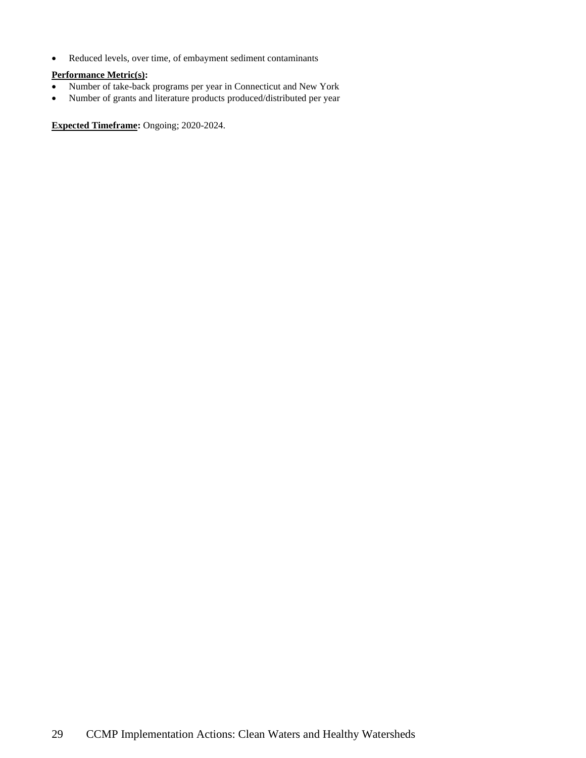- Reduced levels, over time, of embayment sediment contaminants

**Performance Metric(s):**

- Number of take-back programs per year in Connecticut and New York
- Number of grants and literature products produced/distributed per year

**Expected Timeframe:** Ongoing; 2020-2024.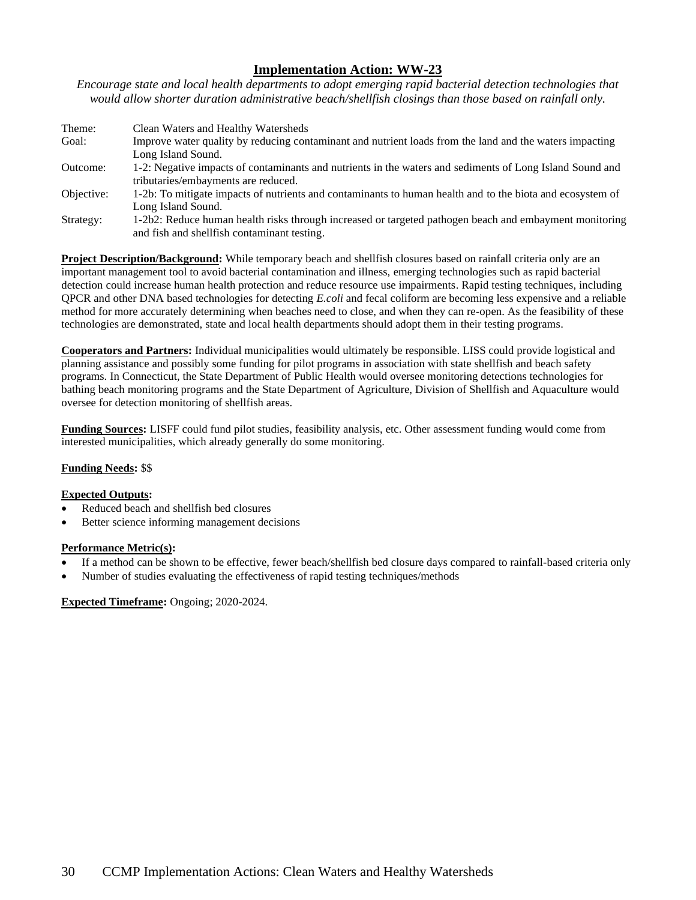## Implementation Action: WW-23

*Encourage state and local health departments to adopt emerging rapid bacterial detection technologies that would allow shorter duration administrative beach/shellfish closings than those based on rainfall only.*

| | |
|---|---|
| Theme: | Clean Waters and Healthy Watersheds |
| Goal: | Improve water quality by reducing contaminant and nutrient loads from the land and the waters impacting Long Island Sound. |
| Outcome: | 1-2: Negative impacts of contaminants and nutrients in the waters and sediments of Long Island Sound and tributaries/embayments are reduced. |
| Objective: | 1-2b: To mitigate impacts of nutrients and contaminants to human health and to the biota and ecosystem of Long Island Sound. |
| Strategy: | 1-2b2: Reduce human health risks through increased or targeted pathogen beach and embayment monitoring and fish and shellfish contaminant testing. |

**Project Description/Background:** While temporary beach and shellfish closures based on rainfall criteria only are an important management tool to avoid bacterial contamination and illness, emerging technologies such as rapid bacterial detection could increase human health protection and reduce resource use impairments. Rapid testing techniques, including QPCR and other DNA based technologies for detecting *E.coli* and fecal coliform are becoming less expensive and a reliable method for more accurately determining when beaches need to close, and when they can re-open. As the feasibility of these technologies are demonstrated, state and local health departments should adopt them in their testing programs.

**Cooperators and Partners:** Individual municipalities would ultimately be responsible. LISS could provide logistical and planning assistance and possibly some funding for pilot programs in association with state shellfish and beach safety programs. In Connecticut, the State Department of Public Health would oversee monitoring detections technologies for bathing beach monitoring programs and the State Department of Agriculture, Division of Shellfish and Aquaculture would oversee for detection monitoring of shellfish areas.

**Funding Sources:** LISFF could fund pilot studies, feasibility analysis, etc. Other assessment funding would come from interested municipalities, which already generally do some monitoring.

**Funding Needs:** $$

**Expected Outputs:**

- Reduced beach and shellfish bed closures
- Better science informing management decisions

**Performance Metric(s):**

- If a method can be shown to be effective, fewer beach/shellfish bed closure days compared to rainfall-based criteria only
- Number of studies evaluating the effectiveness of rapid testing techniques/methods

**Expected Timeframe:** Ongoing; 2020-2024.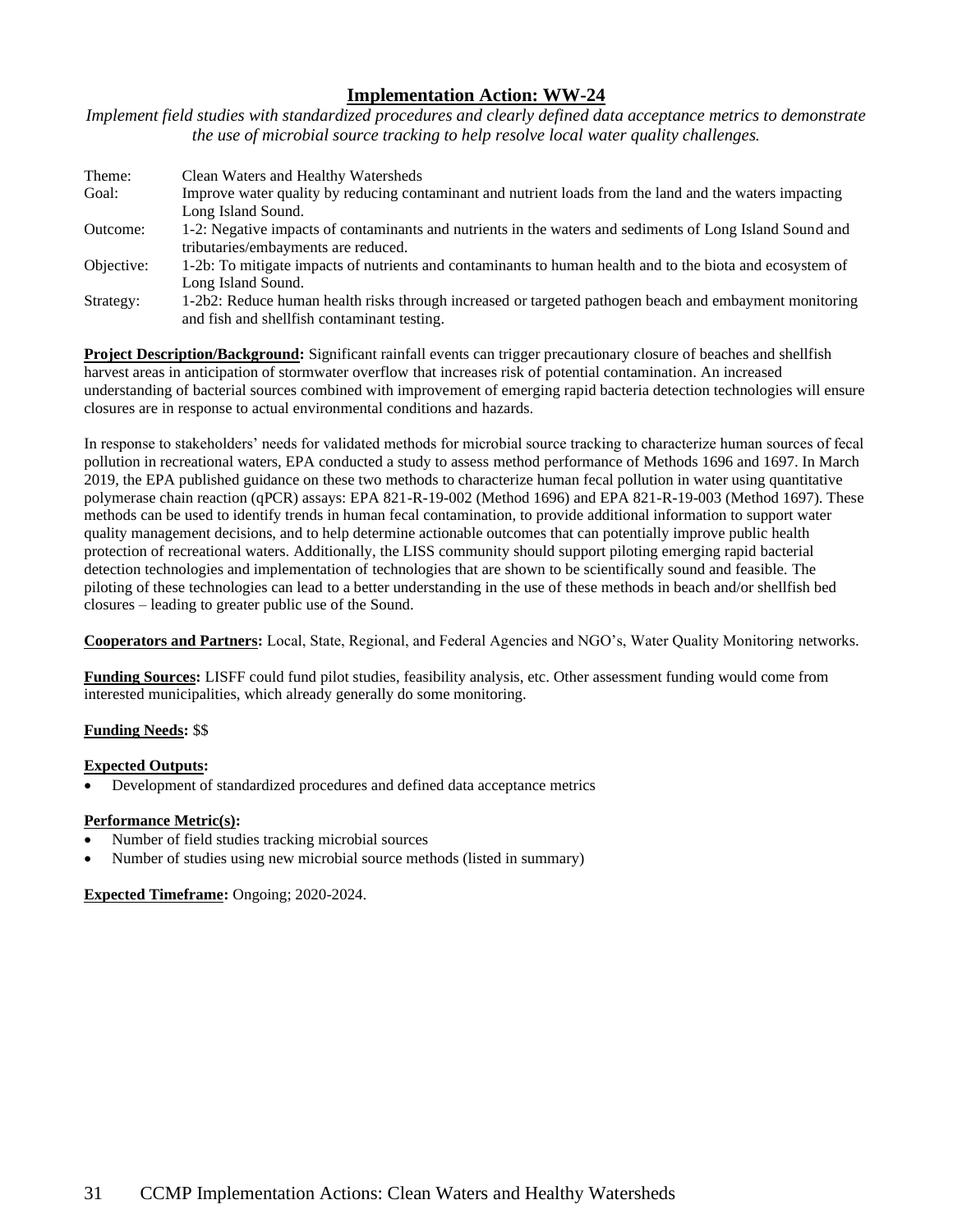## Implementation Action: WW-24

*Implement field studies with standardized procedures and clearly defined data acceptance metrics to demonstrate the use of microbial source tracking to help resolve local water quality challenges.*

| | |
|---|---|
| Theme: | Clean Waters and Healthy Watersheds |
| Goal: | Improve water quality by reducing contaminant and nutrient loads from the land and the waters impacting Long Island Sound. |
| Outcome: | 1-2: Negative impacts of contaminants and nutrients in the waters and sediments of Long Island Sound and tributaries/embayments are reduced. |
| Objective: | 1-2b: To mitigate impacts of nutrients and contaminants to human health and to the biota and ecosystem of Long Island Sound. |
| Strategy: | 1-2b2: Reduce human health risks through increased or targeted pathogen beach and embayment monitoring and fish and shellfish contaminant testing. |

**Project Description/Background:** Significant rainfall events can trigger precautionary closure of beaches and shellfish harvest areas in anticipation of stormwater overflow that increases risk of potential contamination. An increased understanding of bacterial sources combined with improvement of emerging rapid bacteria detection technologies will ensure closures are in response to actual environmental conditions and hazards.

In response to stakeholders' needs for validated methods for microbial source tracking to characterize human sources of fecal pollution in recreational waters, EPA conducted a study to assess method performance of Methods 1696 and 1697. In March 2019, the EPA published guidance on these two methods to characterize human fecal pollution in water using quantitative polymerase chain reaction (qPCR) assays: EPA 821-R-19-002 (Method 1696) and EPA 821-R-19-003 (Method 1697). These methods can be used to identify trends in human fecal contamination, to provide additional information to support water quality management decisions, and to help determine actionable outcomes that can potentially improve public health protection of recreational waters. Additionally, the LISS community should support piloting emerging rapid bacterial detection technologies and implementation of technologies that are shown to be scientifically sound and feasible. The piloting of these technologies can lead to a better understanding in the use of these methods in beach and/or shellfish bed closures – leading to greater public use of the Sound.

**Cooperators and Partners:** Local, State, Regional, and Federal Agencies and NGO's, Water Quality Monitoring networks.

**Funding Sources:** LISFF could fund pilot studies, feasibility analysis, etc. Other assessment funding would come from interested municipalities, which already generally do some monitoring.

**Funding Needs:** $$

**Expected Outputs:**

- Development of standardized procedures and defined data acceptance metrics

**Performance Metric(s):**

- Number of field studies tracking microbial sources
- Number of studies using new microbial source methods (listed in summary)

**Expected Timeframe:** Ongoing; 2020-2024.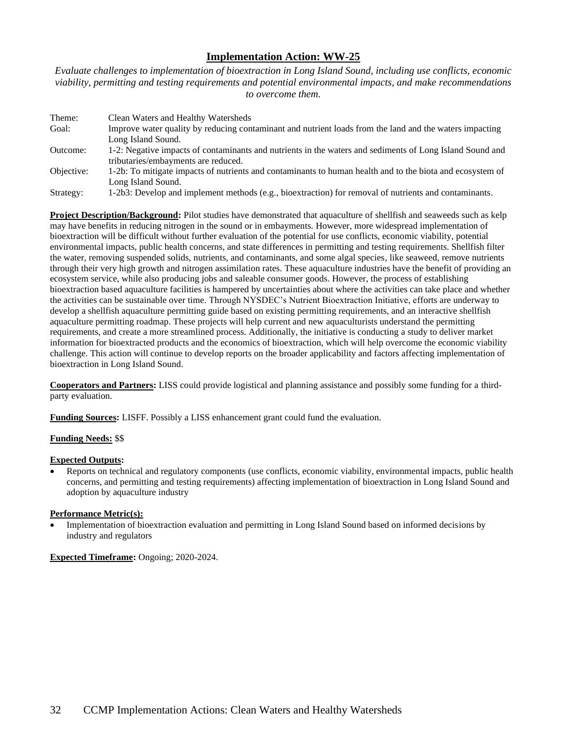## Implementation Action: WW-25

*Evaluate challenges to implementation of bioextraction in Long Island Sound, including use conflicts, economic viability, permitting and testing requirements and potential environmental impacts, and make recommendations to overcome them.*

| | |
|---|---|
| Theme: | Clean Waters and Healthy Watersheds |
| Goal: | Improve water quality by reducing contaminant and nutrient loads from the land and the waters impacting Long Island Sound. |
| Outcome: | 1-2: Negative impacts of contaminants and nutrients in the waters and sediments of Long Island Sound and tributaries/embayments are reduced. |
| Objective: | 1-2b: To mitigate impacts of nutrients and contaminants to human health and to the biota and ecosystem of Long Island Sound. |
| Strategy: | 1-2b3: Develop and implement methods (e.g., bioextraction) for removal of nutrients and contaminants. |

**Project Description/Background:** Pilot studies have demonstrated that aquaculture of shellfish and seaweeds such as kelp may have benefits in reducing nitrogen in the sound or in embayments. However, more widespread implementation of bioextraction will be difficult without further evaluation of the potential for use conflicts, economic viability, potential environmental impacts, public health concerns, and state differences in permitting and testing requirements. Shellfish filter the water, removing suspended solids, nutrients, and contaminants, and some algal species, like seaweed, remove nutrients through their very high growth and nitrogen assimilation rates. These aquaculture industries have the benefit of providing an ecosystem service, while also producing jobs and saleable consumer goods. However, the process of establishing bioextraction based aquaculture facilities is hampered by uncertainties about where the activities can take place and whether the activities can be sustainable over time. Through NYSDEC's Nutrient Bioextraction Initiative, efforts are underway to develop a shellfish aquaculture permitting guide based on existing permitting requirements, and an interactive shellfish aquaculture permitting roadmap. These projects will help current and new aquaculturists understand the permitting requirements, and create a more streamlined process. Additionally, the initiative is conducting a study to deliver market information for bioextracted products and the economics of bioextraction, which will help overcome the economic viability challenge. This action will continue to develop reports on the broader applicability and factors affecting implementation of bioextraction in Long Island Sound.

**Cooperators and Partners:** LISS could provide logistical and planning assistance and possibly some funding for a third-party evaluation.

**Funding Sources:** LISFF. Possibly a LISS enhancement grant could fund the evaluation.

**Funding Needs:** $$

**Expected Outputs:**

- Reports on technical and regulatory components (use conflicts, economic viability, environmental impacts, public health concerns, and permitting and testing requirements) affecting implementation of bioextraction in Long Island Sound and adoption by aquaculture industry

**Performance Metric(s):**

- Implementation of bioextraction evaluation and permitting in Long Island Sound based on informed decisions by industry and regulators

**Expected Timeframe:** Ongoing; 2020-2024.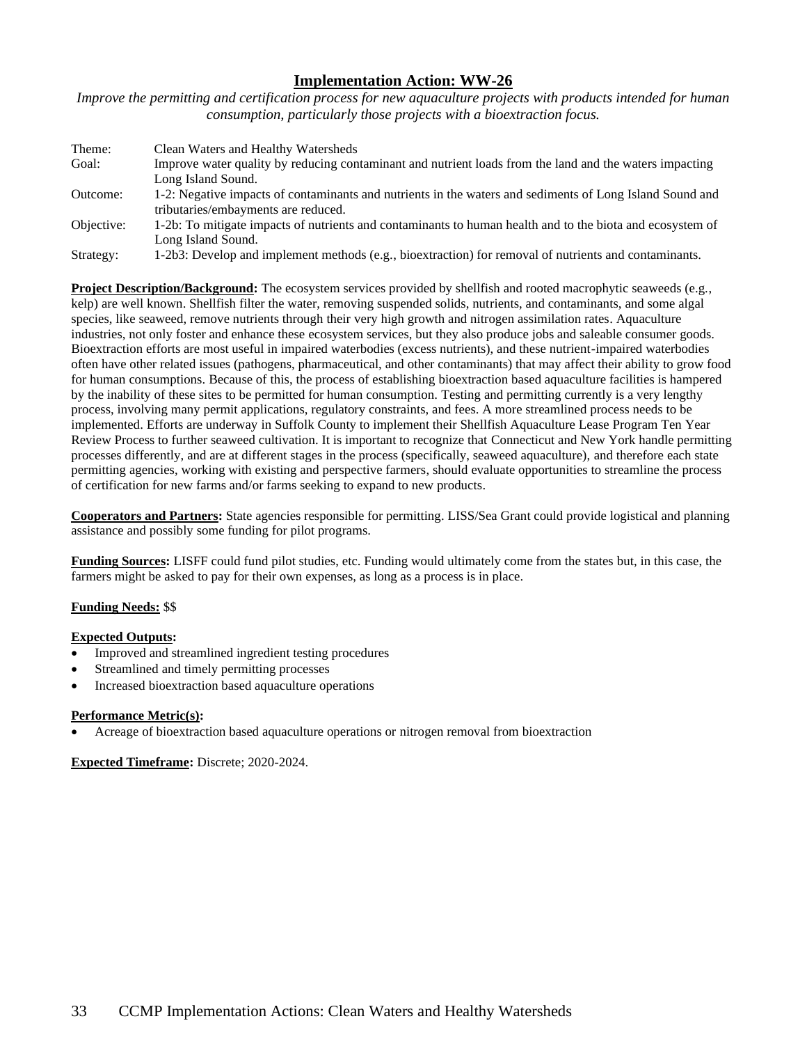## Implementation Action: WW-26

*Improve the permitting and certification process for new aquaculture projects with products intended for human consumption, particularly those projects with a bioextraction focus.*

| | |
|---|---|
| Theme: | Clean Waters and Healthy Watersheds |
| Goal: | Improve water quality by reducing contaminant and nutrient loads from the land and the waters impacting Long Island Sound. |
| Outcome: | 1-2: Negative impacts of contaminants and nutrients in the waters and sediments of Long Island Sound and tributaries/embayments are reduced. |
| Objective: | 1-2b: To mitigate impacts of nutrients and contaminants to human health and to the biota and ecosystem of Long Island Sound. |
| Strategy: | 1-2b3: Develop and implement methods (e.g., bioextraction) for removal of nutrients and contaminants. |

**Project Description/Background:** The ecosystem services provided by shellfish and rooted macrophytic seaweeds (e.g., kelp) are well known. Shellfish filter the water, removing suspended solids, nutrients, and contaminants, and some algal species, like seaweed, remove nutrients through their very high growth and nitrogen assimilation rates. Aquaculture industries, not only foster and enhance these ecosystem services, but they also produce jobs and saleable consumer goods. Bioextraction efforts are most useful in impaired waterbodies (excess nutrients), and these nutrient-impaired waterbodies often have other related issues (pathogens, pharmaceutical, and other contaminants) that may affect their ability to grow food for human consumptions. Because of this, the process of establishing bioextraction based aquaculture facilities is hampered by the inability of these sites to be permitted for human consumption. Testing and permitting currently is a very lengthy process, involving many permit applications, regulatory constraints, and fees. A more streamlined process needs to be implemented. Efforts are underway in Suffolk County to implement their Shellfish Aquaculture Lease Program Ten Year Review Process to further seaweed cultivation. It is important to recognize that Connecticut and New York handle permitting processes differently, and are at different stages in the process (specifically, seaweed aquaculture), and therefore each state permitting agencies, working with existing and perspective farmers, should evaluate opportunities to streamline the process of certification for new farms and/or farms seeking to expand to new products.

**Cooperators and Partners:** State agencies responsible for permitting. LISS/Sea Grant could provide logistical and planning assistance and possibly some funding for pilot programs.

**Funding Sources:** LISFF could fund pilot studies, etc. Funding would ultimately come from the states but, in this case, the farmers might be asked to pay for their own expenses, as long as a process is in place.

**Funding Needs:** $$

**Expected Outputs:**
- Improved and streamlined ingredient testing procedures
- Streamlined and timely permitting processes
- Increased bioextraction based aquaculture operations

**Performance Metric(s):**
- Acreage of bioextraction based aquaculture operations or nitrogen removal from bioextraction

**Expected Timeframe:** Discrete; 2020-2024.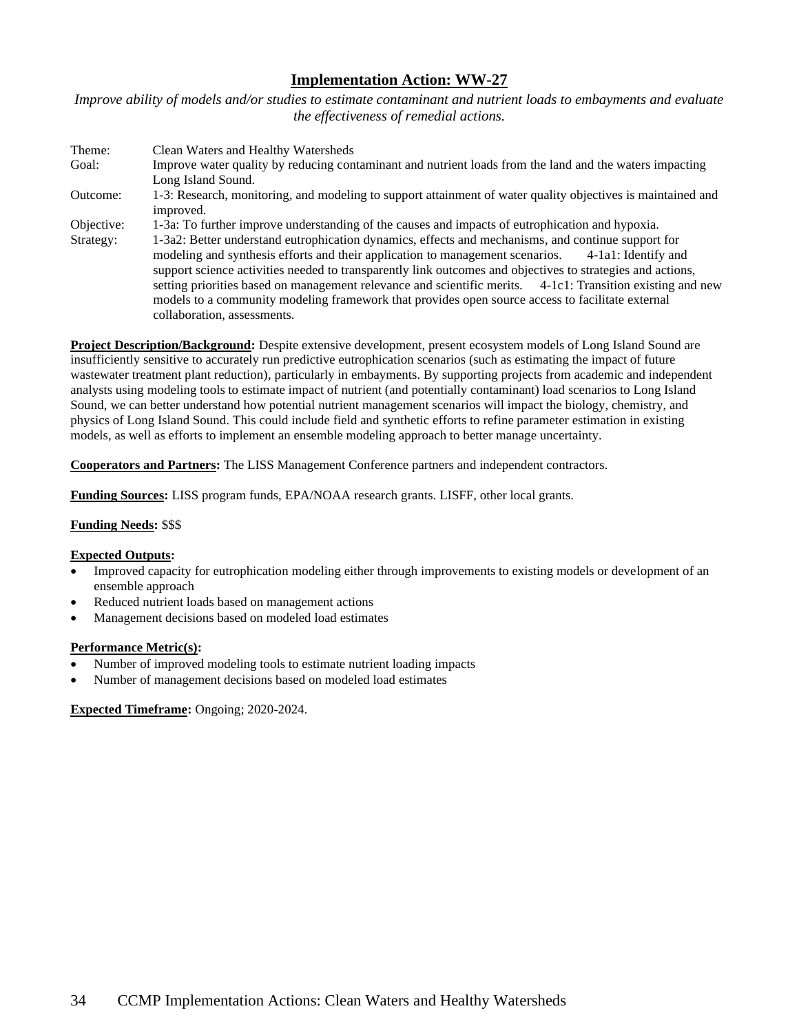## Implementation Action: WW-27

*Improve ability of models and/or studies to estimate contaminant and nutrient loads to embayments and evaluate the effectiveness of remedial actions.*

Theme: Clean Waters and Healthy Watersheds

Goal: Improve water quality by reducing contaminant and nutrient loads from the land and the waters impacting Long Island Sound.

Outcome: 1-3: Research, monitoring, and modeling to support attainment of water quality objectives is maintained and improved.

Objective: 1-3a: To further improve understanding of the causes and impacts of eutrophication and hypoxia.

Strategy: 1-3a2: Better understand eutrophication dynamics, effects and mechanisms, and continue support for modeling and synthesis efforts and their application to management scenarios. 4-1a1: Identify and support science activities needed to transparently link outcomes and objectives to strategies and actions, setting priorities based on management relevance and scientific merits. 4-1c1: Transition existing and new models to a community modeling framework that provides open source access to facilitate external collaboration, assessments.

**Project Description/Background:** Despite extensive development, present ecosystem models of Long Island Sound are insufficiently sensitive to accurately run predictive eutrophication scenarios (such as estimating the impact of future wastewater treatment plant reduction), particularly in embayments. By supporting projects from academic and independent analysts using modeling tools to estimate impact of nutrient (and potentially contaminant) load scenarios to Long Island Sound, we can better understand how potential nutrient management scenarios will impact the biology, chemistry, and physics of Long Island Sound. This could include field and synthetic efforts to refine parameter estimation in existing models, as well as efforts to implement an ensemble modeling approach to better manage uncertainty.

**Cooperators and Partners:** The LISS Management Conference partners and independent contractors.

**Funding Sources:** LISS program funds, EPA/NOAA research grants. LISFF, other local grants.

**Funding Needs:** $$$

**Expected Outputs:**

- Improved capacity for eutrophication modeling either through improvements to existing models or development of an ensemble approach
- Reduced nutrient loads based on management actions
- Management decisions based on modeled load estimates

**Performance Metric(s):**

- Number of improved modeling tools to estimate nutrient loading impacts
- Number of management decisions based on modeled load estimates

**Expected Timeframe:** Ongoing; 2020-2024.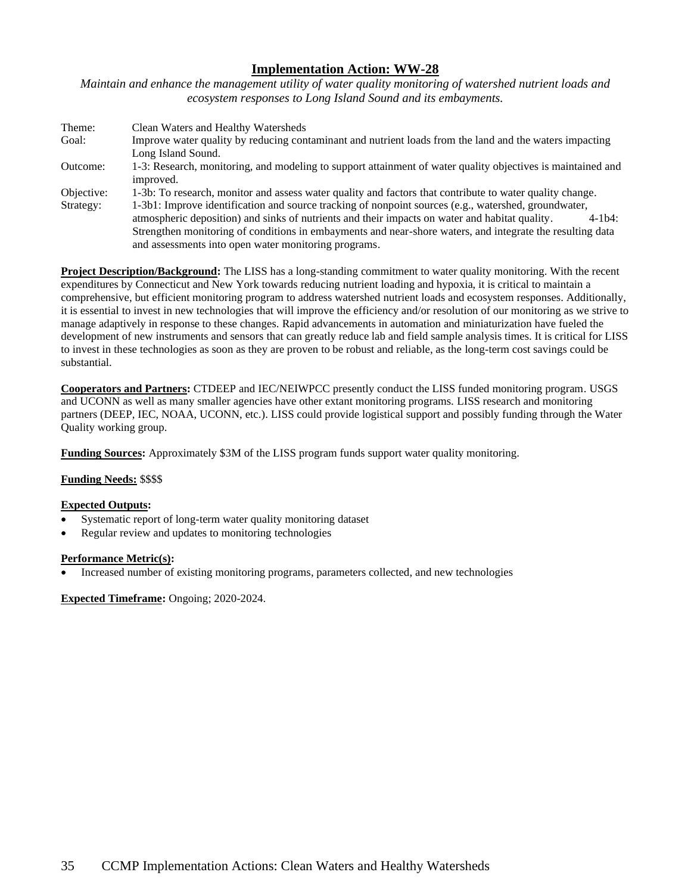## Implementation Action: WW-28

*Maintain and enhance the management utility of water quality monitoring of watershed nutrient loads and ecosystem responses to Long Island Sound and its embayments.*

| | |
|---|---|
| Theme: | Clean Waters and Healthy Watersheds |
| Goal: | Improve water quality by reducing contaminant and nutrient loads from the land and the waters impacting Long Island Sound. |
| Outcome: | 1-3: Research, monitoring, and modeling to support attainment of water quality objectives is maintained and improved. |
| Objective: | 1-3b: To research, monitor and assess water quality and factors that contribute to water quality change. |
| Strategy: | 1-3b1: Improve identification and source tracking of nonpoint sources (e.g., watershed, groundwater, atmospheric deposition) and sinks of nutrients and their impacts on water and habitat quality. 4-1b4: Strengthen monitoring of conditions in embayments and near-shore waters, and integrate the resulting data and assessments into open water monitoring programs. |

**Project Description/Background:** The LISS has a long-standing commitment to water quality monitoring. With the recent expenditures by Connecticut and New York towards reducing nutrient loading and hypoxia, it is critical to maintain a comprehensive, but efficient monitoring program to address watershed nutrient loads and ecosystem responses. Additionally, it is essential to invest in new technologies that will improve the efficiency and/or resolution of our monitoring as we strive to manage adaptively in response to these changes. Rapid advancements in automation and miniaturization have fueled the development of new instruments and sensors that can greatly reduce lab and field sample analysis times. It is critical for LISS to invest in these technologies as soon as they are proven to be robust and reliable, as the long-term cost savings could be substantial.

**Cooperators and Partners:** CTDEEP and IEC/NEIWPCC presently conduct the LISS funded monitoring program. USGS and UCONN as well as many smaller agencies have other extant monitoring programs. LISS research and monitoring partners (DEEP, IEC, NOAA, UCONN, etc.). LISS could provide logistical support and possibly funding through the Water Quality working group.

**Funding Sources:** Approximately $3M of the LISS program funds support water quality monitoring.

**Funding Needs:** $$$$

**Expected Outputs:**

- Systematic report of long-term water quality monitoring dataset
- Regular review and updates to monitoring technologies

**Performance Metric(s):**

- Increased number of existing monitoring programs, parameters collected, and new technologies

**Expected Timeframe:** Ongoing; 2020-2024.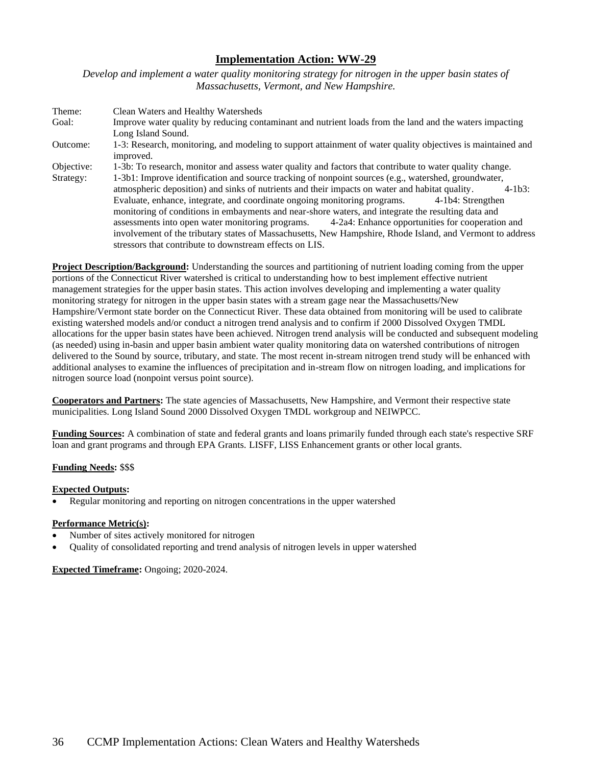## Implementation Action: WW-29

*Develop and implement a water quality monitoring strategy for nitrogen in the upper basin states of Massachusetts, Vermont, and New Hampshire.*

| | |
|---|---|
| Theme: | Clean Waters and Healthy Watersheds |
| Goal: | Improve water quality by reducing contaminant and nutrient loads from the land and the waters impacting Long Island Sound. |
| Outcome: | 1-3: Research, monitoring, and modeling to support attainment of water quality objectives is maintained and improved. |
| Objective: | 1-3b: To research, monitor and assess water quality and factors that contribute to water quality change. |
| Strategy: | 1-3b1: Improve identification and source tracking of nonpoint sources (e.g., watershed, groundwater, atmospheric deposition) and sinks of nutrients and their impacts on water and habitat quality. 4-1b3: Evaluate, enhance, integrate, and coordinate ongoing monitoring programs. 4-1b4: Strengthen monitoring of conditions in embayments and near-shore waters, and integrate the resulting data and assessments into open water monitoring programs. 4-2a4: Enhance opportunities for cooperation and involvement of the tributary states of Massachusetts, New Hampshire, Rhode Island, and Vermont to address stressors that contribute to downstream effects on LIS. |

**Project Description/Background:** Understanding the sources and partitioning of nutrient loading coming from the upper portions of the Connecticut River watershed is critical to understanding how to best implement effective nutrient management strategies for the upper basin states. This action involves developing and implementing a water quality monitoring strategy for nitrogen in the upper basin states with a stream gage near the Massachusetts/New Hampshire/Vermont state border on the Connecticut River. These data obtained from monitoring will be used to calibrate existing watershed models and/or conduct a nitrogen trend analysis and to confirm if 2000 Dissolved Oxygen TMDL allocations for the upper basin states have been achieved. Nitrogen trend analysis will be conducted and subsequent modeling (as needed) using in-basin and upper basin ambient water quality monitoring data on watershed contributions of nitrogen delivered to the Sound by source, tributary, and state. The most recent in-stream nitrogen trend study will be enhanced with additional analyses to examine the influences of precipitation and in-stream flow on nitrogen loading, and implications for nitrogen source load (nonpoint versus point source).

**Cooperators and Partners:** The state agencies of Massachusetts, New Hampshire, and Vermont their respective state municipalities. Long Island Sound 2000 Dissolved Oxygen TMDL workgroup and NEIWPCC.

**Funding Sources:** A combination of state and federal grants and loans primarily funded through each state's respective SRF loan and grant programs and through EPA Grants. LISFF, LISS Enhancement grants or other local grants.

**Funding Needs:** $$$

**Expected Outputs:**

- Regular monitoring and reporting on nitrogen concentrations in the upper watershed

**Performance Metric(s):**

- Number of sites actively monitored for nitrogen
- Quality of consolidated reporting and trend analysis of nitrogen levels in upper watershed

**Expected Timeframe:** Ongoing; 2020-2024.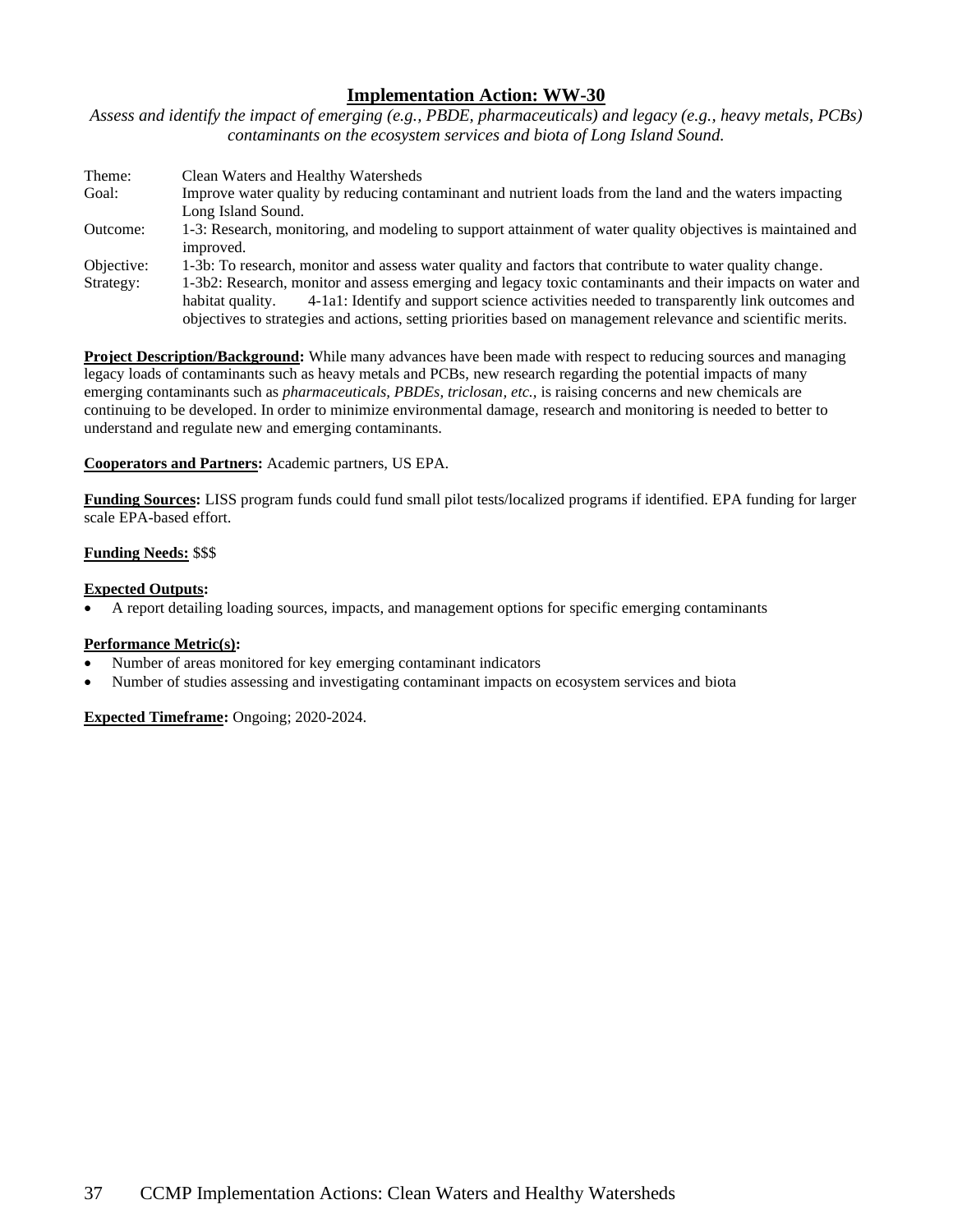# Implementation Action: WW-30

*Assess and identify the impact of emerging (e.g., PBDE, pharmaceuticals) and legacy (e.g., heavy metals, PCBs) contaminants on the ecosystem services and biota of Long Island Sound.*

| | |
|---|---|
| Theme: | Clean Waters and Healthy Watersheds |
| Goal: | Improve water quality by reducing contaminant and nutrient loads from the land and the waters impacting Long Island Sound. |
| Outcome: | 1-3: Research, monitoring, and modeling to support attainment of water quality objectives is maintained and improved. |
| Objective: | 1-3b: To research, monitor and assess water quality and factors that contribute to water quality change. |
| Strategy: | 1-3b2: Research, monitor and assess emerging and legacy toxic contaminants and their impacts on water and habitat quality. 4-1a1: Identify and support science activities needed to transparently link outcomes and objectives to strategies and actions, setting priorities based on management relevance and scientific merits. |

**Project Description/Background:** While many advances have been made with respect to reducing sources and managing legacy loads of contaminants such as heavy metals and PCBs, new research regarding the potential impacts of many emerging contaminants such as *pharmaceuticals, PBDEs, triclosan, etc.,* is raising concerns and new chemicals are continuing to be developed. In order to minimize environmental damage, research and monitoring is needed to better to understand and regulate new and emerging contaminants.

**Cooperators and Partners:** Academic partners, US EPA.

**Funding Sources:** LISS program funds could fund small pilot tests/localized programs if identified. EPA funding for larger scale EPA-based effort.

**Funding Needs:** $$$

**Expected Outputs:**

- A report detailing loading sources, impacts, and management options for specific emerging contaminants

**Performance Metric(s):**

- Number of areas monitored for key emerging contaminant indicators
- Number of studies assessing and investigating contaminant impacts on ecosystem services and biota

**Expected Timeframe:** Ongoing; 2020-2024.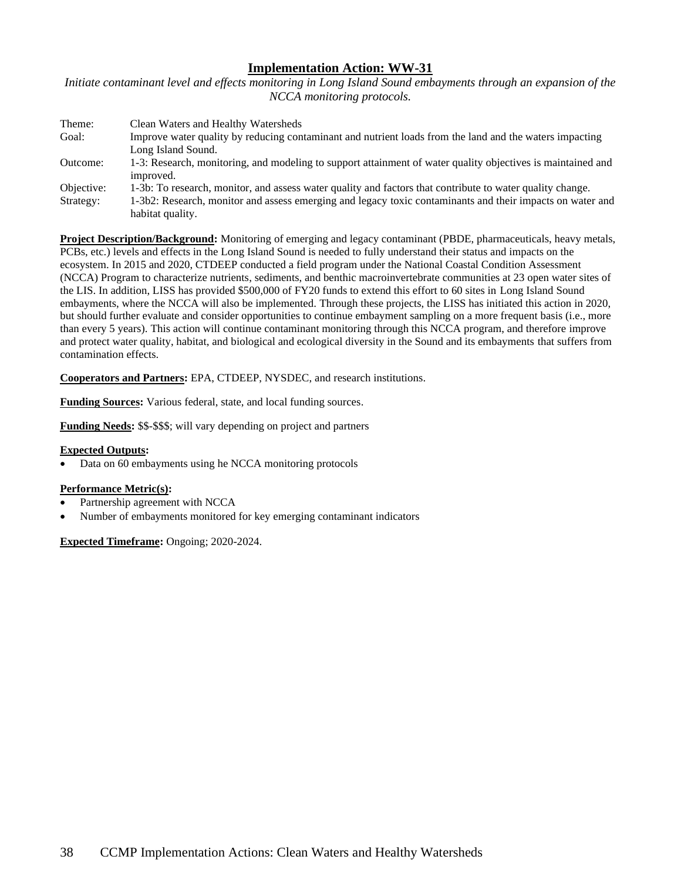## Implementation Action: WW-31

*Initiate contaminant level and effects monitoring in Long Island Sound embayments through an expansion of the NCCA monitoring protocols.*

| | |
|---|---|
| Theme: | Clean Waters and Healthy Watersheds |
| Goal: | Improve water quality by reducing contaminant and nutrient loads from the land and the waters impacting Long Island Sound. |
| Outcome: | 1-3: Research, monitoring, and modeling to support attainment of water quality objectives is maintained and improved. |
| Objective: | 1-3b: To research, monitor, and assess water quality and factors that contribute to water quality change. |
| Strategy: | 1-3b2: Research, monitor and assess emerging and legacy toxic contaminants and their impacts on water and habitat quality. |

**Project Description/Background:** Monitoring of emerging and legacy contaminant (PBDE, pharmaceuticals, heavy metals, PCBs, etc.) levels and effects in the Long Island Sound is needed to fully understand their status and impacts on the ecosystem. In 2015 and 2020, CTDEEP conducted a field program under the National Coastal Condition Assessment (NCCA) Program to characterize nutrients, sediments, and benthic macroinvertebrate communities at 23 open water sites of the LIS. In addition, LISS has provided $500,000 of FY20 funds to extend this effort to 60 sites in Long Island Sound embayments, where the NCCA will also be implemented. Through these projects, the LISS has initiated this action in 2020, but should further evaluate and consider opportunities to continue embayment sampling on a more frequent basis (i.e., more than every 5 years). This action will continue contaminant monitoring through this NCCA program, and therefore improve and protect water quality, habitat, and biological and ecological diversity in the Sound and its embayments that suffers from contamination effects.

**Cooperators and Partners:** EPA, CTDEEP, NYSDEC, and research institutions.

**Funding Sources:** Various federal, state, and local funding sources.

**Funding Needs:** $$-$$$; will vary depending on project and partners

**Expected Outputs:**

- Data on 60 embayments using he NCCA monitoring protocols

**Performance Metric(s):**

- Partnership agreement with NCCA
- Number of embayments monitored for key emerging contaminant indicators

**Expected Timeframe:** Ongoing; 2020-2024.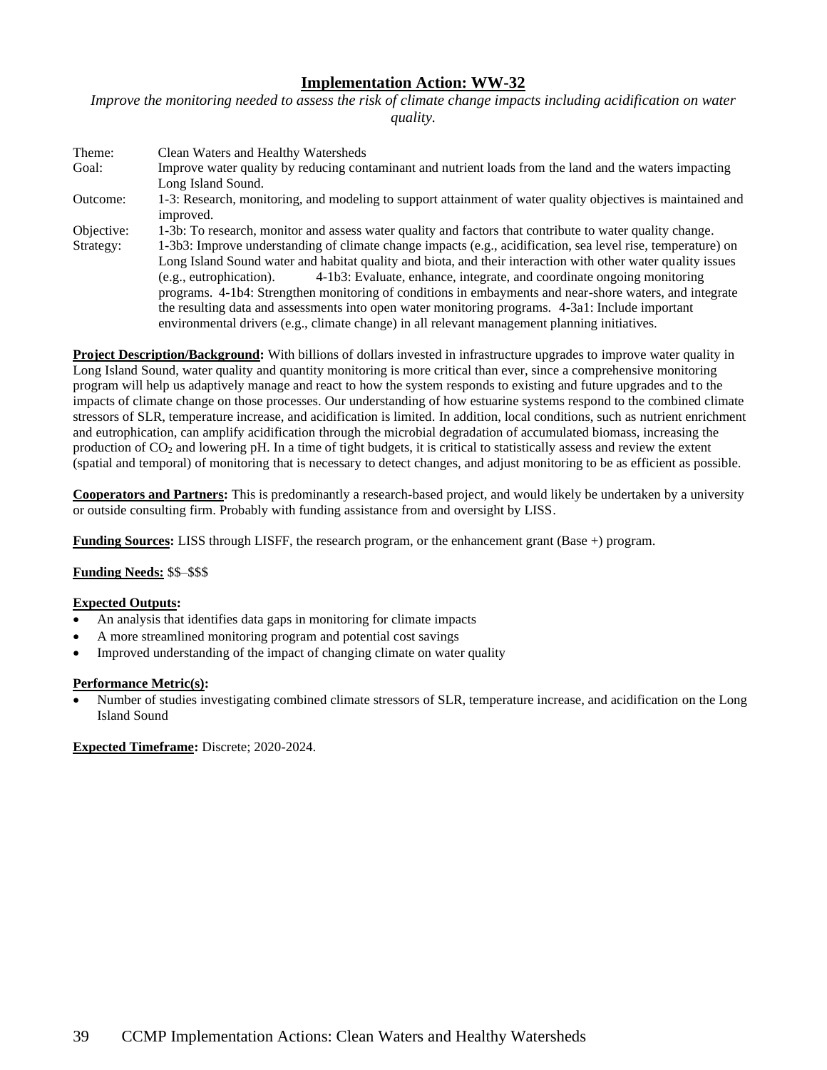## Implementation Action: WW-32

*Improve the monitoring needed to assess the risk of climate change impacts including acidification on water quality.*

| | |
|---|---|
| Theme: | Clean Waters and Healthy Watersheds |
| Goal: | Improve water quality by reducing contaminant and nutrient loads from the land and the waters impacting Long Island Sound. |
| Outcome: | 1-3: Research, monitoring, and modeling to support attainment of water quality objectives is maintained and improved. |
| Objective: | 1-3b: To research, monitor and assess water quality and factors that contribute to water quality change. |
| Strategy: | 1-3b3: Improve understanding of climate change impacts (e.g., acidification, sea level rise, temperature) on Long Island Sound water and habitat quality and biota, and their interaction with other water quality issues (e.g., eutrophication). 4-1b3: Evaluate, enhance, integrate, and coordinate ongoing monitoring programs. 4-1b4: Strengthen monitoring of conditions in embayments and near-shore waters, and integrate the resulting data and assessments into open water monitoring programs. 4-3a1: Include important environmental drivers (e.g., climate change) in all relevant management planning initiatives. |

**Project Description/Background:** With billions of dollars invested in infrastructure upgrades to improve water quality in Long Island Sound, water quality and quantity monitoring is more critical than ever, since a comprehensive monitoring program will help us adaptively manage and react to how the system responds to existing and future upgrades and to the impacts of climate change on those processes. Our understanding of how estuarine systems respond to the combined climate stressors of SLR, temperature increase, and acidification is limited. In addition, local conditions, such as nutrient enrichment and eutrophication, can amplify acidification through the microbial degradation of accumulated biomass, increasing the production of $CO_2$ and lowering pH. In a time of tight budgets, it is critical to statistically assess and review the extent (spatial and temporal) of monitoring that is necessary to detect changes, and adjust monitoring to be as efficient as possible.

**Cooperators and Partners:** This is predominantly a research-based project, and would likely be undertaken by a university or outside consulting firm. Probably with funding assistance from and oversight by LISS.

**Funding Sources:** LISS through LISFF, the research program, or the enhancement grant (Base +) program.

**Funding Needs:** $$–$$$

**Expected Outputs:**

- An analysis that identifies data gaps in monitoring for climate impacts
- A more streamlined monitoring program and potential cost savings
- Improved understanding of the impact of changing climate on water quality

**Performance Metric(s):**

- Number of studies investigating combined climate stressors of SLR, temperature increase, and acidification on the Long Island Sound

**Expected Timeframe:** Discrete; 2020-2024.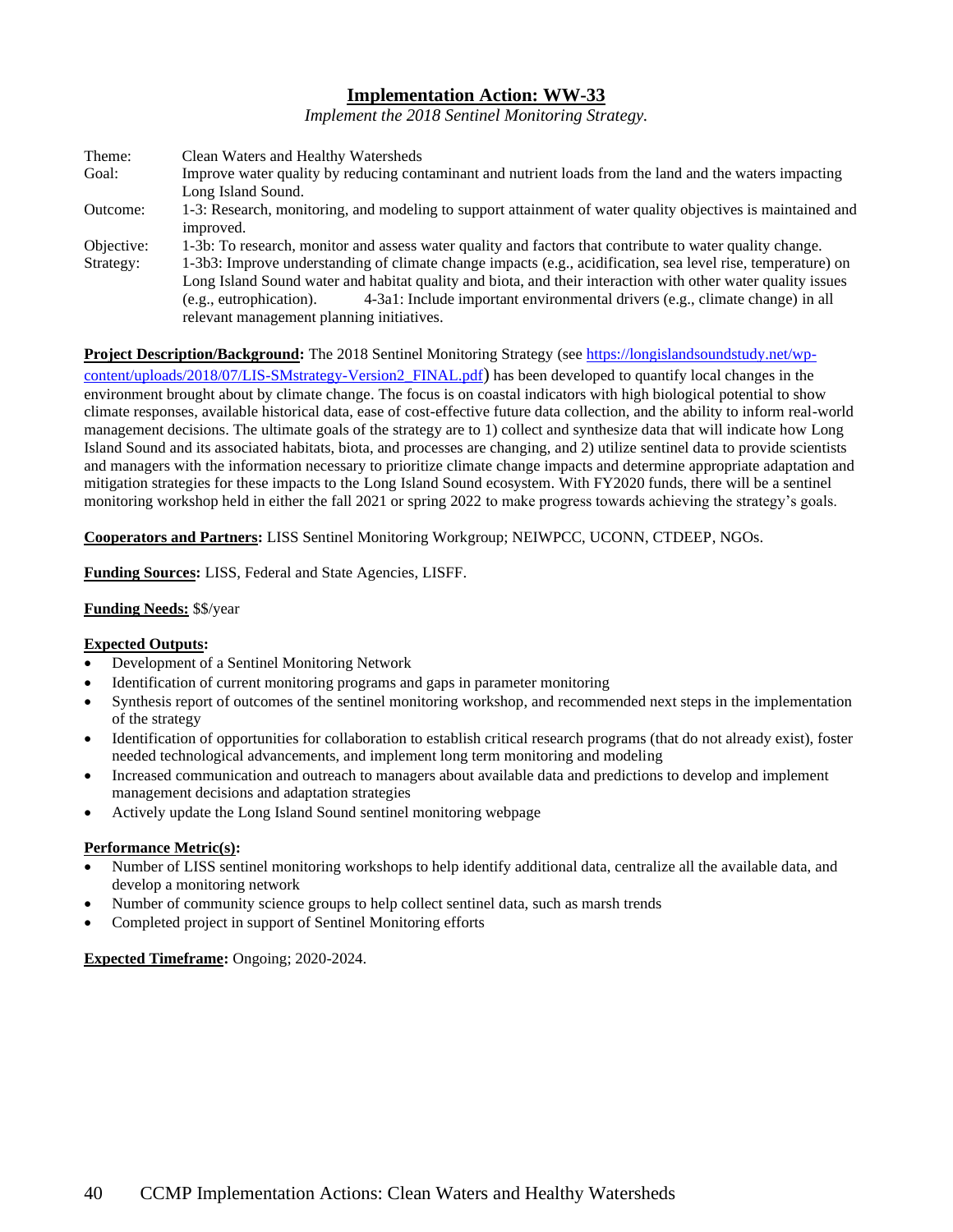## Implementation Action: WW-33

*Implement the 2018 Sentinel Monitoring Strategy.*

| | |
|---|---|
| Theme: | Clean Waters and Healthy Watersheds |
| Goal: | Improve water quality by reducing contaminant and nutrient loads from the land and the waters impacting Long Island Sound. |
| Outcome: | 1-3: Research, monitoring, and modeling to support attainment of water quality objectives is maintained and improved. |
| Objective: | 1-3b: To research, monitor and assess water quality and factors that contribute to water quality change. |
| Strategy: | 1-3b3: Improve understanding of climate change impacts (e.g., acidification, sea level rise, temperature) on Long Island Sound water and habitat quality and biota, and their interaction with other water quality issues (e.g., eutrophication). 4-3a1: Include important environmental drivers (e.g., climate change) in all relevant management planning initiatives. |

**Project Description/Background:** The 2018 Sentinel Monitoring Strategy (see https://longislandsoundstudy.net/wp-content/uploads/2018/07/LIS-SMstrategy-Version2_FINAL.pdf) has been developed to quantify local changes in the environment brought about by climate change. The focus is on coastal indicators with high biological potential to show climate responses, available historical data, ease of cost-effective future data collection, and the ability to inform real-world management decisions. The ultimate goals of the strategy are to 1) collect and synthesize data that will indicate how Long Island Sound and its associated habitats, biota, and processes are changing, and 2) utilize sentinel data to provide scientists and managers with the information necessary to prioritize climate change impacts and determine appropriate adaptation and mitigation strategies for these impacts to the Long Island Sound ecosystem. With FY2020 funds, there will be a sentinel monitoring workshop held in either the fall 2021 or spring 2022 to make progress towards achieving the strategy's goals.

**Cooperators and Partners:** LISS Sentinel Monitoring Workgroup; NEIWPCC, UCONN, CTDEEP, NGOs.

**Funding Sources:** LISS, Federal and State Agencies, LISFF.

**Funding Needs:** $$/year

**Expected Outputs:**

- Development of a Sentinel Monitoring Network
- Identification of current monitoring programs and gaps in parameter monitoring
- Synthesis report of outcomes of the sentinel monitoring workshop, and recommended next steps in the implementation of the strategy
- Identification of opportunities for collaboration to establish critical research programs (that do not already exist), foster needed technological advancements, and implement long term monitoring and modeling
- Increased communication and outreach to managers about available data and predictions to develop and implement management decisions and adaptation strategies
- Actively update the Long Island Sound sentinel monitoring webpage

**Performance Metric(s):**

- Number of LISS sentinel monitoring workshops to help identify additional data, centralize all the available data, and develop a monitoring network
- Number of community science groups to help collect sentinel data, such as marsh trends
- Completed project in support of Sentinel Monitoring efforts

**Expected Timeframe:** Ongoing; 2020-2024.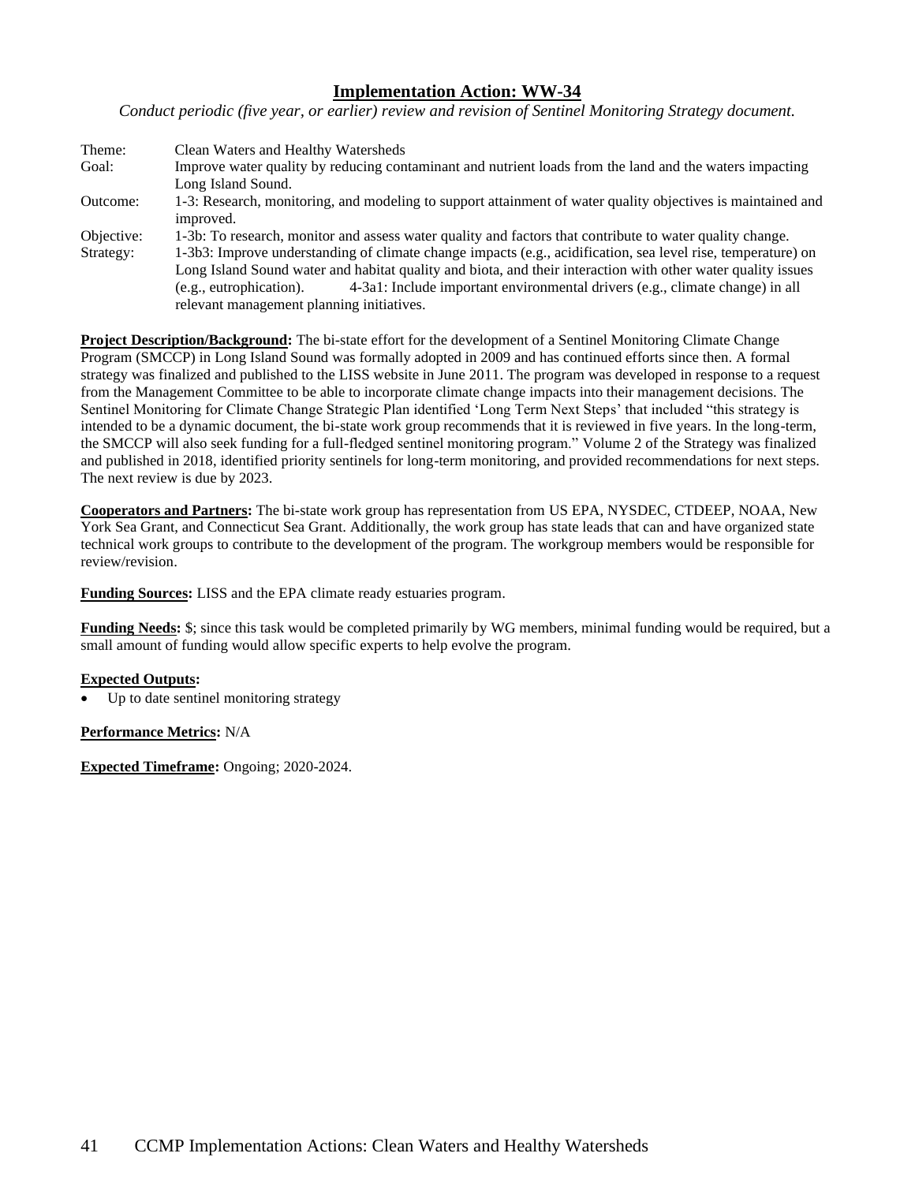## Implementation Action: WW-34

*Conduct periodic (five year, or earlier) review and revision of Sentinel Monitoring Strategy document.*

Theme: Clean Waters and Healthy Watersheds

Goal: Improve water quality by reducing contaminant and nutrient loads from the land and the waters impacting Long Island Sound.

Outcome: 1-3: Research, monitoring, and modeling to support attainment of water quality objectives is maintained and improved.

Objective: 1-3b: To research, monitor and assess water quality and factors that contribute to water quality change.

Strategy: 1-3b3: Improve understanding of climate change impacts (e.g., acidification, sea level rise, temperature) on Long Island Sound water and habitat quality and biota, and their interaction with other water quality issues (e.g., eutrophication). 4-3a1: Include important environmental drivers (e.g., climate change) in all relevant management planning initiatives.

**Project Description/Background:** The bi-state effort for the development of a Sentinel Monitoring Climate Change Program (SMCCP) in Long Island Sound was formally adopted in 2009 and has continued efforts since then. A formal strategy was finalized and published to the LISS website in June 2011. The program was developed in response to a request from the Management Committee to be able to incorporate climate change impacts into their management decisions. The Sentinel Monitoring for Climate Change Strategic Plan identified 'Long Term Next Steps' that included "this strategy is intended to be a dynamic document, the bi-state work group recommends that it is reviewed in five years. In the long-term, the SMCCP will also seek funding for a full-fledged sentinel monitoring program." Volume 2 of the Strategy was finalized and published in 2018, identified priority sentinels for long-term monitoring, and provided recommendations for next steps. The next review is due by 2023.

**Cooperators and Partners:** The bi-state work group has representation from US EPA, NYSDEC, CTDEEP, NOAA, New York Sea Grant, and Connecticut Sea Grant. Additionally, the work group has state leads that can and have organized state technical work groups to contribute to the development of the program. The workgroup members would be responsible for review/revision.

**Funding Sources:** LISS and the EPA climate ready estuaries program.

**Funding Needs:** $; since this task would be completed primarily by WG members, minimal funding would be required, but a small amount of funding would allow specific experts to help evolve the program.

**Expected Outputs:**

- Up to date sentinel monitoring strategy

**Performance Metrics:** N/A

**Expected Timeframe:** Ongoing; 2020-2024.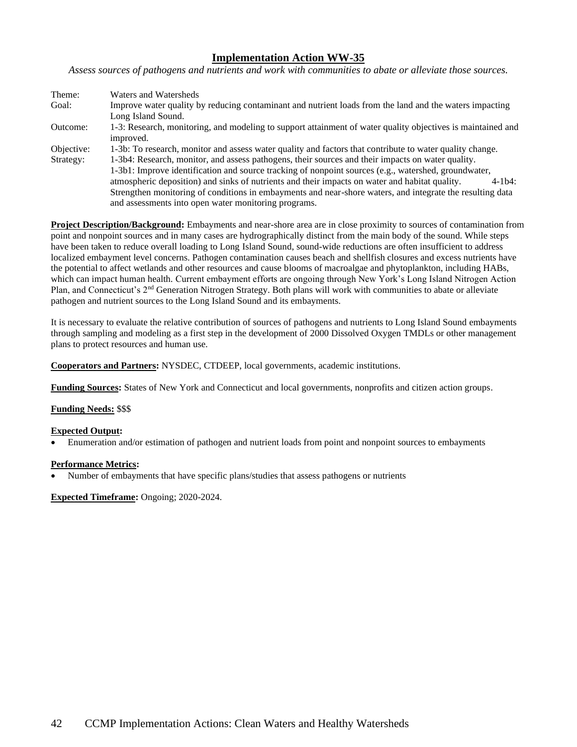## Implementation Action WW-35

*Assess sources of pathogens and nutrients and work with communities to abate or alleviate those sources.*

Theme: Waters and Watersheds

Goal: Improve water quality by reducing contaminant and nutrient loads from the land and the waters impacting Long Island Sound.

Outcome: 1-3: Research, monitoring, and modeling to support attainment of water quality objectives is maintained and improved.

Objective: 1-3b: To research, monitor and assess water quality and factors that contribute to water quality change.

Strategy: 1-3b4: Research, monitor, and assess pathogens, their sources and their impacts on water quality.
1-3b1: Improve identification and source tracking of nonpoint sources (e.g., watershed, groundwater, atmospheric deposition) and sinks of nutrients and their impacts on water and habitat quality. 4-1b4: Strengthen monitoring of conditions in embayments and near-shore waters, and integrate the resulting data and assessments into open water monitoring programs.

**Project Description/Background:** Embayments and near-shore area are in close proximity to sources of contamination from point and nonpoint sources and in many cases are hydrographically distinct from the main body of the sound. While steps have been taken to reduce overall loading to Long Island Sound, sound-wide reductions are often insufficient to address localized embayment level concerns. Pathogen contamination causes beach and shellfish closures and excess nutrients have the potential to affect wetlands and other resources and cause blooms of macroalgae and phytoplankton, including HABs, which can impact human health. Current embayment efforts are ongoing through New York's Long Island Nitrogen Action Plan, and Connecticut's 2nd Generation Nitrogen Strategy. Both plans will work with communities to abate or alleviate pathogen and nutrient sources to the Long Island Sound and its embayments.

It is necessary to evaluate the relative contribution of sources of pathogens and nutrients to Long Island Sound embayments through sampling and modeling as a first step in the development of 2000 Dissolved Oxygen TMDLs or other management plans to protect resources and human use.

**Cooperators and Partners:** NYSDEC, CTDEEP, local governments, academic institutions.

**Funding Sources:** States of New York and Connecticut and local governments, nonprofits and citizen action groups.

**Funding Needs:** $$$

**Expected Output:**

- Enumeration and/or estimation of pathogen and nutrient loads from point and nonpoint sources to embayments

**Performance Metrics:**

- Number of embayments that have specific plans/studies that assess pathogens or nutrients

**Expected Timeframe:** Ongoing; 2020-2024.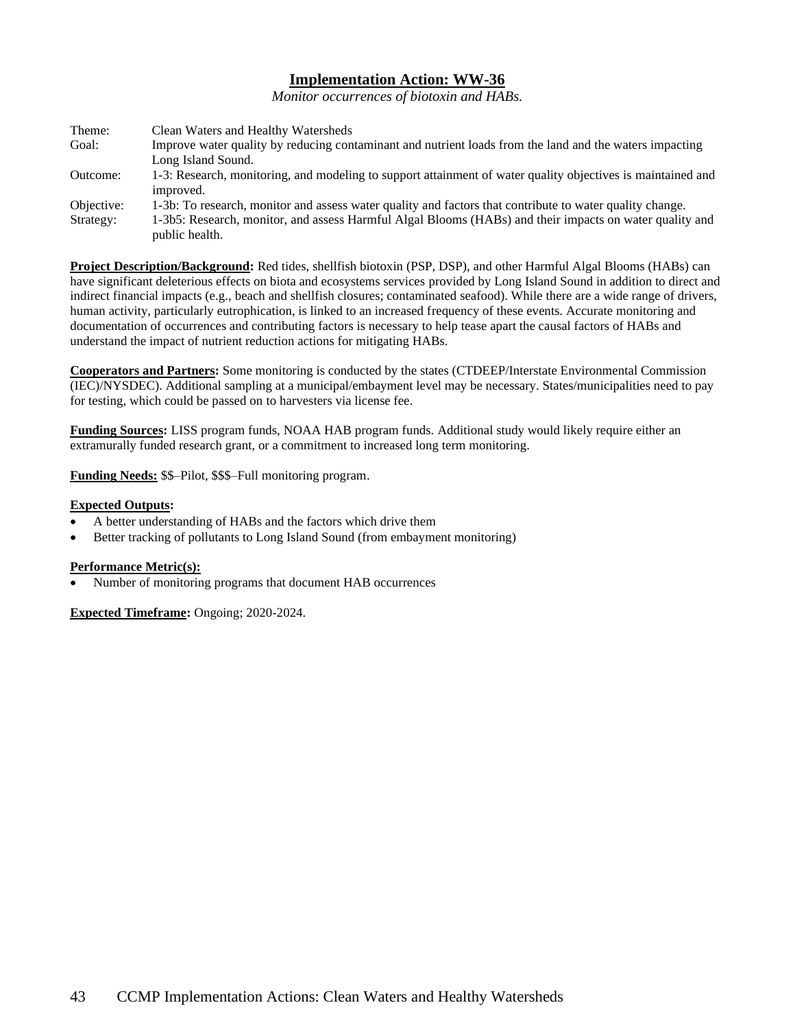## Implementation Action: WW-36

*Monitor occurrences of biotoxin and HABs.*

| | |
|---|---|
| Theme: | Clean Waters and Healthy Watersheds |
| Goal: | Improve water quality by reducing contaminant and nutrient loads from the land and the waters impacting Long Island Sound. |
| Outcome: | 1-3: Research, monitoring, and modeling to support attainment of water quality objectives is maintained and improved. |
| Objective: | 1-3b: To research, monitor and assess water quality and factors that contribute to water quality change. |
| Strategy: | 1-3b5: Research, monitor, and assess Harmful Algal Blooms (HABs) and their impacts on water quality and public health. |

**Project Description/Background:** Red tides, shellfish biotoxin (PSP, DSP), and other Harmful Algal Blooms (HABs) can have significant deleterious effects on biota and ecosystems services provided by Long Island Sound in addition to direct and indirect financial impacts (e.g., beach and shellfish closures; contaminated seafood). While there are a wide range of drivers, human activity, particularly eutrophication, is linked to an increased frequency of these events. Accurate monitoring and documentation of occurrences and contributing factors is necessary to help tease apart the causal factors of HABs and understand the impact of nutrient reduction actions for mitigating HABs.

**Cooperators and Partners:** Some monitoring is conducted by the states (CTDEEP/Interstate Environmental Commission (IEC)/NYSDEC). Additional sampling at a municipal/embayment level may be necessary. States/municipalities need to pay for testing, which could be passed on to harvesters via license fee.

**Funding Sources:** LISS program funds, NOAA HAB program funds. Additional study would likely require either an extramurally funded research grant, or a commitment to increased long term monitoring.

**Funding Needs:** $$–Pilot, $$$–Full monitoring program.

**Expected Outputs:**

- A better understanding of HABs and the factors which drive them
- Better tracking of pollutants to Long Island Sound (from embayment monitoring)

**Performance Metric(s):**

- Number of monitoring programs that document HAB occurrences

**Expected Timeframe:** Ongoing; 2020-2024.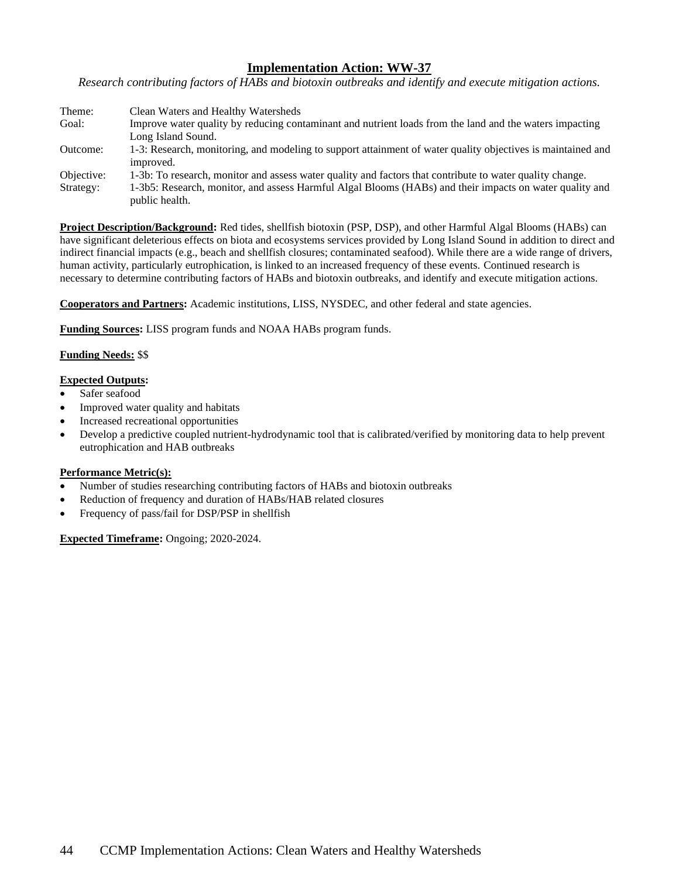## Implementation Action: WW-37

*Research contributing factors of HABs and biotoxin outbreaks and identify and execute mitigation actions.*

| | |
|---|---|
| Theme: | Clean Waters and Healthy Watersheds |
| Goal: | Improve water quality by reducing contaminant and nutrient loads from the land and the waters impacting Long Island Sound. |
| Outcome: | 1-3: Research, monitoring, and modeling to support attainment of water quality objectives is maintained and improved. |
| Objective: | 1-3b: To research, monitor and assess water quality and factors that contribute to water quality change. |
| Strategy: | 1-3b5: Research, monitor, and assess Harmful Algal Blooms (HABs) and their impacts on water quality and public health. |

**Project Description/Background:** Red tides, shellfish biotoxin (PSP, DSP), and other Harmful Algal Blooms (HABs) can have significant deleterious effects on biota and ecosystems services provided by Long Island Sound in addition to direct and indirect financial impacts (e.g., beach and shellfish closures; contaminated seafood). While there are a wide range of drivers, human activity, particularly eutrophication, is linked to an increased frequency of these events. Continued research is necessary to determine contributing factors of HABs and biotoxin outbreaks, and identify and execute mitigation actions.

**Cooperators and Partners:** Academic institutions, LISS, NYSDEC, and other federal and state agencies.

**Funding Sources:** LISS program funds and NOAA HABs program funds.

**Funding Needs:** $$

**Expected Outputs:**

- Safer seafood
- Improved water quality and habitats
- Increased recreational opportunities
- Develop a predictive coupled nutrient-hydrodynamic tool that is calibrated/verified by monitoring data to help prevent eutrophication and HAB outbreaks

**Performance Metric(s):**

- Number of studies researching contributing factors of HABs and biotoxin outbreaks
- Reduction of frequency and duration of HABs/HAB related closures
- Frequency of pass/fail for DSP/PSP in shellfish

**Expected Timeframe:** Ongoing; 2020-2024.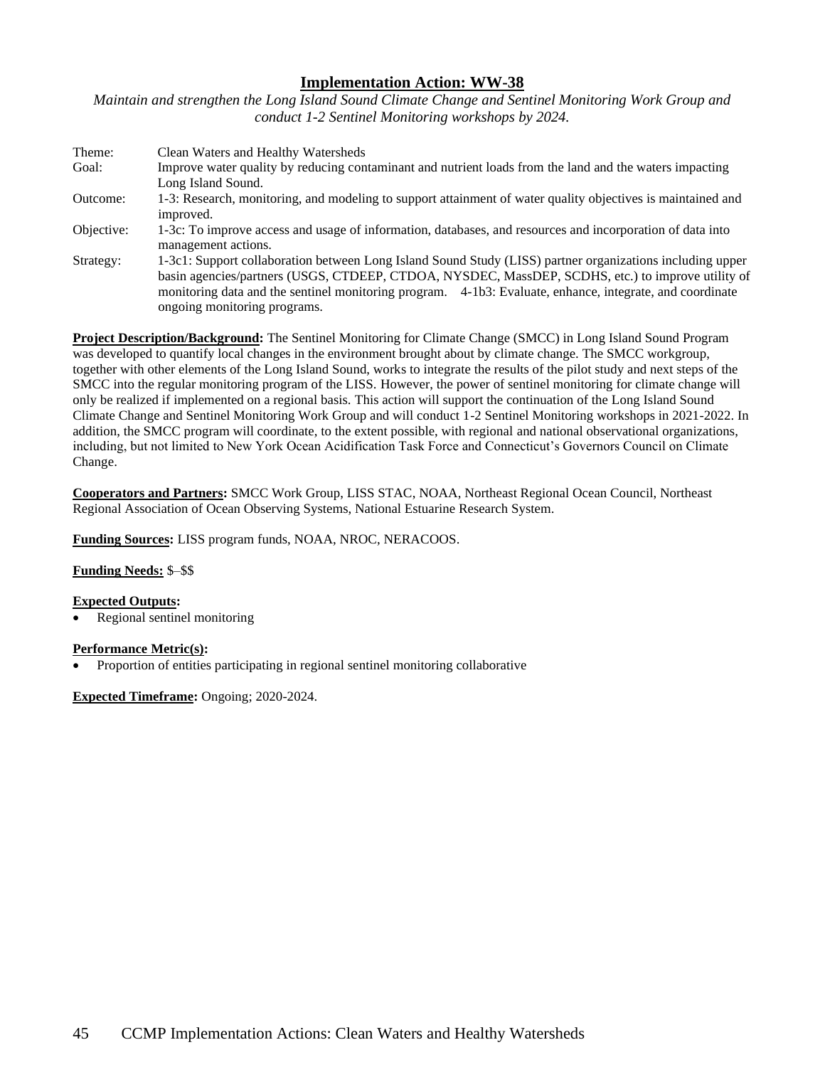## Implementation Action: WW-38

*Maintain and strengthen the Long Island Sound Climate Change and Sentinel Monitoring Work Group and conduct 1-2 Sentinel Monitoring workshops by 2024.*

| | |
|---|---|
| Theme: | Clean Waters and Healthy Watersheds |
| Goal: | Improve water quality by reducing contaminant and nutrient loads from the land and the waters impacting Long Island Sound. |
| Outcome: | 1-3: Research, monitoring, and modeling to support attainment of water quality objectives is maintained and improved. |
| Objective: | 1-3c: To improve access and usage of information, databases, and resources and incorporation of data into management actions. |
| Strategy: | 1-3c1: Support collaboration between Long Island Sound Study (LISS) partner organizations including upper basin agencies/partners (USGS, CTDEEP, CTDOA, NYSDEC, MassDEP, SCDHS, etc.) to improve utility of monitoring data and the sentinel monitoring program. 4-1b3: Evaluate, enhance, integrate, and coordinate ongoing monitoring programs. |

**Project Description/Background:** The Sentinel Monitoring for Climate Change (SMCC) in Long Island Sound Program was developed to quantify local changes in the environment brought about by climate change. The SMCC workgroup, together with other elements of the Long Island Sound, works to integrate the results of the pilot study and next steps of the SMCC into the regular monitoring program of the LISS. However, the power of sentinel monitoring for climate change will only be realized if implemented on a regional basis. This action will support the continuation of the Long Island Sound Climate Change and Sentinel Monitoring Work Group and will conduct 1-2 Sentinel Monitoring workshops in 2021-2022. In addition, the SMCC program will coordinate, to the extent possible, with regional and national observational organizations, including, but not limited to New York Ocean Acidification Task Force and Connecticut's Governors Council on Climate Change.

**Cooperators and Partners:** SMCC Work Group, LISS STAC, NOAA, Northeast Regional Ocean Council, Northeast Regional Association of Ocean Observing Systems, National Estuarine Research System.

**Funding Sources:** LISS program funds, NOAA, NROC, NERACOOS.

**Funding Needs:** $–$$

**Expected Outputs:**

- Regional sentinel monitoring

**Performance Metric(s):**

- Proportion of entities participating in regional sentinel monitoring collaborative

**Expected Timeframe:** Ongoing; 2020-2024.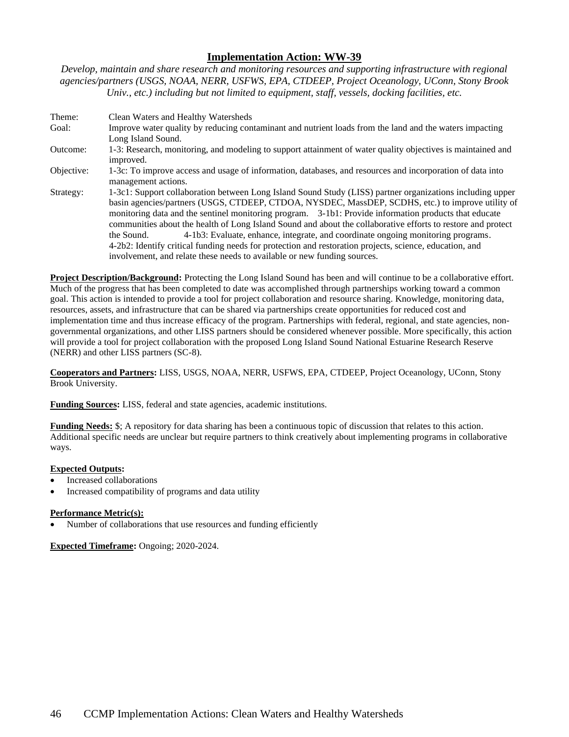## Implementation Action: WW-39

*Develop, maintain and share research and monitoring resources and supporting infrastructure with regional agencies/partners (USGS, NOAA, NERR, USFWS, EPA, CTDEEP, Project Oceanology, UConn, Stony Brook Univ., etc.) including but not limited to equipment, staff, vessels, docking facilities, etc.*

| | |
|---|---|
| Theme: | Clean Waters and Healthy Watersheds |
| Goal: | Improve water quality by reducing contaminant and nutrient loads from the land and the waters impacting Long Island Sound. |
| Outcome: | 1-3: Research, monitoring, and modeling to support attainment of water quality objectives is maintained and improved. |
| Objective: | 1-3c: To improve access and usage of information, databases, and resources and incorporation of data into management actions. |
| Strategy: | 1-3c1: Support collaboration between Long Island Sound Study (LISS) partner organizations including upper basin agencies/partners (USGS, CTDEEP, CTDOA, NYSDEC, MassDEP, SCDHS, etc.) to improve utility of monitoring data and the sentinel monitoring program. 3-1b1: Provide information products that educate communities about the health of Long Island Sound and about the collaborative efforts to restore and protect the Sound. 4-1b3: Evaluate, enhance, integrate, and coordinate ongoing monitoring programs. 4-2b2: Identify critical funding needs for protection and restoration projects, science, education, and involvement, and relate these needs to available or new funding sources. |

**Project Description/Background:** Protecting the Long Island Sound has been and will continue to be a collaborative effort. Much of the progress that has been completed to date was accomplished through partnerships working toward a common goal. This action is intended to provide a tool for project collaboration and resource sharing. Knowledge, monitoring data, resources, assets, and infrastructure that can be shared via partnerships create opportunities for reduced cost and implementation time and thus increase efficacy of the program. Partnerships with federal, regional, and state agencies, non-governmental organizations, and other LISS partners should be considered whenever possible. More specifically, this action will provide a tool for project collaboration with the proposed Long Island Sound National Estuarine Research Reserve (NERR) and other LISS partners (SC-8).

**Cooperators and Partners:** LISS, USGS, NOAA, NERR, USFWS, EPA, CTDEEP, Project Oceanology, UConn, Stony Brook University.

**Funding Sources:** LISS, federal and state agencies, academic institutions.

**Funding Needs:** $; A repository for data sharing has been a continuous topic of discussion that relates to this action. Additional specific needs are unclear but require partners to think creatively about implementing programs in collaborative ways.

**Expected Outputs:**

- Increased collaborations
- Increased compatibility of programs and data utility

**Performance Metric(s):**

- Number of collaborations that use resources and funding efficiently

**Expected Timeframe:** Ongoing; 2020-2024.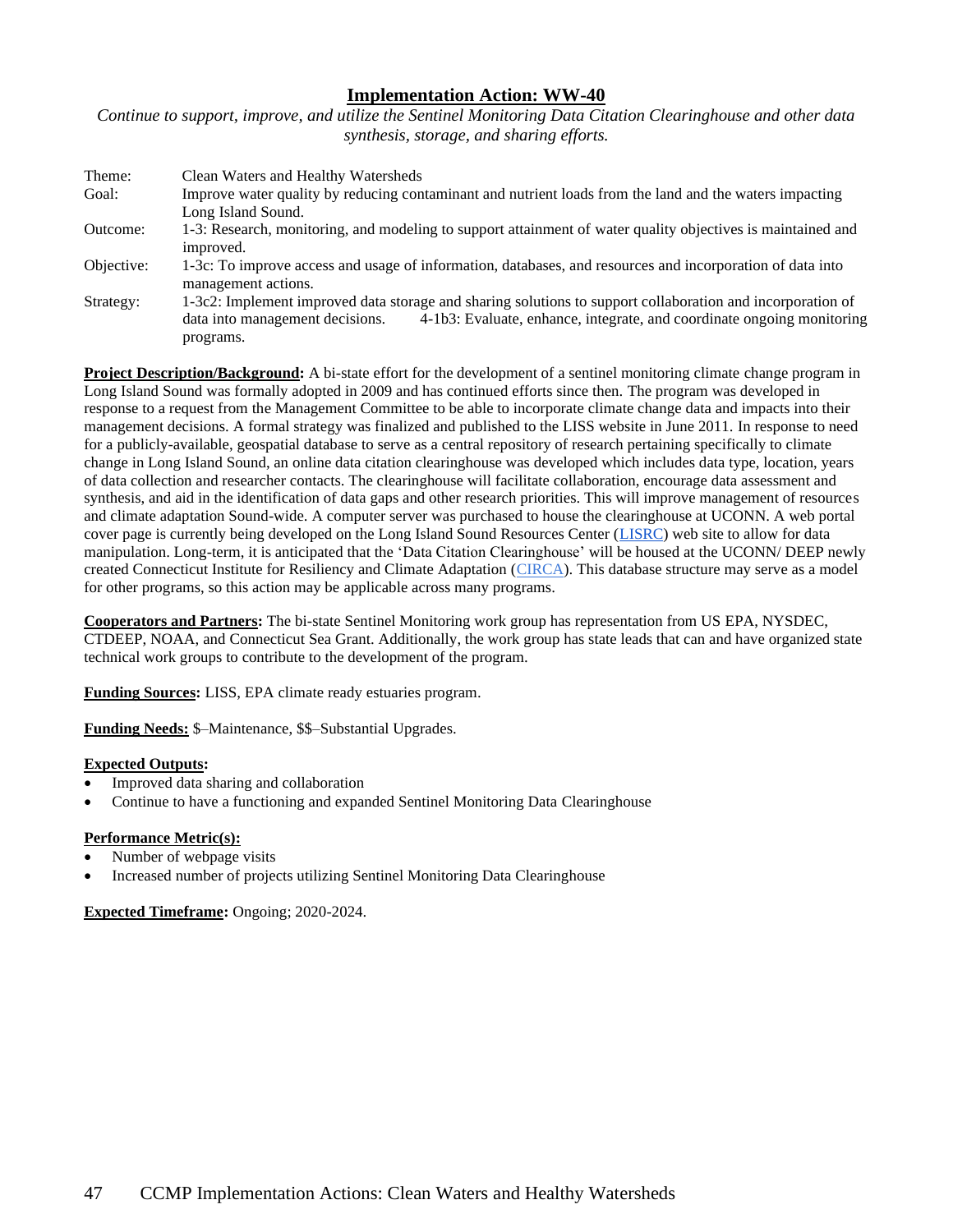## Implementation Action: WW-40

*Continue to support, improve, and utilize the Sentinel Monitoring Data Citation Clearinghouse and other data synthesis, storage, and sharing efforts.*

| | |
|---|---|
| Theme: | Clean Waters and Healthy Watersheds |
| Goal: | Improve water quality by reducing contaminant and nutrient loads from the land and the waters impacting Long Island Sound. |
| Outcome: | 1-3: Research, monitoring, and modeling to support attainment of water quality objectives is maintained and improved. |
| Objective: | 1-3c: To improve access and usage of information, databases, and resources and incorporation of data into management actions. |
| Strategy: | 1-3c2: Implement improved data storage and sharing solutions to support collaboration and incorporation of data into management decisions. 4-1b3: Evaluate, enhance, integrate, and coordinate ongoing monitoring programs. |

**Project Description/Background:** A bi-state effort for the development of a sentinel monitoring climate change program in Long Island Sound was formally adopted in 2009 and has continued efforts since then. The program was developed in response to a request from the Management Committee to be able to incorporate climate change data and impacts into their management decisions. A formal strategy was finalized and published to the LISS website in June 2011. In response to need for a publicly-available, geospatial database to serve as a central repository of research pertaining specifically to climate change in Long Island Sound, an online data citation clearinghouse was developed which includes data type, location, years of data collection and researcher contacts. The clearinghouse will facilitate collaboration, encourage data assessment and synthesis, and aid in the identification of data gaps and other research priorities. This will improve management of resources and climate adaptation Sound-wide. A computer server was purchased to house the clearinghouse at UCONN. A web portal cover page is currently being developed on the Long Island Sound Resources Center (LISRC) web site to allow for data manipulation. Long-term, it is anticipated that the 'Data Citation Clearinghouse' will be housed at the UCONN/ DEEP newly created Connecticut Institute for Resiliency and Climate Adaptation (CIRCA). This database structure may serve as a model for other programs, so this action may be applicable across many programs.

**Cooperators and Partners:** The bi-state Sentinel Monitoring work group has representation from US EPA, NYSDEC, CTDEEP, NOAA, and Connecticut Sea Grant. Additionally, the work group has state leads that can and have organized state technical work groups to contribute to the development of the program.

**Funding Sources:** LISS, EPA climate ready estuaries program.

**Funding Needs:** $–Maintenance, $$–Substantial Upgrades.

**Expected Outputs:**

- Improved data sharing and collaboration
- Continue to have a functioning and expanded Sentinel Monitoring Data Clearinghouse

**Performance Metric(s):**

- Number of webpage visits
- Increased number of projects utilizing Sentinel Monitoring Data Clearinghouse

**Expected Timeframe:** Ongoing; 2020-2024.